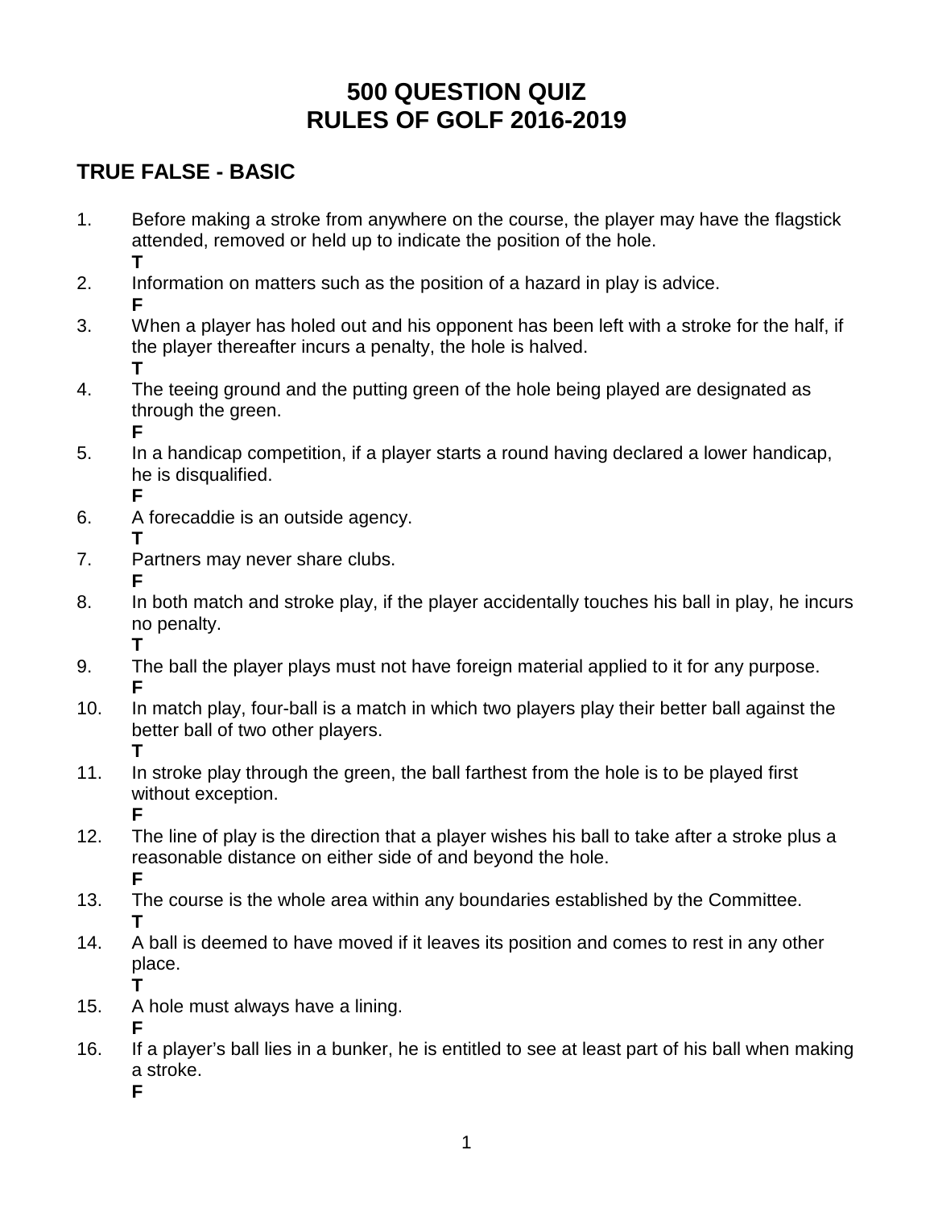# 500 QUESTION QUIZ
# RULES OF GOLF 2016-2019

## TRUE FALSE - BASIC

1. Before making a stroke from anywhere on the course, the player may have the flagstick attended, removed or held up to indicate the position of the hole.
   **T**
2. Information on matters such as the position of a hazard in play is advice.
   **F**
3. When a player has holed out and his opponent has been left with a stroke for the half, if the player thereafter incurs a penalty, the hole is halved.
   **T**
4. The teeing ground and the putting green of the hole being played are designated as through the green.
   **F**
5. In a handicap competition, if a player starts a round having declared a lower handicap, he is disqualified.
   **F**
6. A forecaddie is an outside agency.
   **T**
7. Partners may never share clubs.
   **F**
8. In both match and stroke play, if the player accidentally touches his ball in play, he incurs no penalty.
   **T**
9. The ball the player plays must not have foreign material applied to it for any purpose.
   **F**
10. In match play, four-ball is a match in which two players play their better ball against the better ball of two other players.
    **T**
11. In stroke play through the green, the ball farthest from the hole is to be played first without exception.
    **F**
12. The line of play is the direction that a player wishes his ball to take after a stroke plus a reasonable distance on either side of and beyond the hole.
    **F**
13. The course is the whole area within any boundaries established by the Committee.
    **T**
14. A ball is deemed to have moved if it leaves its position and comes to rest in any other place.
    **T**
15. A hole must always have a lining.
    **F**
16. If a player's ball lies in a bunker, he is entitled to see at least part of his ball when making a stroke.
    **F**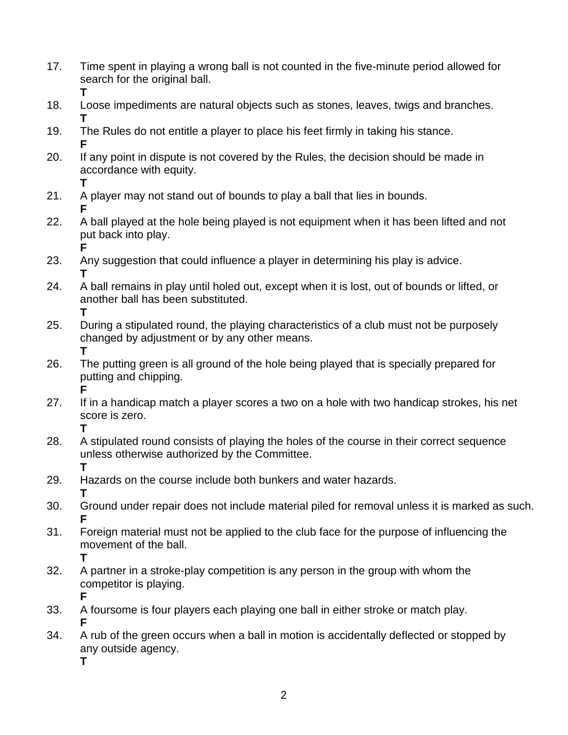17. Time spent in playing a wrong ball is not counted in the five-minute period allowed for search for the original ball.
    **T**
18. Loose impediments are natural objects such as stones, leaves, twigs and branches.
    **T**
19. The Rules do not entitle a player to place his feet firmly in taking his stance.
    **F**
20. If any point in dispute is not covered by the Rules, the decision should be made in accordance with equity.
    **T**
21. A player may not stand out of bounds to play a ball that lies in bounds.
    **F**
22. A ball played at the hole being played is not equipment when it has been lifted and not put back into play.
    **F**
23. Any suggestion that could influence a player in determining his play is advice.
    **T**
24. A ball remains in play until holed out, except when it is lost, out of bounds or lifted, or another ball has been substituted.
    **T**
25. During a stipulated round, the playing characteristics of a club must not be purposely changed by adjustment or by any other means.
    **T**
26. The putting green is all ground of the hole being played that is specially prepared for putting and chipping.
    **F**
27. If in a handicap match a player scores a two on a hole with two handicap strokes, his net score is zero.
    **T**
28. A stipulated round consists of playing the holes of the course in their correct sequence unless otherwise authorized by the Committee.
    **T**
29. Hazards on the course include both bunkers and water hazards.
    **T**
30. Ground under repair does not include material piled for removal unless it is marked as such.
    **F**
31. Foreign material must not be applied to the club face for the purpose of influencing the movement of the ball.
    **T**
32. A partner in a stroke-play competition is any person in the group with whom the competitor is playing.
    **F**
33. A foursome is four players each playing one ball in either stroke or match play.
    **F**
34. A rub of the green occurs when a ball in motion is accidentally deflected or stopped by any outside agency.
    **T**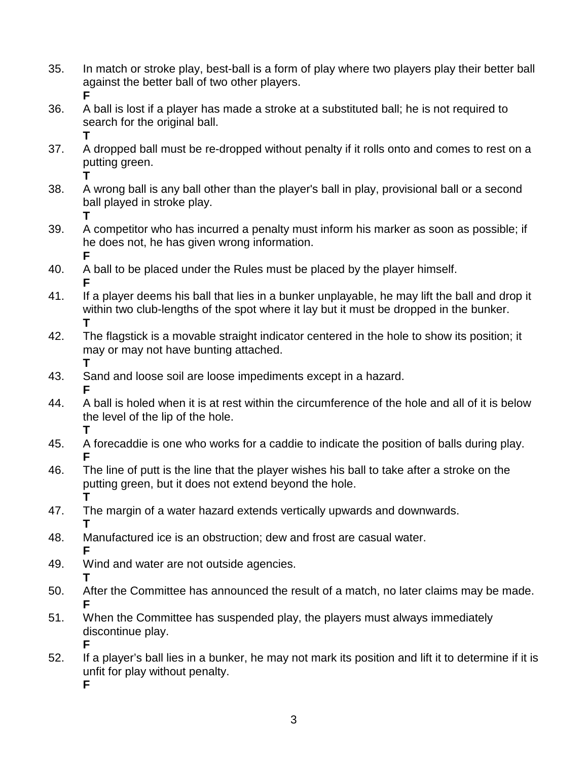35. In match or stroke play, best-ball is a form of play where two players play their better ball against the better ball of two other players.
    **F**
36. A ball is lost if a player has made a stroke at a substituted ball; he is not required to search for the original ball.
    **T**
37. A dropped ball must be re-dropped without penalty if it rolls onto and comes to rest on a putting green.
    **T**
38. A wrong ball is any ball other than the player's ball in play, provisional ball or a second ball played in stroke play.
    **T**
39. A competitor who has incurred a penalty must inform his marker as soon as possible; if he does not, he has given wrong information.
    **F**
40. A ball to be placed under the Rules must be placed by the player himself.
    **F**
41. If a player deems his ball that lies in a bunker unplayable, he may lift the ball and drop it within two club-lengths of the spot where it lay but it must be dropped in the bunker.
    **T**
42. The flagstick is a movable straight indicator centered in the hole to show its position; it may or may not have bunting attached.
    **T**
43. Sand and loose soil are loose impediments except in a hazard.
    **F**
44. A ball is holed when it is at rest within the circumference of the hole and all of it is below the level of the lip of the hole.
    **T**
45. A forecaddie is one who works for a caddie to indicate the position of balls during play.
    **F**
46. The line of putt is the line that the player wishes his ball to take after a stroke on the putting green, but it does not extend beyond the hole.
    **T**
47. The margin of a water hazard extends vertically upwards and downwards.
    **T**
48. Manufactured ice is an obstruction; dew and frost are casual water.
    **F**
49. Wind and water are not outside agencies.
    **T**
50. After the Committee has announced the result of a match, no later claims may be made.
    **F**
51. When the Committee has suspended play, the players must always immediately discontinue play.
    **F**
52. If a player's ball lies in a bunker, he may not mark its position and lift it to determine if it is unfit for play without penalty.
    **F**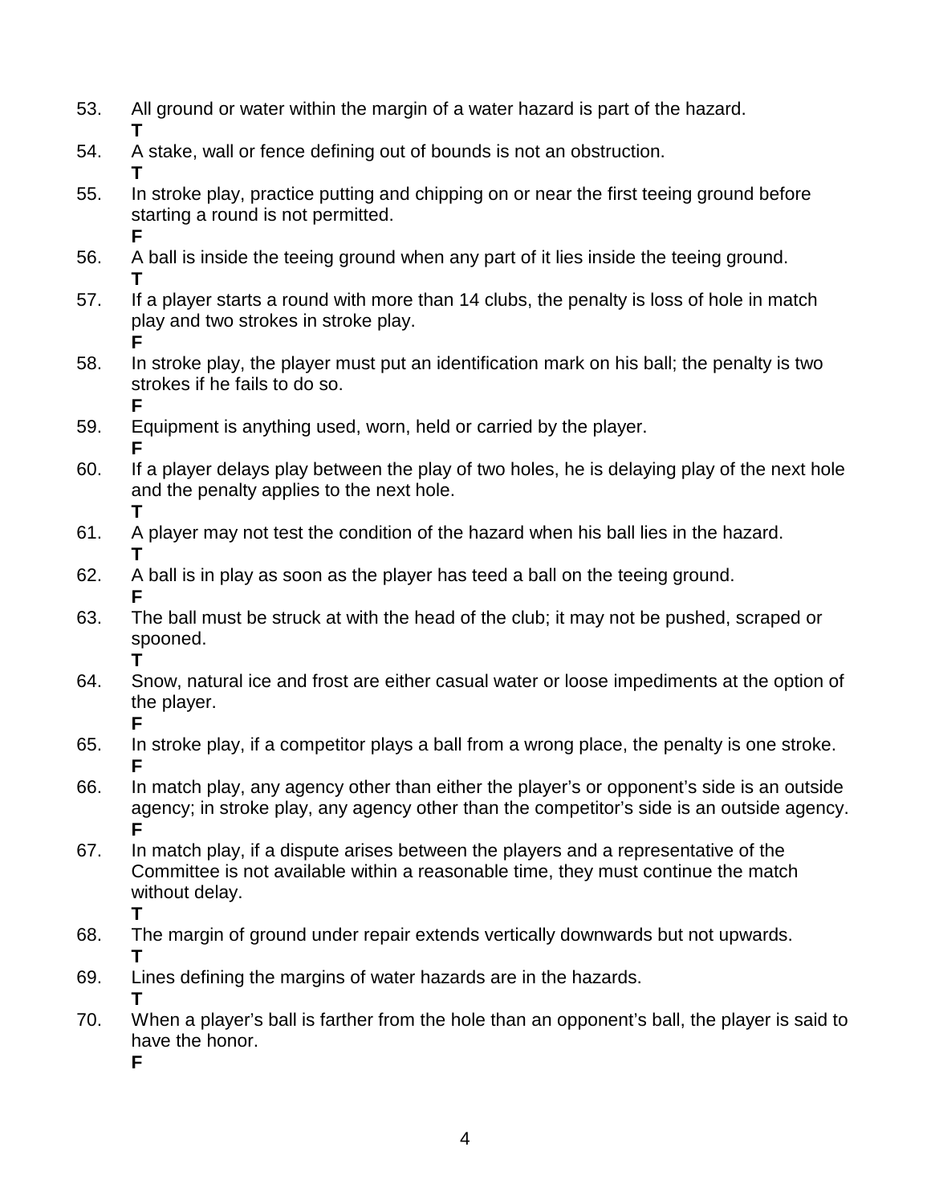53. All ground or water within the margin of a water hazard is part of the hazard.
    **T**
54. A stake, wall or fence defining out of bounds is not an obstruction.
    **T**
55. In stroke play, practice putting and chipping on or near the first teeing ground before starting a round is not permitted.
    **F**
56. A ball is inside the teeing ground when any part of it lies inside the teeing ground.
    **T**
57. If a player starts a round with more than 14 clubs, the penalty is loss of hole in match play and two strokes in stroke play.
    **F**
58. In stroke play, the player must put an identification mark on his ball; the penalty is two strokes if he fails to do so.
    **F**
59. Equipment is anything used, worn, held or carried by the player.
    **F**
60. If a player delays play between the play of two holes, he is delaying play of the next hole and the penalty applies to the next hole.
    **T**
61. A player may not test the condition of the hazard when his ball lies in the hazard.
    **T**
62. A ball is in play as soon as the player has teed a ball on the teeing ground.
    **F**
63. The ball must be struck at with the head of the club; it may not be pushed, scraped or spooned.
    **T**
64. Snow, natural ice and frost are either casual water or loose impediments at the option of the player.
    **F**
65. In stroke play, if a competitor plays a ball from a wrong place, the penalty is one stroke.
    **F**
66. In match play, any agency other than either the player's or opponent's side is an outside agency; in stroke play, any agency other than the competitor's side is an outside agency.
    **F**
67. In match play, if a dispute arises between the players and a representative of the Committee is not available within a reasonable time, they must continue the match without delay.
    **T**
68. The margin of ground under repair extends vertically downwards but not upwards.
    **T**
69. Lines defining the margins of water hazards are in the hazards.
    **T**
70. When a player's ball is farther from the hole than an opponent's ball, the player is said to have the honor.
    **F**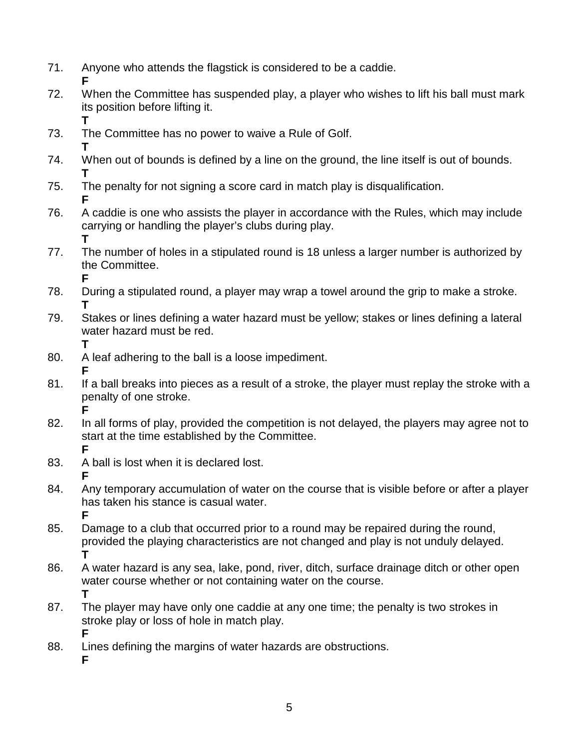71. Anyone who attends the flagstick is considered to be a caddie.
    **F**
72. When the Committee has suspended play, a player who wishes to lift his ball must mark its position before lifting it.
    **T**
73. The Committee has no power to waive a Rule of Golf.
    **T**
74. When out of bounds is defined by a line on the ground, the line itself is out of bounds.
    **T**
75. The penalty for not signing a score card in match play is disqualification.
    **F**
76. A caddie is one who assists the player in accordance with the Rules, which may include carrying or handling the player's clubs during play.
    **T**
77. The number of holes in a stipulated round is 18 unless a larger number is authorized by the Committee.
    **F**
78. During a stipulated round, a player may wrap a towel around the grip to make a stroke.
    **T**
79. Stakes or lines defining a water hazard must be yellow; stakes or lines defining a lateral water hazard must be red.
    **T**
80. A leaf adhering to the ball is a loose impediment.
    **F**
81. If a ball breaks into pieces as a result of a stroke, the player must replay the stroke with a penalty of one stroke.
    **F**
82. In all forms of play, provided the competition is not delayed, the players may agree not to start at the time established by the Committee.
    **F**
83. A ball is lost when it is declared lost.
    **F**
84. Any temporary accumulation of water on the course that is visible before or after a player has taken his stance is casual water.
    **F**
85. Damage to a club that occurred prior to a round may be repaired during the round, provided the playing characteristics are not changed and play is not unduly delayed.
    **T**
86. A water hazard is any sea, lake, pond, river, ditch, surface drainage ditch or other open water course whether or not containing water on the course.
    **T**
87. The player may have only one caddie at any one time; the penalty is two strokes in stroke play or loss of hole in match play.
    **F**
88. Lines defining the margins of water hazards are obstructions.
    **F**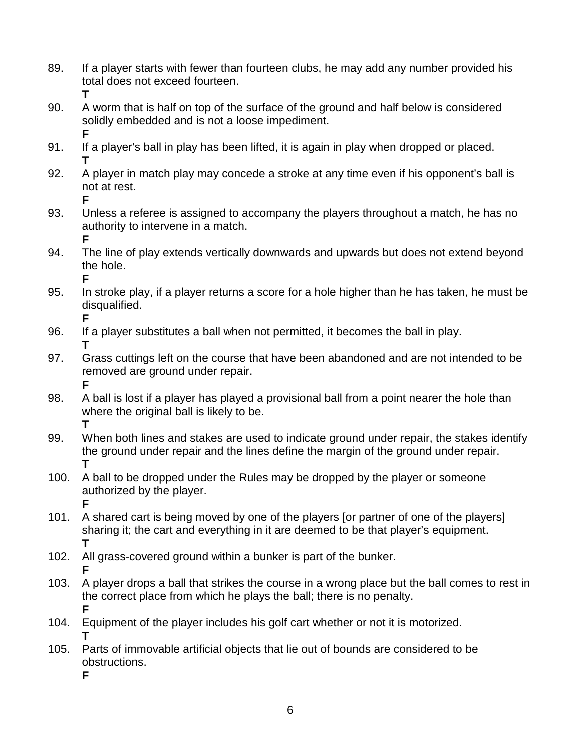89. If a player starts with fewer than fourteen clubs, he may add any number provided his total does not exceed fourteen.
**T**

90. A worm that is half on top of the surface of the ground and half below is considered solidly embedded and is not a loose impediment.
**F**

91. If a player's ball in play has been lifted, it is again in play when dropped or placed.
**T**

92. A player in match play may concede a stroke at any time even if his opponent's ball is not at rest.
**F**

93. Unless a referee is assigned to accompany the players throughout a match, he has no authority to intervene in a match.
**F**

94. The line of play extends vertically downwards and upwards but does not extend beyond the hole.
**F**

95. In stroke play, if a player returns a score for a hole higher than he has taken, he must be disqualified.
**F**

96. If a player substitutes a ball when not permitted, it becomes the ball in play.
**T**

97. Grass cuttings left on the course that have been abandoned and are not intended to be removed are ground under repair.
**F**

98. A ball is lost if a player has played a provisional ball from a point nearer the hole than where the original ball is likely to be.
**T**

99. When both lines and stakes are used to indicate ground under repair, the stakes identify the ground under repair and the lines define the margin of the ground under repair.
**T**

100. A ball to be dropped under the Rules may be dropped by the player or someone authorized by the player.
**F**

101. A shared cart is being moved by one of the players [or partner of one of the players] sharing it; the cart and everything in it are deemed to be that player's equipment.
**T**

102. All grass-covered ground within a bunker is part of the bunker.
**F**

103. A player drops a ball that strikes the course in a wrong place but the ball comes to rest in the correct place from which he plays the ball; there is no penalty.
**F**

104. Equipment of the player includes his golf cart whether or not it is motorized.
**T**

105. Parts of immovable artificial objects that lie out of bounds are considered to be obstructions.
**F**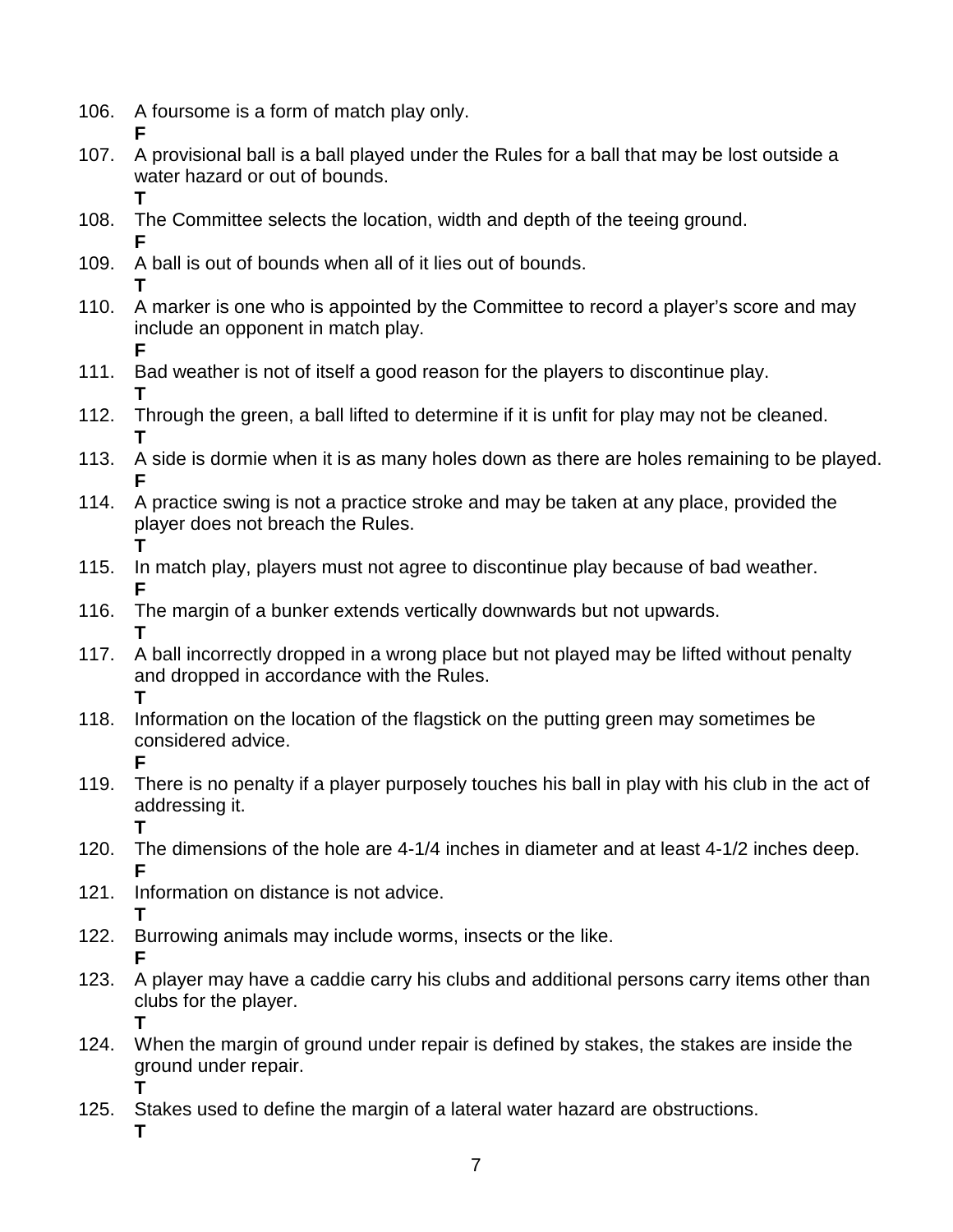106. A foursome is a form of match play only.
**F**

107. A provisional ball is a ball played under the Rules for a ball that may be lost outside a water hazard or out of bounds.
**T**

108. The Committee selects the location, width and depth of the teeing ground.
**F**

109. A ball is out of bounds when all of it lies out of bounds.
**T**

110. A marker is one who is appointed by the Committee to record a player's score and may include an opponent in match play.
**F**

111. Bad weather is not of itself a good reason for the players to discontinue play.
**T**

112. Through the green, a ball lifted to determine if it is unfit for play may not be cleaned.
**T**

113. A side is dormie when it is as many holes down as there are holes remaining to be played.
**F**

114. A practice swing is not a practice stroke and may be taken at any place, provided the player does not breach the Rules.
**T**

115. In match play, players must not agree to discontinue play because of bad weather.
**F**

116. The margin of a bunker extends vertically downwards but not upwards.
**T**

117. A ball incorrectly dropped in a wrong place but not played may be lifted without penalty and dropped in accordance with the Rules.
**T**

118. Information on the location of the flagstick on the putting green may sometimes be considered advice.
**F**

119. There is no penalty if a player purposely touches his ball in play with his club in the act of addressing it.
**T**

120. The dimensions of the hole are 4-1/4 inches in diameter and at least 4-1/2 inches deep.
**F**

121. Information on distance is not advice.
**T**

122. Burrowing animals may include worms, insects or the like.
**F**

123. A player may have a caddie carry his clubs and additional persons carry items other than clubs for the player.
**T**

124. When the margin of ground under repair is defined by stakes, the stakes are inside the ground under repair.
**T**

125. Stakes used to define the margin of a lateral water hazard are obstructions.
**T**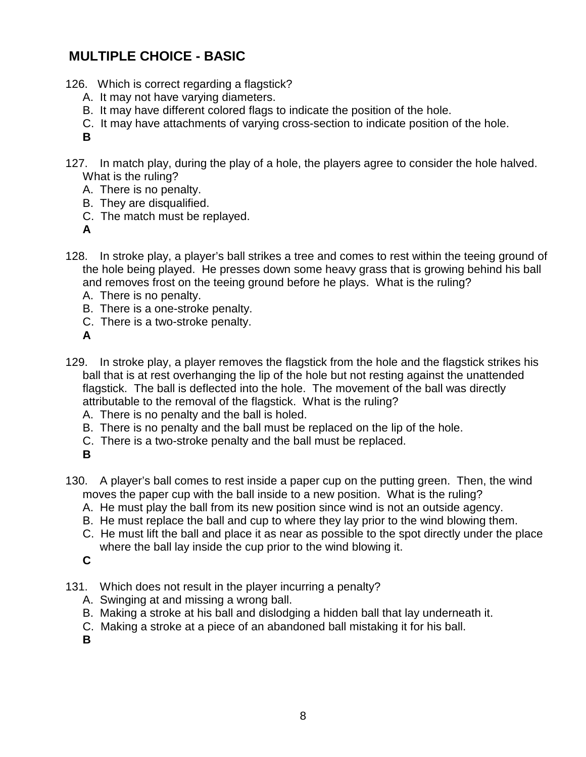## MULTIPLE CHOICE - BASIC

126. Which is correct regarding a flagstick?
   A. It may not have varying diameters.
   B. It may have different colored flags to indicate the position of the hole.
   C. It may have attachments of varying cross-section to indicate position of the hole.
   **B**

127. In match play, during the play of a hole, the players agree to consider the hole halved. What is the ruling?
   A. There is no penalty.
   B. They are disqualified.
   C. The match must be replayed.
   **A**

128. In stroke play, a player's ball strikes a tree and comes to rest within the teeing ground of the hole being played. He presses down some heavy grass that is growing behind his ball and removes frost on the teeing ground before he plays. What is the ruling?
   A. There is no penalty.
   B. There is a one-stroke penalty.
   C. There is a two-stroke penalty.
   **A**

129. In stroke play, a player removes the flagstick from the hole and the flagstick strikes his ball that is at rest overhanging the lip of the hole but not resting against the unattended flagstick. The ball is deflected into the hole. The movement of the ball was directly attributable to the removal of the flagstick. What is the ruling?
   A. There is no penalty and the ball is holed.
   B. There is no penalty and the ball must be replaced on the lip of the hole.
   C. There is a two-stroke penalty and the ball must be replaced.
   **B**

130. A player's ball comes to rest inside a paper cup on the putting green. Then, the wind moves the paper cup with the ball inside to a new position. What is the ruling?
   A. He must play the ball from its new position since wind is not an outside agency.
   B. He must replace the ball and cup to where they lay prior to the wind blowing them.
   C. He must lift the ball and place it as near as possible to the spot directly under the place where the ball lay inside the cup prior to the wind blowing it.
   **C**

131. Which does not result in the player incurring a penalty?
   A. Swinging at and missing a wrong ball.
   B. Making a stroke at his ball and dislodging a hidden ball that lay underneath it.
   C. Making a stroke at a piece of an abandoned ball mistaking it for his ball.
   **B**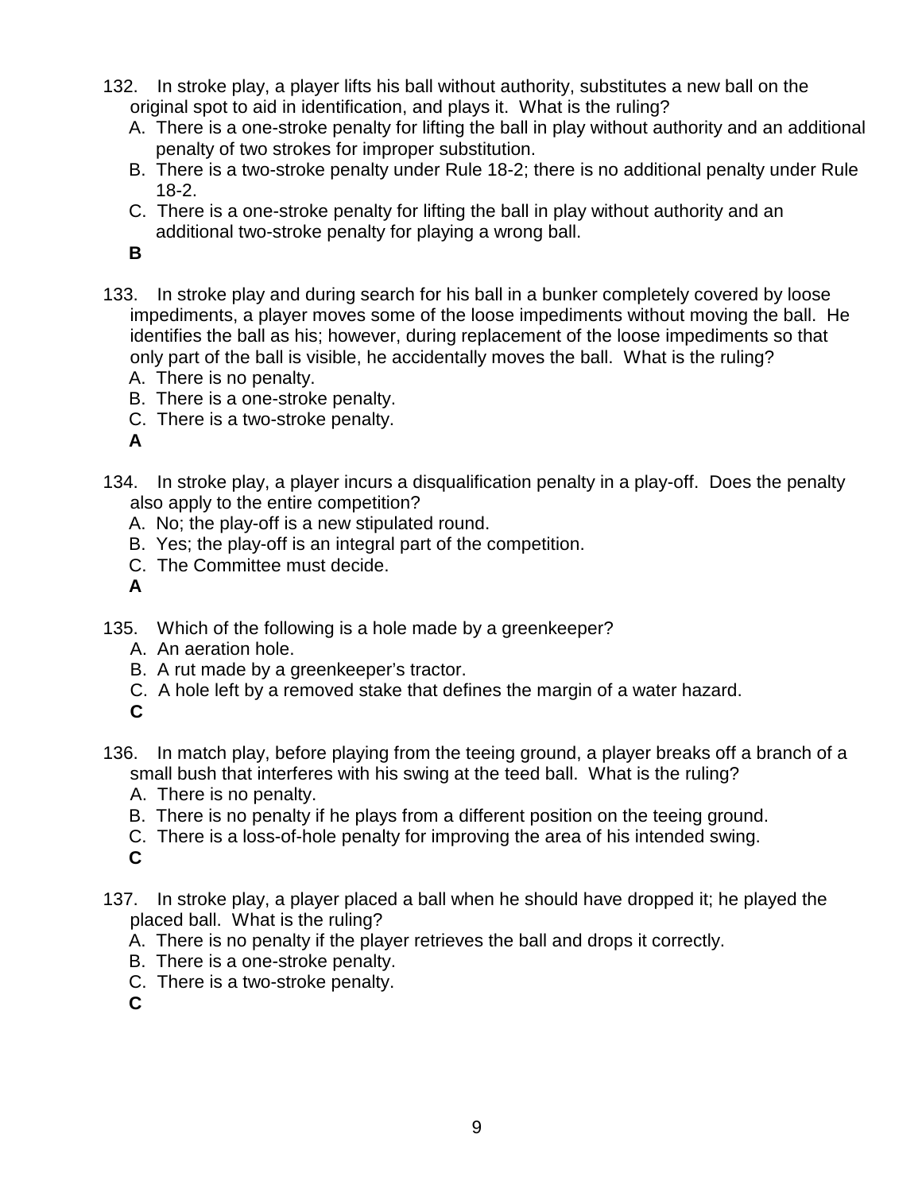132. In stroke play, a player lifts his ball without authority, substitutes a new ball on the original spot to aid in identification, and plays it. What is the ruling?
   A. There is a one-stroke penalty for lifting the ball in play without authority and an additional penalty of two strokes for improper substitution.
   B. There is a two-stroke penalty under Rule 18-2; there is no additional penalty under Rule 18-2.
   C. There is a one-stroke penalty for lifting the ball in play without authority and an additional two-stroke penalty for playing a wrong ball.

   **B**

133. In stroke play and during search for his ball in a bunker completely covered by loose impediments, a player moves some of the loose impediments without moving the ball. He identifies the ball as his; however, during replacement of the loose impediments so that only part of the ball is visible, he accidentally moves the ball. What is the ruling?
   A. There is no penalty.
   B. There is a one-stroke penalty.
   C. There is a two-stroke penalty.

   **A**

134. In stroke play, a player incurs a disqualification penalty in a play-off. Does the penalty also apply to the entire competition?
   A. No; the play-off is a new stipulated round.
   B. Yes; the play-off is an integral part of the competition.
   C. The Committee must decide.

   **A**

135. Which of the following is a hole made by a greenkeeper?
   A. An aeration hole.
   B. A rut made by a greenkeeper's tractor.
   C. A hole left by a removed stake that defines the margin of a water hazard.

   **C**

136. In match play, before playing from the teeing ground, a player breaks off a branch of a small bush that interferes with his swing at the teed ball. What is the ruling?
   A. There is no penalty.
   B. There is no penalty if he plays from a different position on the teeing ground.
   C. There is a loss-of-hole penalty for improving the area of his intended swing.

   **C**

137. In stroke play, a player placed a ball when he should have dropped it; he played the placed ball. What is the ruling?
   A. There is no penalty if the player retrieves the ball and drops it correctly.
   B. There is a one-stroke penalty.
   C. There is a two-stroke penalty.

   **C**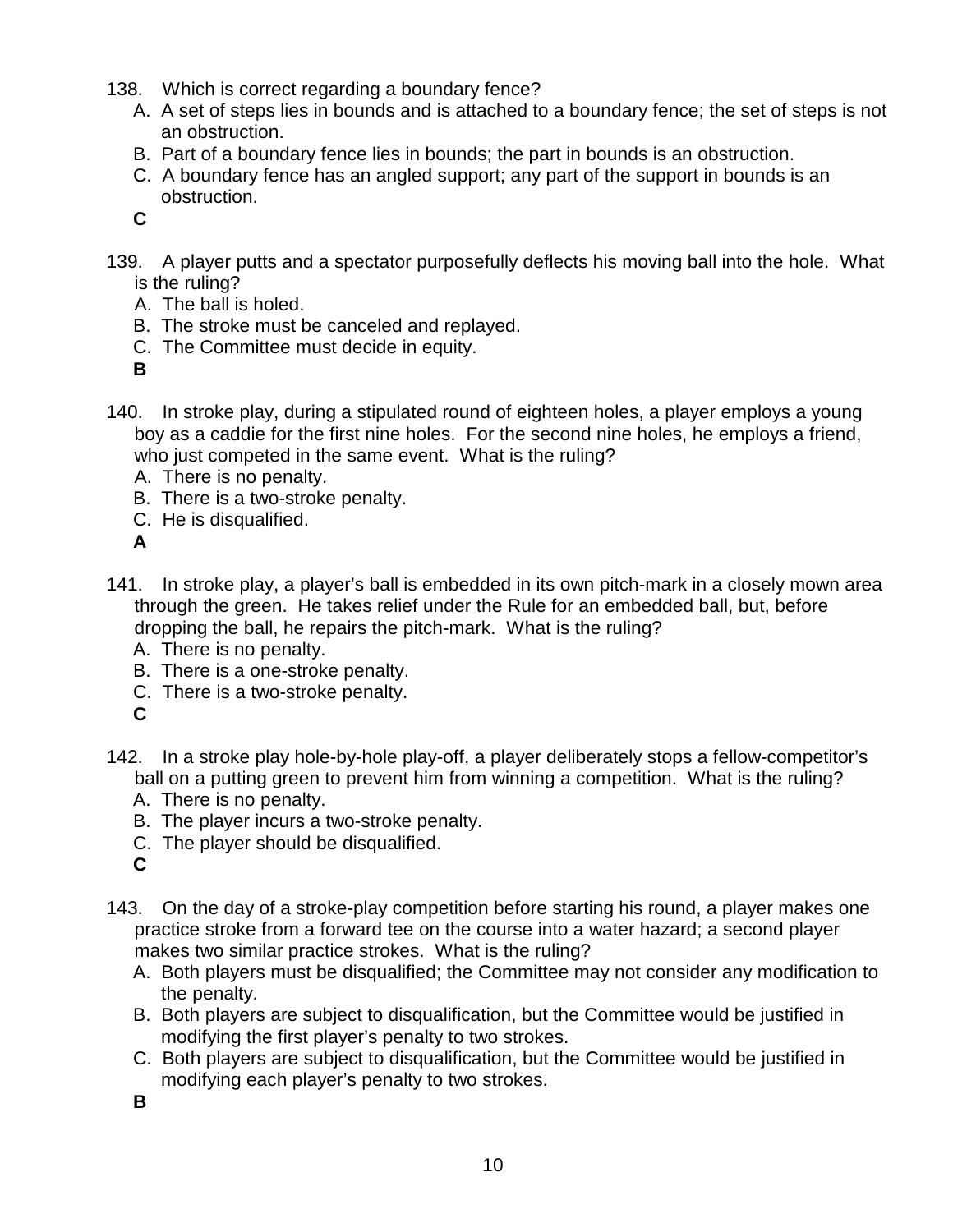138. Which is correct regarding a boundary fence?

A. A set of steps lies in bounds and is attached to a boundary fence; the set of steps is not an obstruction.
B. Part of a boundary fence lies in bounds; the part in bounds is an obstruction.
C. A boundary fence has an angled support; any part of the support in bounds is an obstruction.

**C**

139. A player putts and a spectator purposefully deflects his moving ball into the hole. What is the ruling?

A. The ball is holed.
B. The stroke must be canceled and replayed.
C. The Committee must decide in equity.

**B**

140. In stroke play, during a stipulated round of eighteen holes, a player employs a young boy as a caddie for the first nine holes. For the second nine holes, he employs a friend, who just competed in the same event. What is the ruling?

A. There is no penalty.
B. There is a two-stroke penalty.
C. He is disqualified.

**A**

141. In stroke play, a player's ball is embedded in its own pitch-mark in a closely mown area through the green. He takes relief under the Rule for an embedded ball, but, before dropping the ball, he repairs the pitch-mark. What is the ruling?

A. There is no penalty.
B. There is a one-stroke penalty.
C. There is a two-stroke penalty.

**C**

142. In a stroke play hole-by-hole play-off, a player deliberately stops a fellow-competitor's ball on a putting green to prevent him from winning a competition. What is the ruling?

A. There is no penalty.
B. The player incurs a two-stroke penalty.
C. The player should be disqualified.

**C**

143. On the day of a stroke-play competition before starting his round, a player makes one practice stroke from a forward tee on the course into a water hazard; a second player makes two similar practice strokes. What is the ruling?

A. Both players must be disqualified; the Committee may not consider any modification to the penalty.
B. Both players are subject to disqualification, but the Committee would be justified in modifying the first player's penalty to two strokes.
C. Both players are subject to disqualification, but the Committee would be justified in modifying each player's penalty to two strokes.

**B**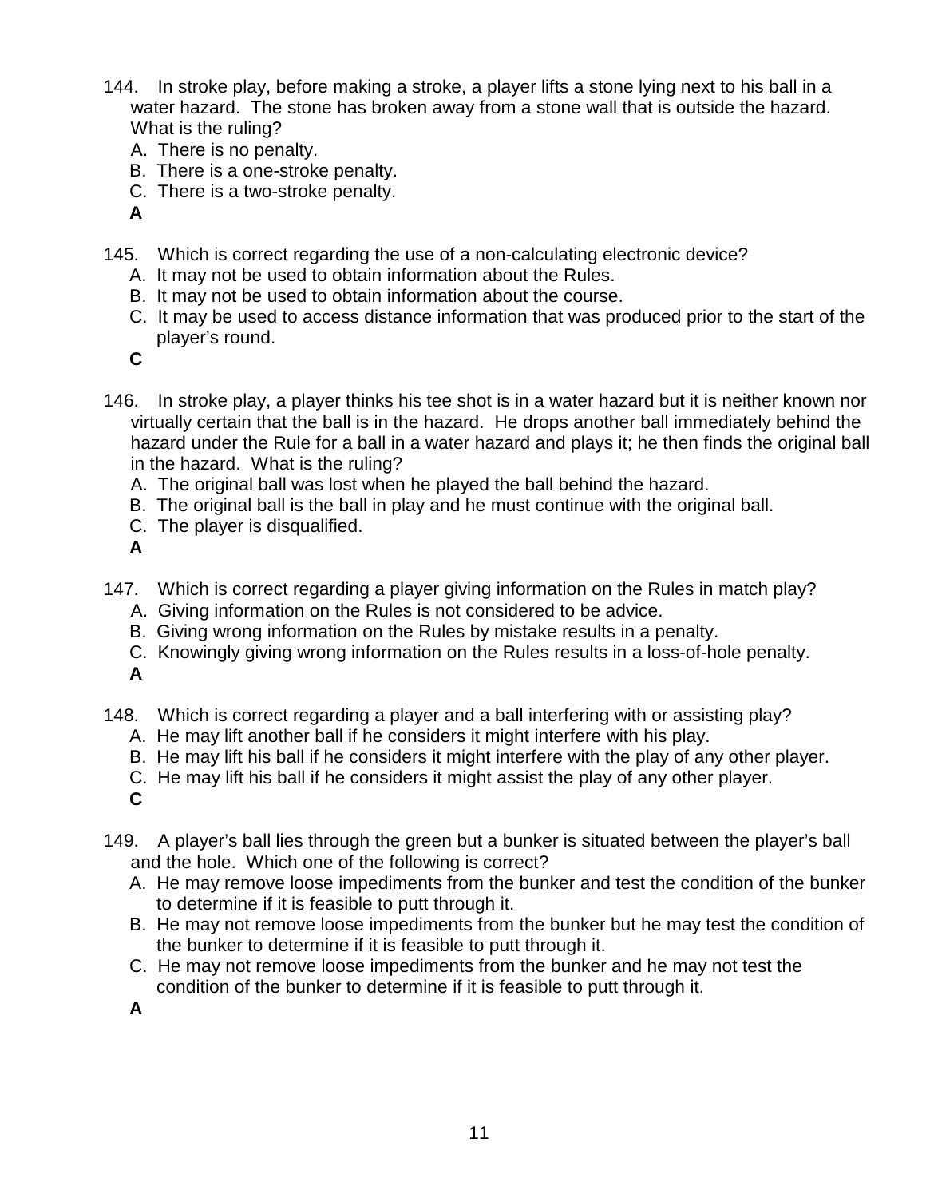144. In stroke play, before making a stroke, a player lifts a stone lying next to his ball in a water hazard. The stone has broken away from a stone wall that is outside the hazard. What is the ruling?

   A. There is no penalty.
   B. There is a one-stroke penalty.
   C. There is a two-stroke penalty.

   **A**

145. Which is correct regarding the use of a non-calculating electronic device?

   A. It may not be used to obtain information about the Rules.
   B. It may not be used to obtain information about the course.
   C. It may be used to access distance information that was produced prior to the start of the player's round.

   **C**

146. In stroke play, a player thinks his tee shot is in a water hazard but it is neither known nor virtually certain that the ball is in the hazard. He drops another ball immediately behind the hazard under the Rule for a ball in a water hazard and plays it; he then finds the original ball in the hazard. What is the ruling?

   A. The original ball was lost when he played the ball behind the hazard.
   B. The original ball is the ball in play and he must continue with the original ball.
   C. The player is disqualified.

   **A**

147. Which is correct regarding a player giving information on the Rules in match play?

   A. Giving information on the Rules is not considered to be advice.
   B. Giving wrong information on the Rules by mistake results in a penalty.
   C. Knowingly giving wrong information on the Rules results in a loss-of-hole penalty.

   **A**

148. Which is correct regarding a player and a ball interfering with or assisting play?

   A. He may lift another ball if he considers it might interfere with his play.
   B. He may lift his ball if he considers it might interfere with the play of any other player.
   C. He may lift his ball if he considers it might assist the play of any other player.

   **C**

149. A player's ball lies through the green but a bunker is situated between the player's ball and the hole. Which one of the following is correct?

   A. He may remove loose impediments from the bunker and test the condition of the bunker to determine if it is feasible to putt through it.
   B. He may not remove loose impediments from the bunker but he may test the condition of the bunker to determine if it is feasible to putt through it.
   C. He may not remove loose impediments from the bunker and he may not test the condition of the bunker to determine if it is feasible to putt through it.

   **A**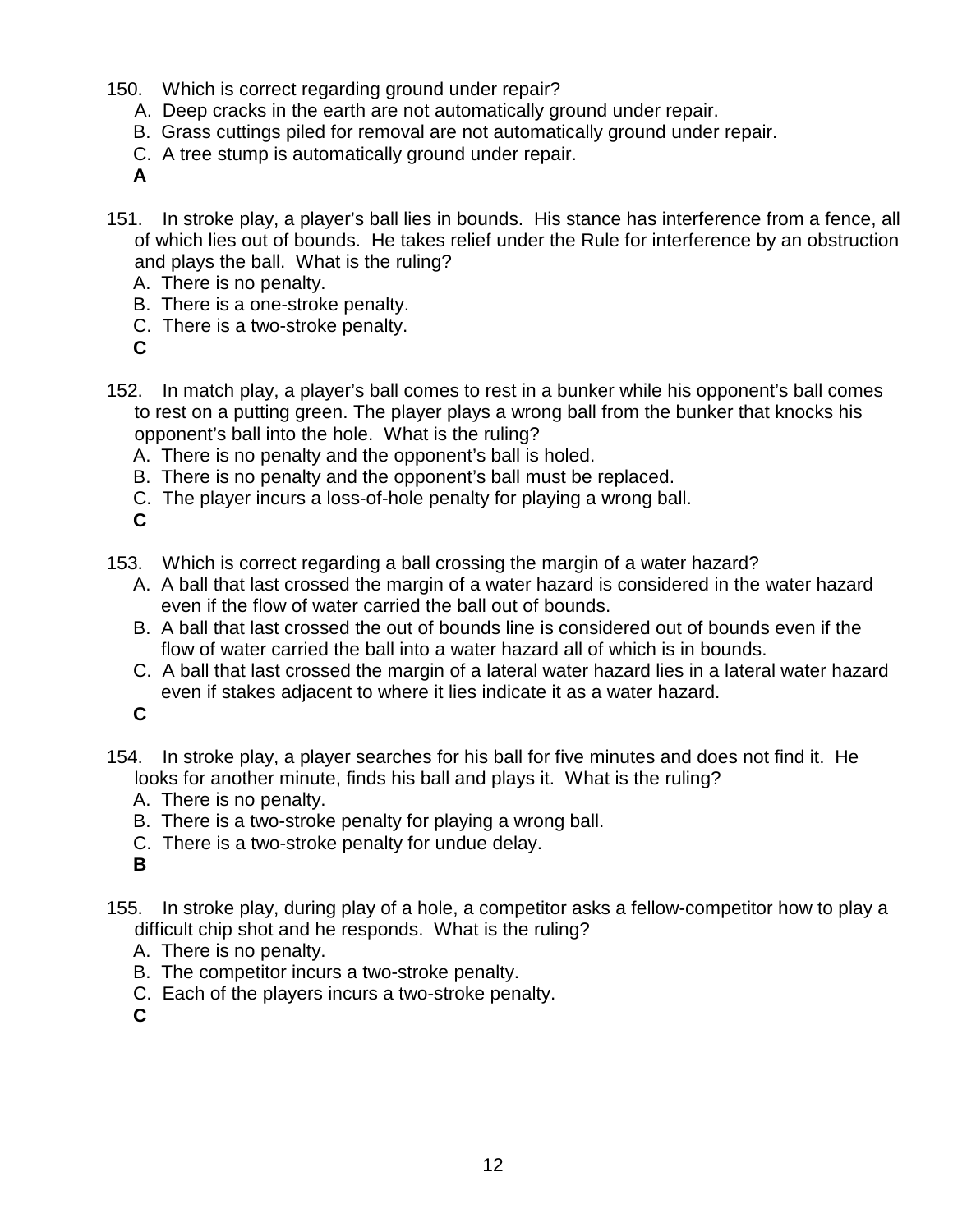150. Which is correct regarding ground under repair?
   A. Deep cracks in the earth are not automatically ground under repair.
   B. Grass cuttings piled for removal are not automatically ground under repair.
   C. A tree stump is automatically ground under repair.
   **A**

151. In stroke play, a player's ball lies in bounds. His stance has interference from a fence, all of which lies out of bounds. He takes relief under the Rule for interference by an obstruction and plays the ball. What is the ruling?
   A. There is no penalty.
   B. There is a one-stroke penalty.
   C. There is a two-stroke penalty.
   **C**

152. In match play, a player's ball comes to rest in a bunker while his opponent's ball comes to rest on a putting green. The player plays a wrong ball from the bunker that knocks his opponent's ball into the hole. What is the ruling?
   A. There is no penalty and the opponent's ball is holed.
   B. There is no penalty and the opponent's ball must be replaced.
   C. The player incurs a loss-of-hole penalty for playing a wrong ball.
   **C**

153. Which is correct regarding a ball crossing the margin of a water hazard?
   A. A ball that last crossed the margin of a water hazard is considered in the water hazard even if the flow of water carried the ball out of bounds.
   B. A ball that last crossed the out of bounds line is considered out of bounds even if the flow of water carried the ball into a water hazard all of which is in bounds.
   C. A ball that last crossed the margin of a lateral water hazard lies in a lateral water hazard even if stakes adjacent to where it lies indicate it as a water hazard.
   **C**

154. In stroke play, a player searches for his ball for five minutes and does not find it. He looks for another minute, finds his ball and plays it. What is the ruling?
   A. There is no penalty.
   B. There is a two-stroke penalty for playing a wrong ball.
   C. There is a two-stroke penalty for undue delay.
   **B**

155. In stroke play, during play of a hole, a competitor asks a fellow-competitor how to play a difficult chip shot and he responds. What is the ruling?
   A. There is no penalty.
   B. The competitor incurs a two-stroke penalty.
   C. Each of the players incurs a two-stroke penalty.
   **C**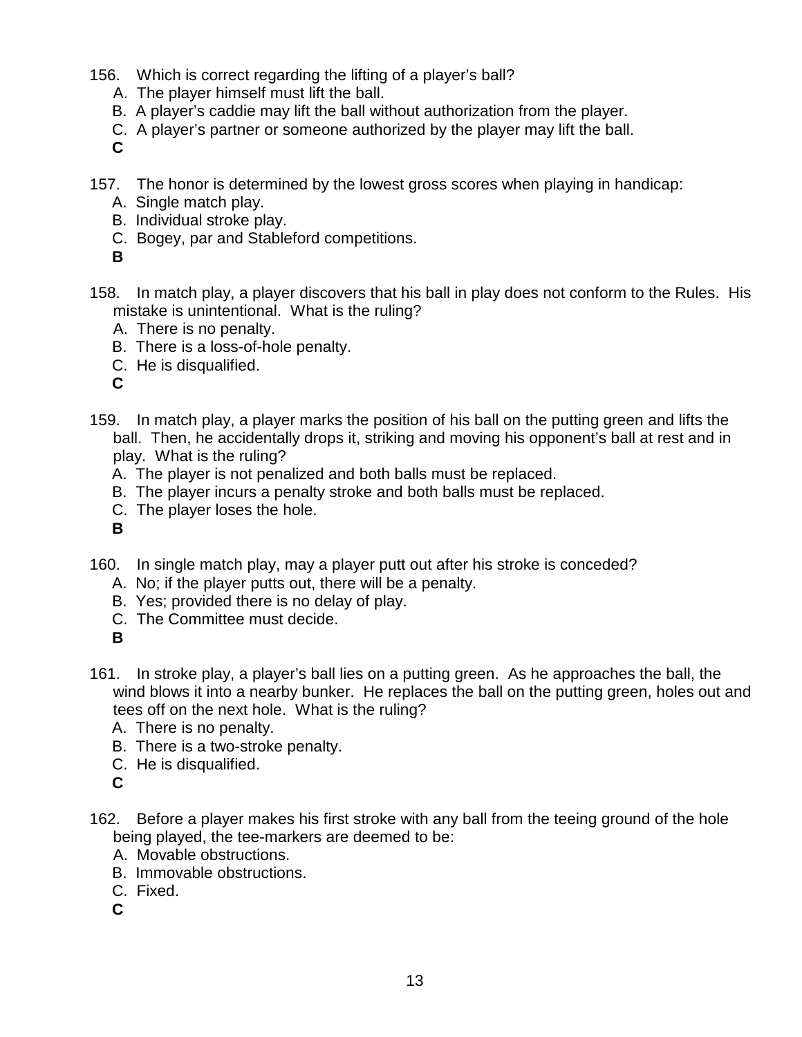156. Which is correct regarding the lifting of a player's ball?
   A. The player himself must lift the ball.
   B. A player's caddie may lift the ball without authorization from the player.
   C. A player's partner or someone authorized by the player may lift the ball.
   **C**

157. The honor is determined by the lowest gross scores when playing in handicap:
   A. Single match play.
   B. Individual stroke play.
   C. Bogey, par and Stableford competitions.
   **B**

158. In match play, a player discovers that his ball in play does not conform to the Rules. His mistake is unintentional. What is the ruling?
   A. There is no penalty.
   B. There is a loss-of-hole penalty.
   C. He is disqualified.
   **C**

159. In match play, a player marks the position of his ball on the putting green and lifts the ball. Then, he accidentally drops it, striking and moving his opponent's ball at rest and in play. What is the ruling?
   A. The player is not penalized and both balls must be replaced.
   B. The player incurs a penalty stroke and both balls must be replaced.
   C. The player loses the hole.
   **B**

160. In single match play, may a player putt out after his stroke is conceded?
   A. No; if the player putts out, there will be a penalty.
   B. Yes; provided there is no delay of play.
   C. The Committee must decide.
   **B**

161. In stroke play, a player's ball lies on a putting green. As he approaches the ball, the wind blows it into a nearby bunker. He replaces the ball on the putting green, holes out and tees off on the next hole. What is the ruling?
   A. There is no penalty.
   B. There is a two-stroke penalty.
   C. He is disqualified.
   **C**

162. Before a player makes his first stroke with any ball from the teeing ground of the hole being played, the tee-markers are deemed to be:
   A. Movable obstructions.
   B. Immovable obstructions.
   C. Fixed.
   **C**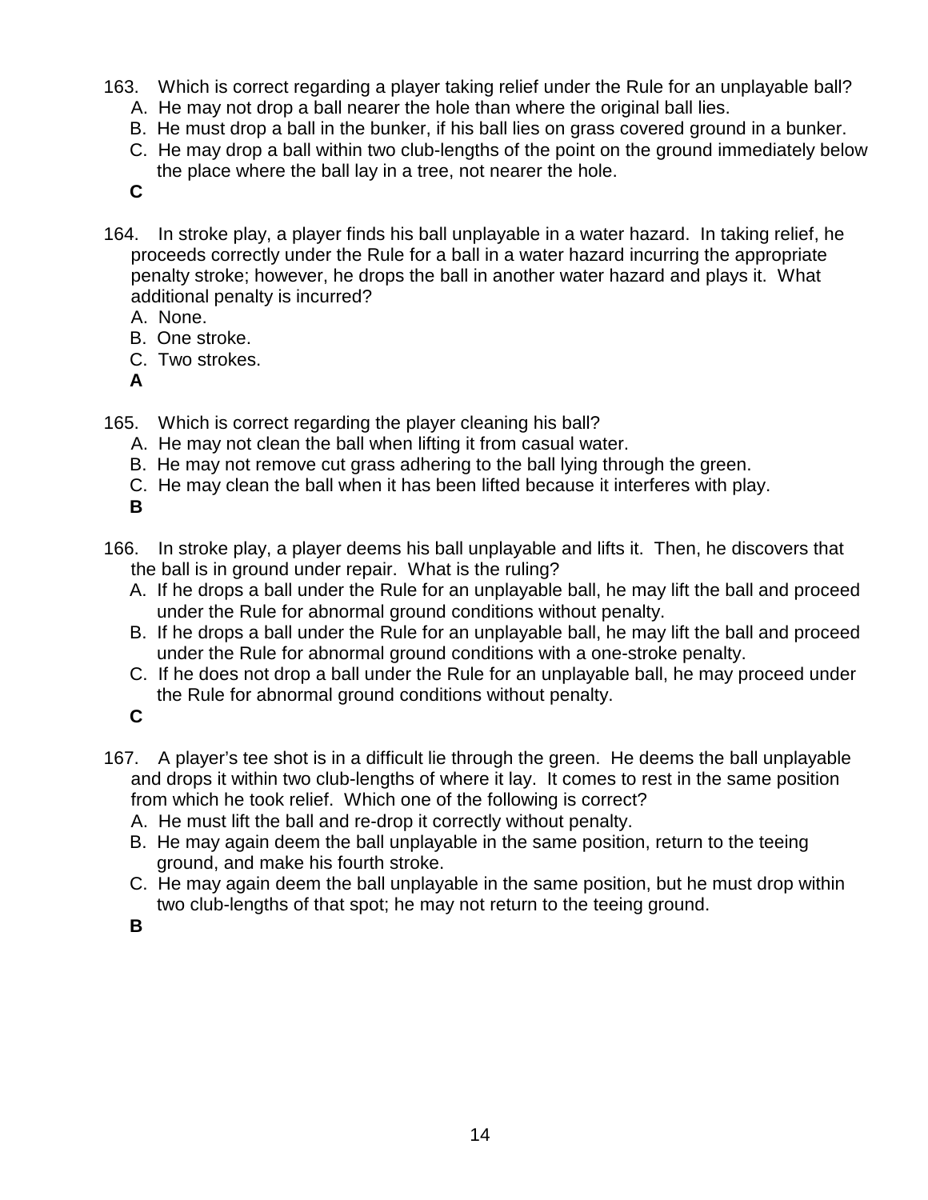163. Which is correct regarding a player taking relief under the Rule for an unplayable ball?
   A. He may not drop a ball nearer the hole than where the original ball lies.
   B. He must drop a ball in the bunker, if his ball lies on grass covered ground in a bunker.
   C. He may drop a ball within two club-lengths of the point on the ground immediately below the place where the ball lay in a tree, not nearer the hole.

   **C**

164. In stroke play, a player finds his ball unplayable in a water hazard. In taking relief, he proceeds correctly under the Rule for a ball in a water hazard incurring the appropriate penalty stroke; however, he drops the ball in another water hazard and plays it. What additional penalty is incurred?
   A. None.
   B. One stroke.
   C. Two strokes.

   **A**

165. Which is correct regarding the player cleaning his ball?
   A. He may not clean the ball when lifting it from casual water.
   B. He may not remove cut grass adhering to the ball lying through the green.
   C. He may clean the ball when it has been lifted because it interferes with play.

   **B**

166. In stroke play, a player deems his ball unplayable and lifts it. Then, he discovers that the ball is in ground under repair. What is the ruling?
   A. If he drops a ball under the Rule for an unplayable ball, he may lift the ball and proceed under the Rule for abnormal ground conditions without penalty.
   B. If he drops a ball under the Rule for an unplayable ball, he may lift the ball and proceed under the Rule for abnormal ground conditions with a one-stroke penalty.
   C. If he does not drop a ball under the Rule for an unplayable ball, he may proceed under the Rule for abnormal ground conditions without penalty.

   **C**

167. A player's tee shot is in a difficult lie through the green. He deems the ball unplayable and drops it within two club-lengths of where it lay. It comes to rest in the same position from which he took relief. Which one of the following is correct?
   A. He must lift the ball and re-drop it correctly without penalty.
   B. He may again deem the ball unplayable in the same position, return to the teeing ground, and make his fourth stroke.
   C. He may again deem the ball unplayable in the same position, but he must drop within two club-lengths of that spot; he may not return to the teeing ground.

   **B**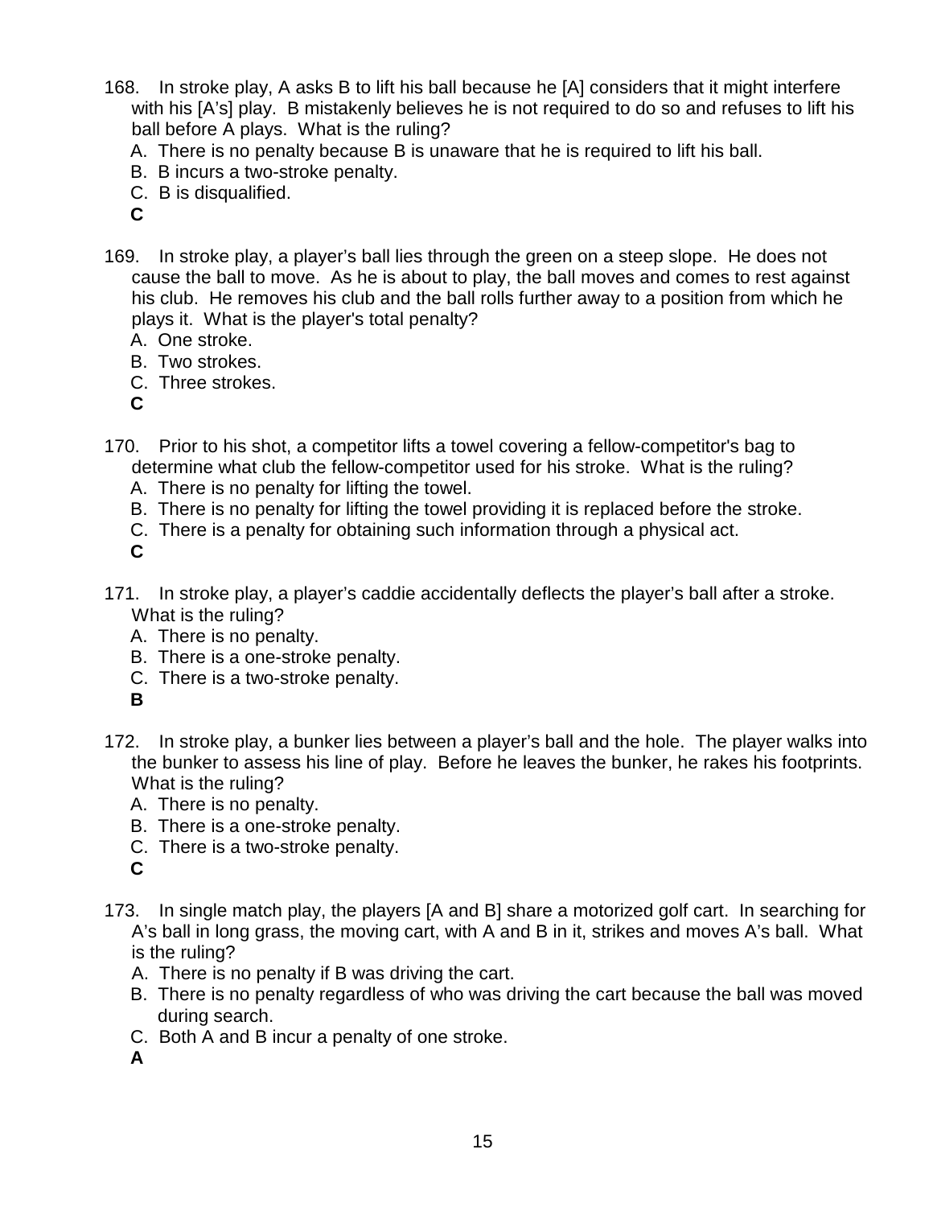168. In stroke play, A asks B to lift his ball because he [A] considers that it might interfere with his [A's] play. B mistakenly believes he is not required to do so and refuses to lift his ball before A plays. What is the ruling?

   A. There is no penalty because B is unaware that he is required to lift his ball.
   B. B incurs a two-stroke penalty.
   C. B is disqualified.

   **C**

169. In stroke play, a player's ball lies through the green on a steep slope. He does not cause the ball to move. As he is about to play, the ball moves and comes to rest against his club. He removes his club and the ball rolls further away to a position from which he plays it. What is the player's total penalty?

   A. One stroke.
   B. Two strokes.
   C. Three strokes.

   **C**

170. Prior to his shot, a competitor lifts a towel covering a fellow-competitor's bag to determine what club the fellow-competitor used for his stroke. What is the ruling?

   A. There is no penalty for lifting the towel.
   B. There is no penalty for lifting the towel providing it is replaced before the stroke.
   C. There is a penalty for obtaining such information through a physical act.

   **C**

171. In stroke play, a player's caddie accidentally deflects the player's ball after a stroke. What is the ruling?

   A. There is no penalty.
   B. There is a one-stroke penalty.
   C. There is a two-stroke penalty.

   **B**

172. In stroke play, a bunker lies between a player's ball and the hole. The player walks into the bunker to assess his line of play. Before he leaves the bunker, he rakes his footprints. What is the ruling?

   A. There is no penalty.
   B. There is a one-stroke penalty.
   C. There is a two-stroke penalty.

   **C**

173. In single match play, the players [A and B] share a motorized golf cart. In searching for A's ball in long grass, the moving cart, with A and B in it, strikes and moves A's ball. What is the ruling?

   A. There is no penalty if B was driving the cart.
   B. There is no penalty regardless of who was driving the cart because the ball was moved during search.
   C. Both A and B incur a penalty of one stroke.

   **A**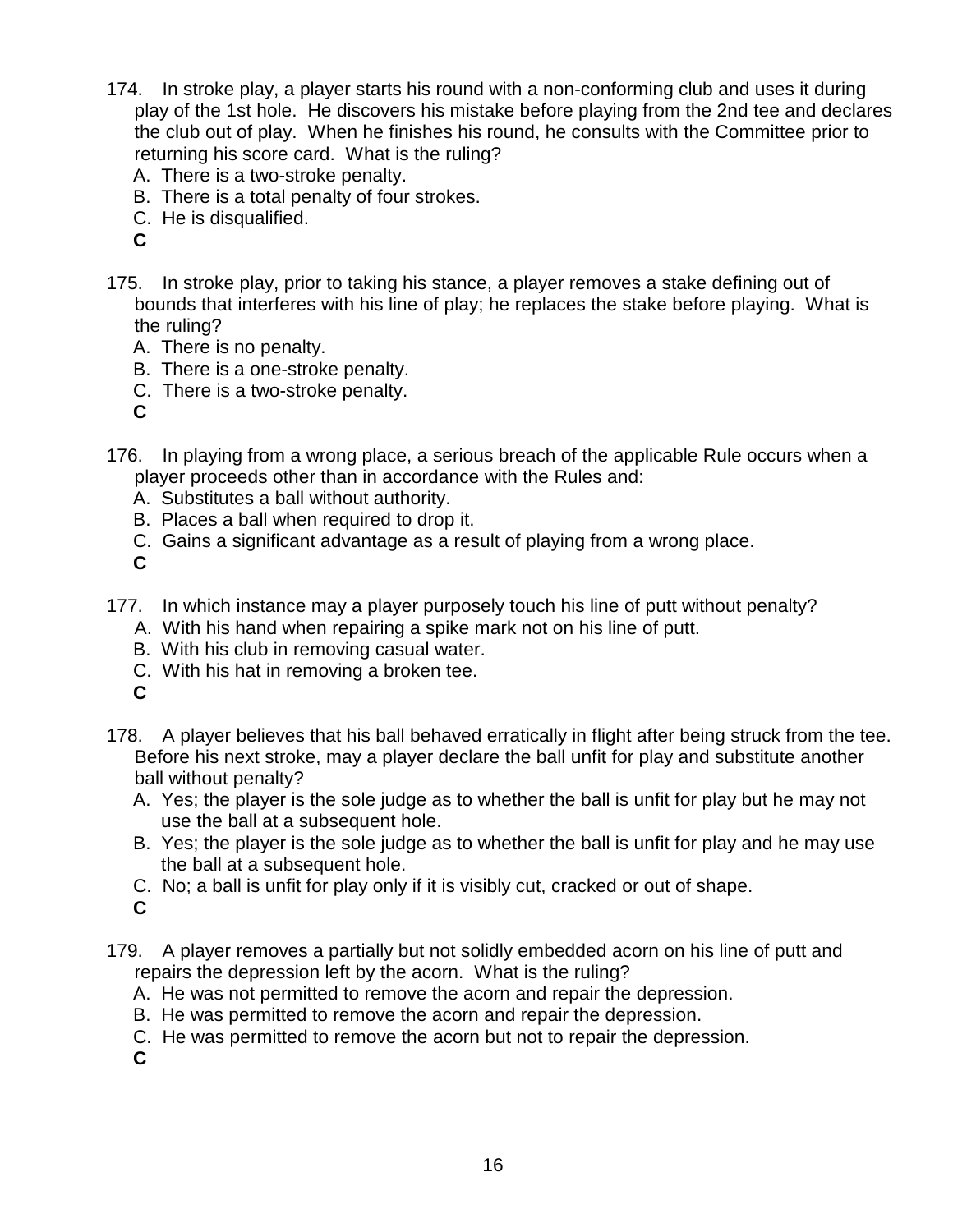174. In stroke play, a player starts his round with a non-conforming club and uses it during play of the 1st hole. He discovers his mistake before playing from the 2nd tee and declares the club out of play. When he finishes his round, he consults with the Committee prior to returning his score card. What is the ruling?

A. There is a two-stroke penalty.
B. There is a total penalty of four strokes.
C. He is disqualified.

**C**

175. In stroke play, prior to taking his stance, a player removes a stake defining out of bounds that interferes with his line of play; he replaces the stake before playing. What is the ruling?

A. There is no penalty.
B. There is a one-stroke penalty.
C. There is a two-stroke penalty.

**C**

176. In playing from a wrong place, a serious breach of the applicable Rule occurs when a player proceeds other than in accordance with the Rules and:

A. Substitutes a ball without authority.
B. Places a ball when required to drop it.
C. Gains a significant advantage as a result of playing from a wrong place.

**C**

177. In which instance may a player purposely touch his line of putt without penalty?

A. With his hand when repairing a spike mark not on his line of putt.
B. With his club in removing casual water.
C. With his hat in removing a broken tee.

**C**

178. A player believes that his ball behaved erratically in flight after being struck from the tee. Before his next stroke, may a player declare the ball unfit for play and substitute another ball without penalty?

A. Yes; the player is the sole judge as to whether the ball is unfit for play but he may not use the ball at a subsequent hole.
B. Yes; the player is the sole judge as to whether the ball is unfit for play and he may use the ball at a subsequent hole.
C. No; a ball is unfit for play only if it is visibly cut, cracked or out of shape.

**C**

179. A player removes a partially but not solidly embedded acorn on his line of putt and repairs the depression left by the acorn. What is the ruling?

A. He was not permitted to remove the acorn and repair the depression.
B. He was permitted to remove the acorn and repair the depression.
C. He was permitted to remove the acorn but not to repair the depression.

**C**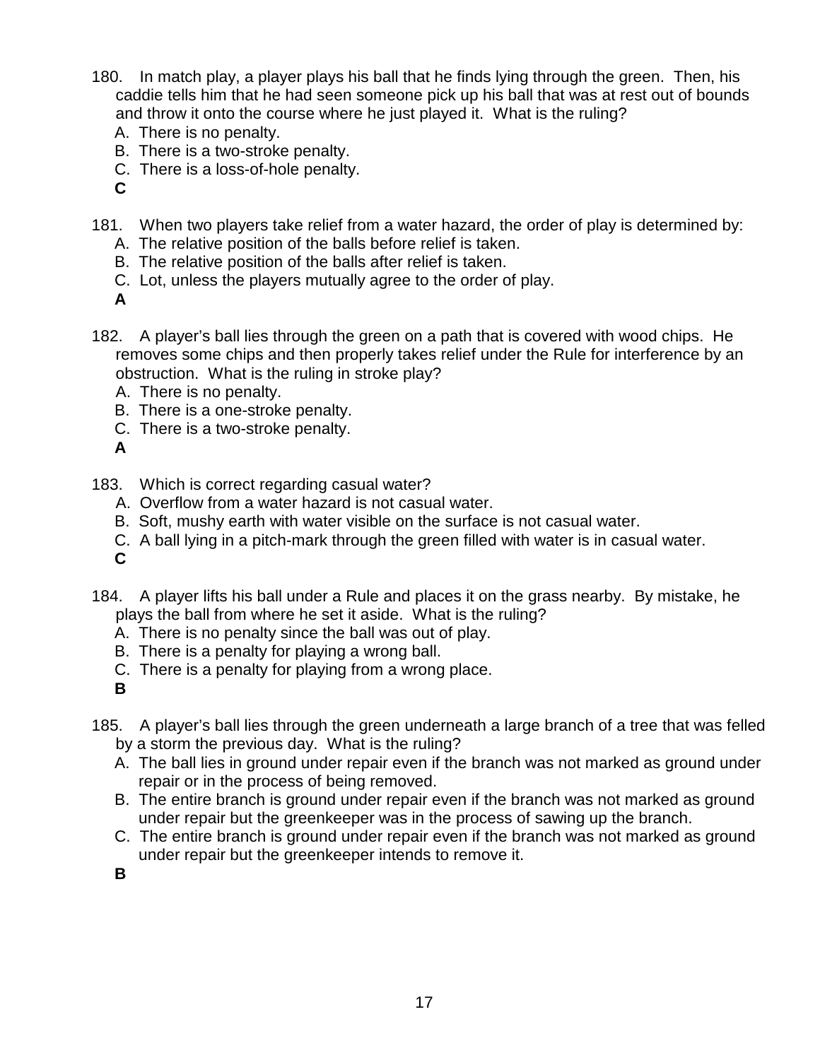180. In match play, a player plays his ball that he finds lying through the green. Then, his caddie tells him that he had seen someone pick up his ball that was at rest out of bounds and throw it onto the course where he just played it. What is the ruling?

A. There is no penalty.
B. There is a two-stroke penalty.
C. There is a loss-of-hole penalty.

**C**

181. When two players take relief from a water hazard, the order of play is determined by:

A. The relative position of the balls before relief is taken.
B. The relative position of the balls after relief is taken.
C. Lot, unless the players mutually agree to the order of play.

**A**

182. A player's ball lies through the green on a path that is covered with wood chips. He removes some chips and then properly takes relief under the Rule for interference by an obstruction. What is the ruling in stroke play?

A. There is no penalty.
B. There is a one-stroke penalty.
C. There is a two-stroke penalty.

**A**

183. Which is correct regarding casual water?

A. Overflow from a water hazard is not casual water.
B. Soft, mushy earth with water visible on the surface is not casual water.
C. A ball lying in a pitch-mark through the green filled with water is in casual water.

**C**

184. A player lifts his ball under a Rule and places it on the grass nearby. By mistake, he plays the ball from where he set it aside. What is the ruling?

A. There is no penalty since the ball was out of play.
B. There is a penalty for playing a wrong ball.
C. There is a penalty for playing from a wrong place.

**B**

185. A player's ball lies through the green underneath a large branch of a tree that was felled by a storm the previous day. What is the ruling?

A. The ball lies in ground under repair even if the branch was not marked as ground under repair or in the process of being removed.
B. The entire branch is ground under repair even if the branch was not marked as ground under repair but the greenkeeper was in the process of sawing up the branch.
C. The entire branch is ground under repair even if the branch was not marked as ground under repair but the greenkeeper intends to remove it.

**B**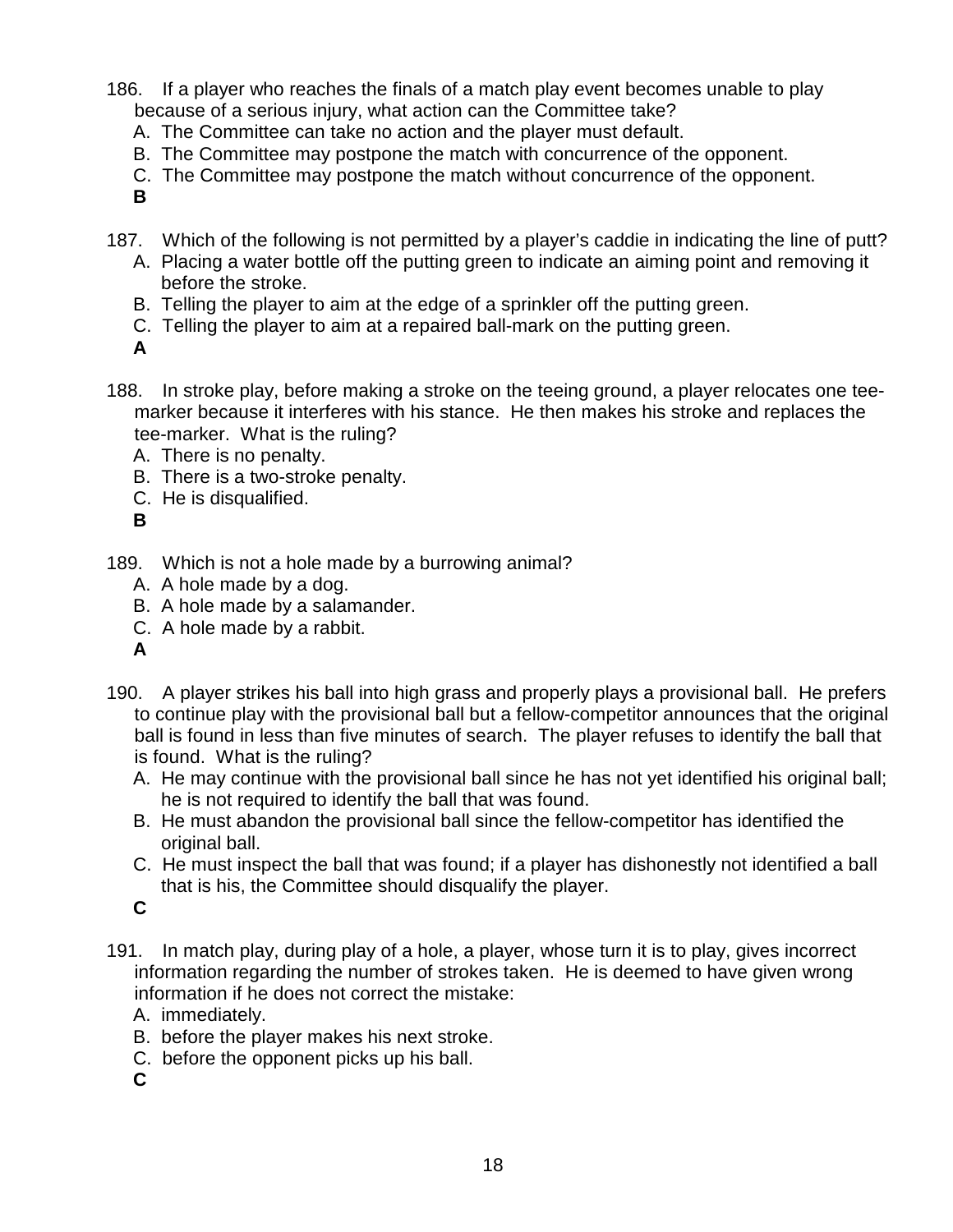186. If a player who reaches the finals of a match play event becomes unable to play because of a serious injury, what action can the Committee take?

   A. The Committee can take no action and the player must default.
   B. The Committee may postpone the match with concurrence of the opponent.
   C. The Committee may postpone the match without concurrence of the opponent.

   **B**

187. Which of the following is not permitted by a player's caddie in indicating the line of putt?

   A. Placing a water bottle off the putting green to indicate an aiming point and removing it before the stroke.
   B. Telling the player to aim at the edge of a sprinkler off the putting green.
   C. Telling the player to aim at a repaired ball-mark on the putting green.

   **A**

188. In stroke play, before making a stroke on the teeing ground, a player relocates one tee-marker because it interferes with his stance. He then makes his stroke and replaces the tee-marker. What is the ruling?

   A. There is no penalty.
   B. There is a two-stroke penalty.
   C. He is disqualified.

   **B**

189. Which is not a hole made by a burrowing animal?

   A. A hole made by a dog.
   B. A hole made by a salamander.
   C. A hole made by a rabbit.

   **A**

190. A player strikes his ball into high grass and properly plays a provisional ball. He prefers to continue play with the provisional ball but a fellow-competitor announces that the original ball is found in less than five minutes of search. The player refuses to identify the ball that is found. What is the ruling?

   A. He may continue with the provisional ball since he has not yet identified his original ball; he is not required to identify the ball that was found.
   B. He must abandon the provisional ball since the fellow-competitor has identified the original ball.
   C. He must inspect the ball that was found; if a player has dishonestly not identified a ball that is his, the Committee should disqualify the player.

   **C**

191. In match play, during play of a hole, a player, whose turn it is to play, gives incorrect information regarding the number of strokes taken. He is deemed to have given wrong information if he does not correct the mistake:

   A. immediately.
   B. before the player makes his next stroke.
   C. before the opponent picks up his ball.

   **C**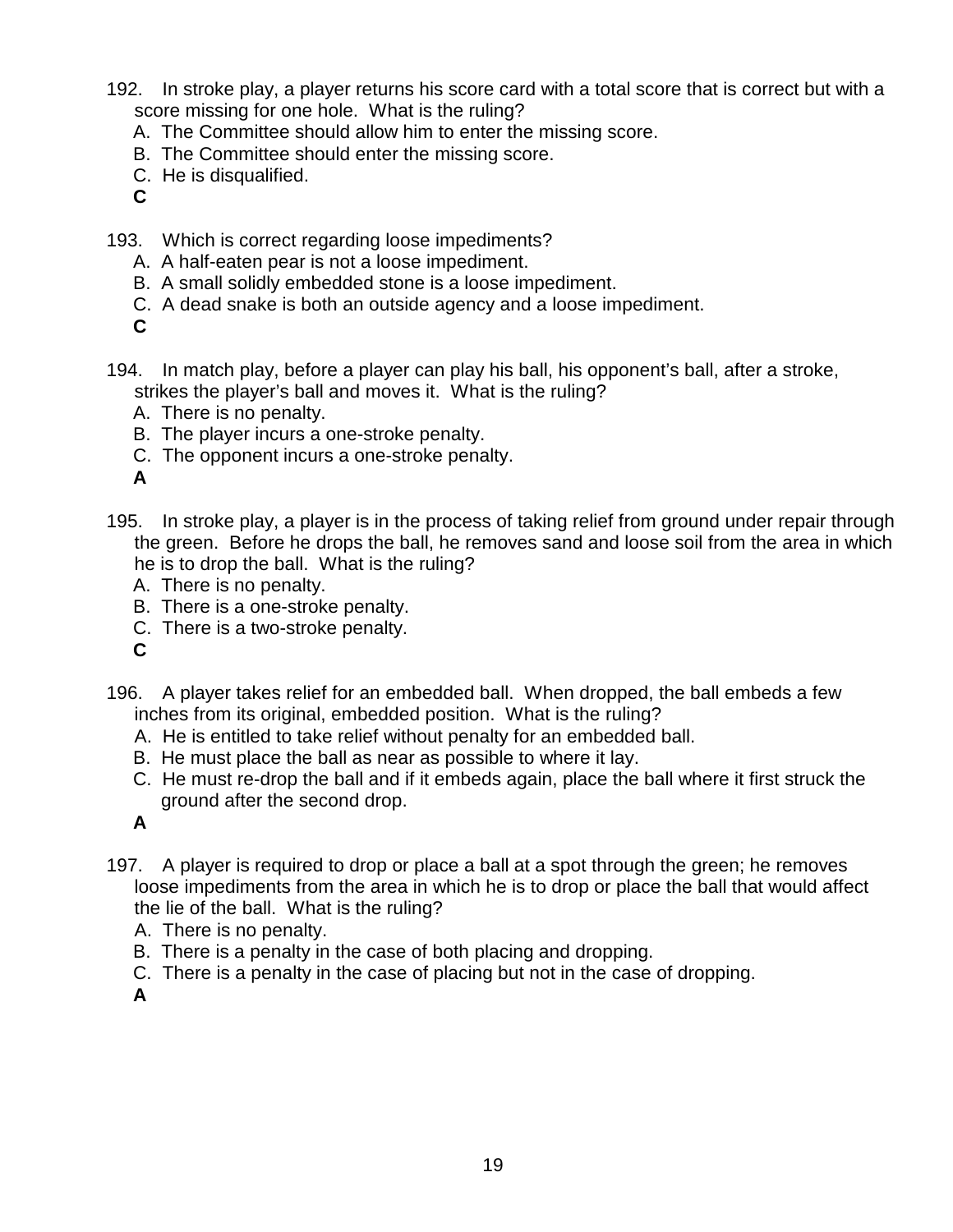192. In stroke play, a player returns his score card with a total score that is correct but with a score missing for one hole. What is the ruling?
   A. The Committee should allow him to enter the missing score.
   B. The Committee should enter the missing score.
   C. He is disqualified.
   **C**

193. Which is correct regarding loose impediments?
   A. A half-eaten pear is not a loose impediment.
   B. A small solidly embedded stone is a loose impediment.
   C. A dead snake is both an outside agency and a loose impediment.
   **C**

194. In match play, before a player can play his ball, his opponent's ball, after a stroke, strikes the player's ball and moves it. What is the ruling?
   A. There is no penalty.
   B. The player incurs a one-stroke penalty.
   C. The opponent incurs a one-stroke penalty.
   **A**

195. In stroke play, a player is in the process of taking relief from ground under repair through the green. Before he drops the ball, he removes sand and loose soil from the area in which he is to drop the ball. What is the ruling?
   A. There is no penalty.
   B. There is a one-stroke penalty.
   C. There is a two-stroke penalty.
   **C**

196. A player takes relief for an embedded ball. When dropped, the ball embeds a few inches from its original, embedded position. What is the ruling?
   A. He is entitled to take relief without penalty for an embedded ball.
   B. He must place the ball as near as possible to where it lay.
   C. He must re-drop the ball and if it embeds again, place the ball where it first struck the ground after the second drop.
   **A**

197. A player is required to drop or place a ball at a spot through the green; he removes loose impediments from the area in which he is to drop or place the ball that would affect the lie of the ball. What is the ruling?
   A. There is no penalty.
   B. There is a penalty in the case of both placing and dropping.
   C. There is a penalty in the case of placing but not in the case of dropping.
   **A**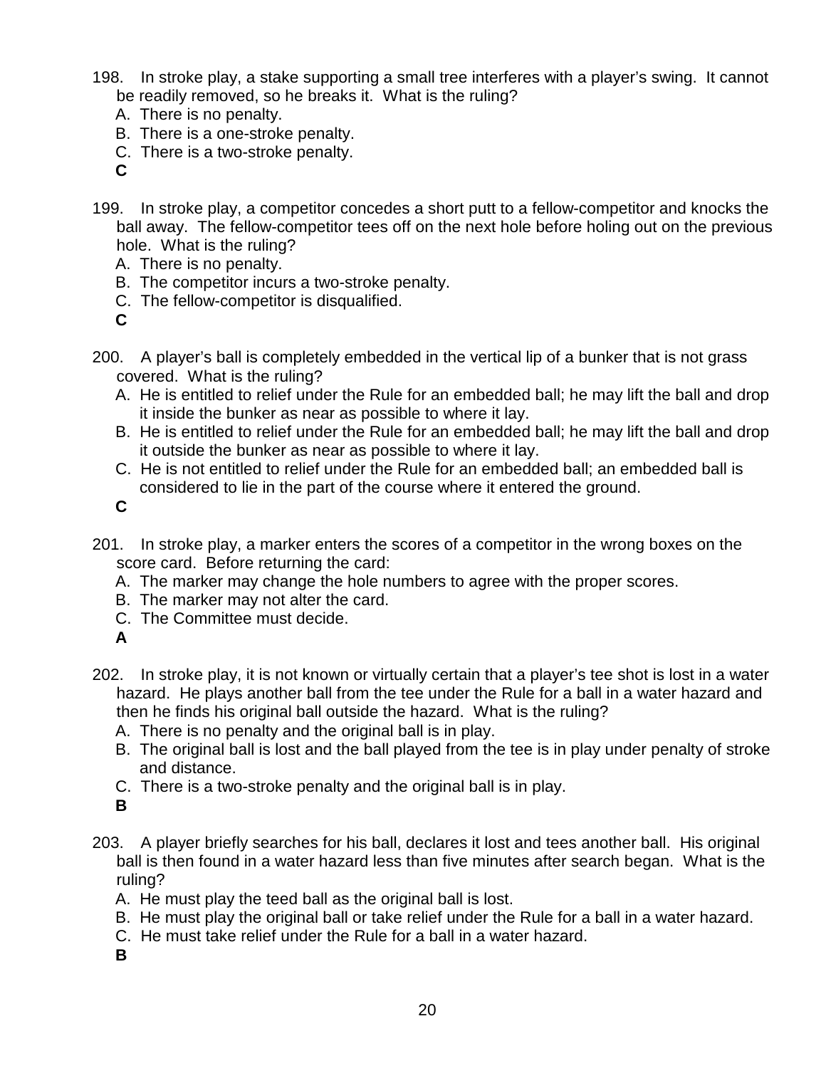198. In stroke play, a stake supporting a small tree interferes with a player's swing. It cannot be readily removed, so he breaks it. What is the ruling?
   A. There is no penalty.
   B. There is a one-stroke penalty.
   C. There is a two-stroke penalty.
   **C**

199. In stroke play, a competitor concedes a short putt to a fellow-competitor and knocks the ball away. The fellow-competitor tees off on the next hole before holing out on the previous hole. What is the ruling?
   A. There is no penalty.
   B. The competitor incurs a two-stroke penalty.
   C. The fellow-competitor is disqualified.
   **C**

200. A player's ball is completely embedded in the vertical lip of a bunker that is not grass covered. What is the ruling?
   A. He is entitled to relief under the Rule for an embedded ball; he may lift the ball and drop it inside the bunker as near as possible to where it lay.
   B. He is entitled to relief under the Rule for an embedded ball; he may lift the ball and drop it outside the bunker as near as possible to where it lay.
   C. He is not entitled to relief under the Rule for an embedded ball; an embedded ball is considered to lie in the part of the course where it entered the ground.
   **C**

201. In stroke play, a marker enters the scores of a competitor in the wrong boxes on the score card. Before returning the card:
   A. The marker may change the hole numbers to agree with the proper scores.
   B. The marker may not alter the card.
   C. The Committee must decide.
   **A**

202. In stroke play, it is not known or virtually certain that a player's tee shot is lost in a water hazard. He plays another ball from the tee under the Rule for a ball in a water hazard and then he finds his original ball outside the hazard. What is the ruling?
   A. There is no penalty and the original ball is in play.
   B. The original ball is lost and the ball played from the tee is in play under penalty of stroke and distance.
   C. There is a two-stroke penalty and the original ball is in play.
   **B**

203. A player briefly searches for his ball, declares it lost and tees another ball. His original ball is then found in a water hazard less than five minutes after search began. What is the ruling?
   A. He must play the teed ball as the original ball is lost.
   B. He must play the original ball or take relief under the Rule for a ball in a water hazard.
   C. He must take relief under the Rule for a ball in a water hazard.
   **B**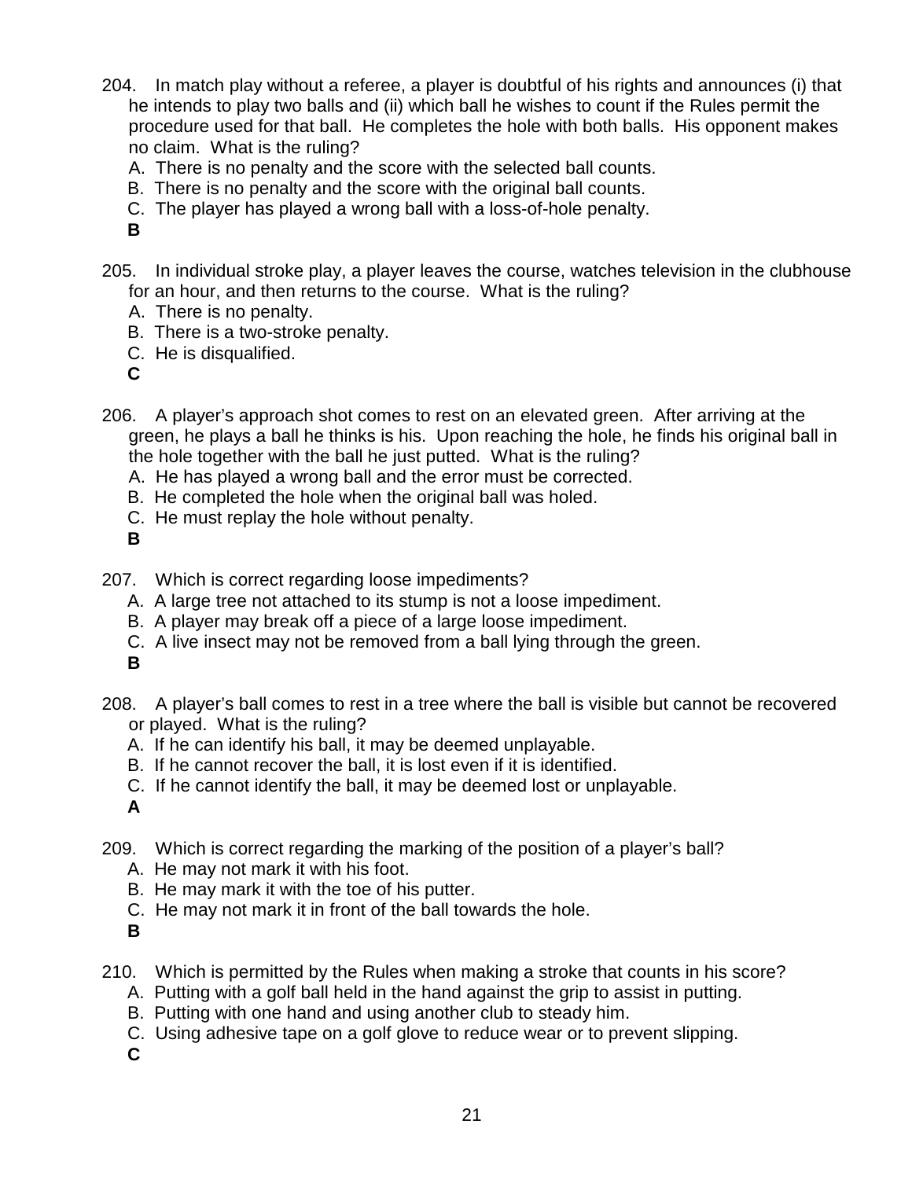204. In match play without a referee, a player is doubtful of his rights and announces (i) that he intends to play two balls and (ii) which ball he wishes to count if the Rules permit the procedure used for that ball. He completes the hole with both balls. His opponent makes no claim. What is the ruling?

A. There is no penalty and the score with the selected ball counts.
B. There is no penalty and the score with the original ball counts.
C. The player has played a wrong ball with a loss-of-hole penalty.

**B**

205. In individual stroke play, a player leaves the course, watches television in the clubhouse for an hour, and then returns to the course. What is the ruling?

A. There is no penalty.
B. There is a two-stroke penalty.
C. He is disqualified.

**C**

206. A player's approach shot comes to rest on an elevated green. After arriving at the green, he plays a ball he thinks is his. Upon reaching the hole, he finds his original ball in the hole together with the ball he just putted. What is the ruling?

A. He has played a wrong ball and the error must be corrected.
B. He completed the hole when the original ball was holed.
C. He must replay the hole without penalty.

**B**

207. Which is correct regarding loose impediments?

A. A large tree not attached to its stump is not a loose impediment.
B. A player may break off a piece of a large loose impediment.
C. A live insect may not be removed from a ball lying through the green.

**B**

208. A player's ball comes to rest in a tree where the ball is visible but cannot be recovered or played. What is the ruling?

A. If he can identify his ball, it may be deemed unplayable.
B. If he cannot recover the ball, it is lost even if it is identified.
C. If he cannot identify the ball, it may be deemed lost or unplayable.

**A**

209. Which is correct regarding the marking of the position of a player's ball?

A. He may not mark it with his foot.
B. He may mark it with the toe of his putter.
C. He may not mark it in front of the ball towards the hole.

**B**

210. Which is permitted by the Rules when making a stroke that counts in his score?

A. Putting with a golf ball held in the hand against the grip to assist in putting.
B. Putting with one hand and using another club to steady him.
C. Using adhesive tape on a golf glove to reduce wear or to prevent slipping.

**C**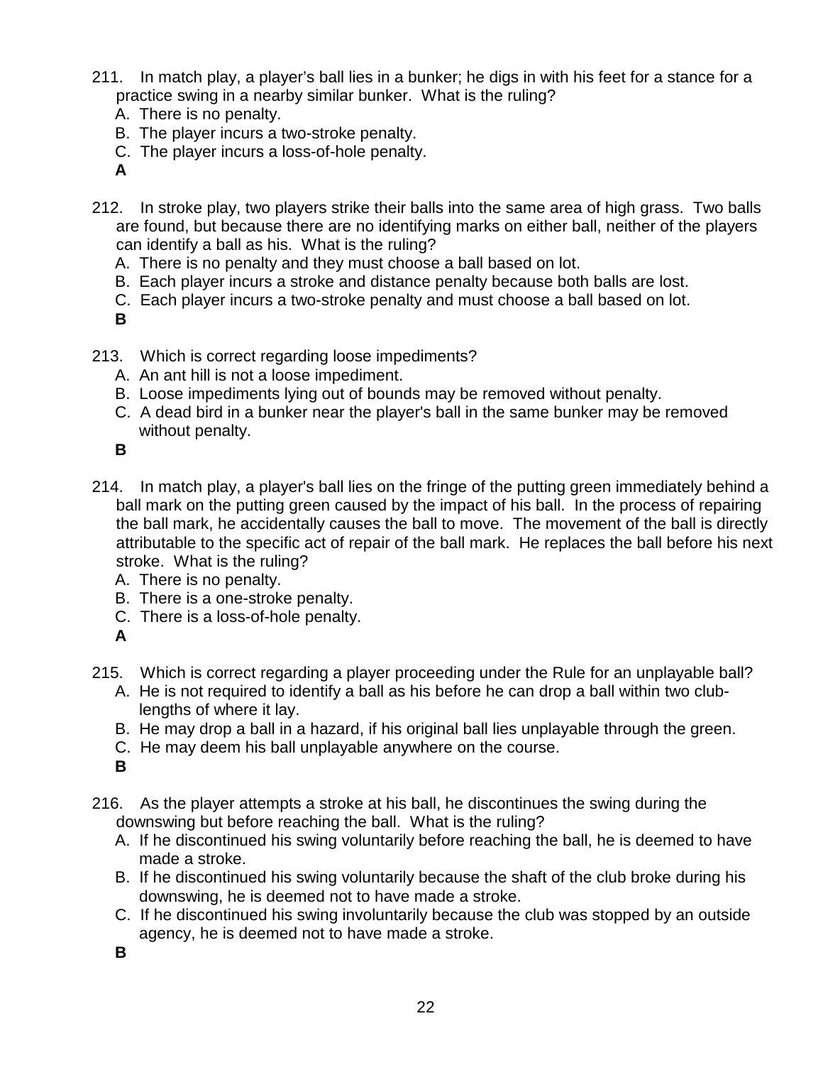211. In match play, a player's ball lies in a bunker; he digs in with his feet for a stance for a practice swing in a nearby similar bunker. What is the ruling?
   A. There is no penalty.
   B. The player incurs a two-stroke penalty.
   C. The player incurs a loss-of-hole penalty.
   **A**

212. In stroke play, two players strike their balls into the same area of high grass. Two balls are found, but because there are no identifying marks on either ball, neither of the players can identify a ball as his. What is the ruling?
   A. There is no penalty and they must choose a ball based on lot.
   B. Each player incurs a stroke and distance penalty because both balls are lost.
   C. Each player incurs a two-stroke penalty and must choose a ball based on lot.
   **B**

213. Which is correct regarding loose impediments?
   A. An ant hill is not a loose impediment.
   B. Loose impediments lying out of bounds may be removed without penalty.
   C. A dead bird in a bunker near the player's ball in the same bunker may be removed without penalty.
   **B**

214. In match play, a player's ball lies on the fringe of the putting green immediately behind a ball mark on the putting green caused by the impact of his ball. In the process of repairing the ball mark, he accidentally causes the ball to move. The movement of the ball is directly attributable to the specific act of repair of the ball mark. He replaces the ball before his next stroke. What is the ruling?
   A. There is no penalty.
   B. There is a one-stroke penalty.
   C. There is a loss-of-hole penalty.
   **A**

215. Which is correct regarding a player proceeding under the Rule for an unplayable ball?
   A. He is not required to identify a ball as his before he can drop a ball within two club-lengths of where it lay.
   B. He may drop a ball in a hazard, if his original ball lies unplayable through the green.
   C. He may deem his ball unplayable anywhere on the course.
   **B**

216. As the player attempts a stroke at his ball, he discontinues the swing during the downswing but before reaching the ball. What is the ruling?
   A. If he discontinued his swing voluntarily before reaching the ball, he is deemed to have made a stroke.
   B. If he discontinued his swing voluntarily because the shaft of the club broke during his downswing, he is deemed not to have made a stroke.
   C. If he discontinued his swing involuntarily because the club was stopped by an outside agency, he is deemed not to have made a stroke.
   **B**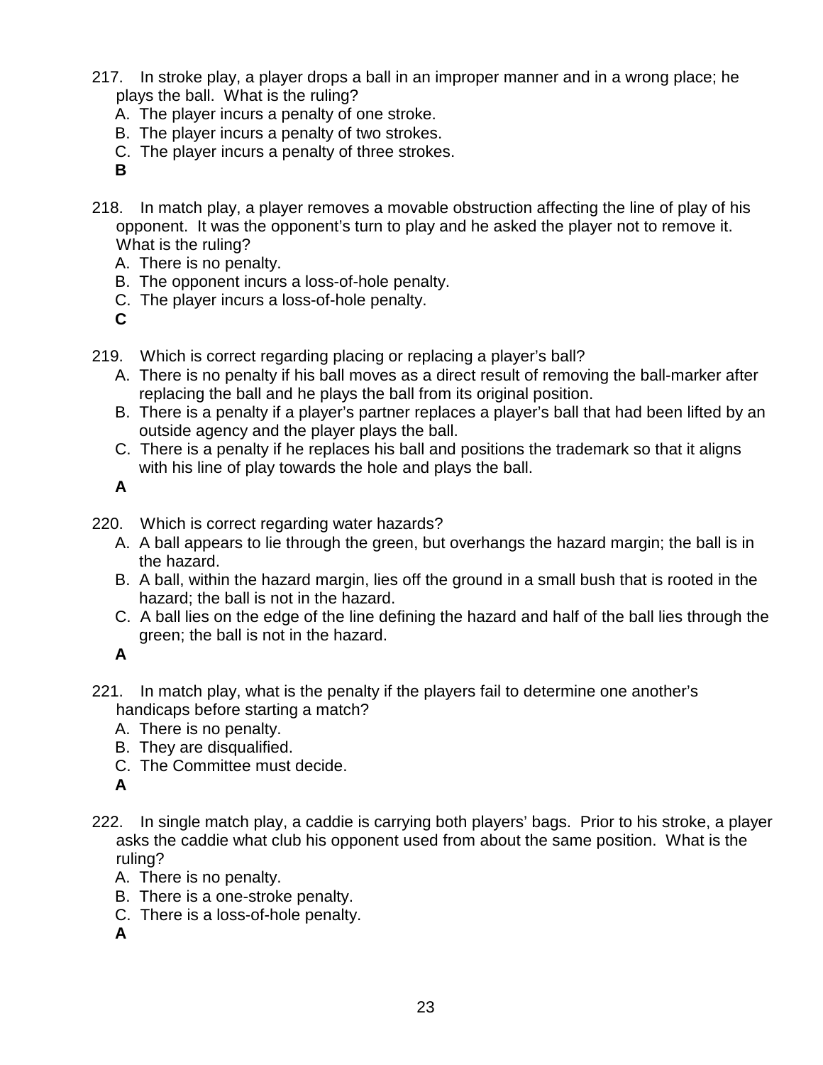217. In stroke play, a player drops a ball in an improper manner and in a wrong place; he plays the ball. What is the ruling?

   A. The player incurs a penalty of one stroke.
   B. The player incurs a penalty of two strokes.
   C. The player incurs a penalty of three strokes.

   **B**

218. In match play, a player removes a movable obstruction affecting the line of play of his opponent. It was the opponent's turn to play and he asked the player not to remove it. What is the ruling?

   A. There is no penalty.
   B. The opponent incurs a loss-of-hole penalty.
   C. The player incurs a loss-of-hole penalty.

   **C**

219. Which is correct regarding placing or replacing a player's ball?

   A. There is no penalty if his ball moves as a direct result of removing the ball-marker after replacing the ball and he plays the ball from its original position.
   B. There is a penalty if a player's partner replaces a player's ball that had been lifted by an outside agency and the player plays the ball.
   C. There is a penalty if he replaces his ball and positions the trademark so that it aligns with his line of play towards the hole and plays the ball.

   **A**

220. Which is correct regarding water hazards?

   A. A ball appears to lie through the green, but overhangs the hazard margin; the ball is in the hazard.
   B. A ball, within the hazard margin, lies off the ground in a small bush that is rooted in the hazard; the ball is not in the hazard.
   C. A ball lies on the edge of the line defining the hazard and half of the ball lies through the green; the ball is not in the hazard.

   **A**

221. In match play, what is the penalty if the players fail to determine one another's handicaps before starting a match?

   A. There is no penalty.
   B. They are disqualified.
   C. The Committee must decide.

   **A**

222. In single match play, a caddie is carrying both players' bags. Prior to his stroke, a player asks the caddie what club his opponent used from about the same position. What is the ruling?

   A. There is no penalty.
   B. There is a one-stroke penalty.
   C. There is a loss-of-hole penalty.

   **A**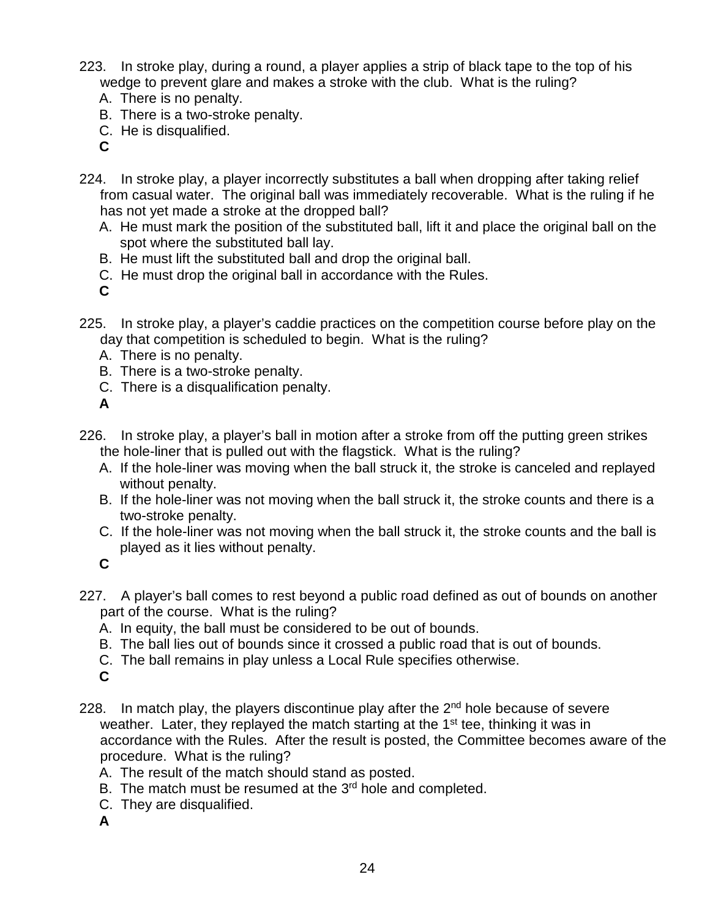223. In stroke play, during a round, a player applies a strip of black tape to the top of his wedge to prevent glare and makes a stroke with the club. What is the ruling?

A. There is no penalty.
B. There is a two-stroke penalty.
C. He is disqualified.

**C**

224. In stroke play, a player incorrectly substitutes a ball when dropping after taking relief from casual water. The original ball was immediately recoverable. What is the ruling if he has not yet made a stroke at the dropped ball?

A. He must mark the position of the substituted ball, lift it and place the original ball on the spot where the substituted ball lay.
B. He must lift the substituted ball and drop the original ball.
C. He must drop the original ball in accordance with the Rules.

**C**

225. In stroke play, a player's caddie practices on the competition course before play on the day that competition is scheduled to begin. What is the ruling?

A. There is no penalty.
B. There is a two-stroke penalty.
C. There is a disqualification penalty.

**A**

226. In stroke play, a player's ball in motion after a stroke from off the putting green strikes the hole-liner that is pulled out with the flagstick. What is the ruling?

A. If the hole-liner was moving when the ball struck it, the stroke is canceled and replayed without penalty.
B. If the hole-liner was not moving when the ball struck it, the stroke counts and there is a two-stroke penalty.
C. If the hole-liner was not moving when the ball struck it, the stroke counts and the ball is played as it lies without penalty.

**C**

227. A player's ball comes to rest beyond a public road defined as out of bounds on another part of the course. What is the ruling?

A. In equity, the ball must be considered to be out of bounds.
B. The ball lies out of bounds since it crossed a public road that is out of bounds.
C. The ball remains in play unless a Local Rule specifies otherwise.

**C**

228. In match play, the players discontinue play after the 2nd hole because of severe weather. Later, they replayed the match starting at the 1st tee, thinking it was in accordance with the Rules. After the result is posted, the Committee becomes aware of the procedure. What is the ruling?

A. The result of the match should stand as posted.
B. The match must be resumed at the 3rd hole and completed.
C. They are disqualified.

**A**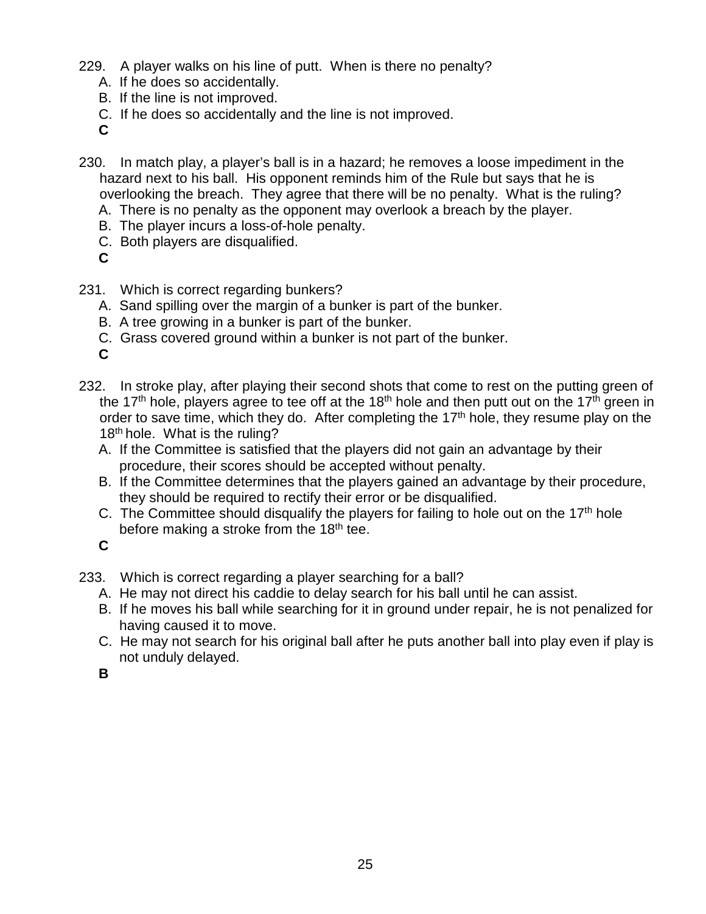229. A player walks on his line of putt. When is there no penalty?
   A. If he does so accidentally.
   B. If the line is not improved.
   C. If he does so accidentally and the line is not improved.

   **C**

230. In match play, a player's ball is in a hazard; he removes a loose impediment in the hazard next to his ball. His opponent reminds him of the Rule but says that he is overlooking the breach. They agree that there will be no penalty. What is the ruling?
   A. There is no penalty as the opponent may overlook a breach by the player.
   B. The player incurs a loss-of-hole penalty.
   C. Both players are disqualified.

   **C**

231. Which is correct regarding bunkers?
   A. Sand spilling over the margin of a bunker is part of the bunker.
   B. A tree growing in a bunker is part of the bunker.
   C. Grass covered ground within a bunker is not part of the bunker.

   **C**

232. In stroke play, after playing their second shots that come to rest on the putting green of the 17th hole, players agree to tee off at the 18th hole and then putt out on the 17th green in order to save time, which they do. After completing the 17th hole, they resume play on the 18th hole. What is the ruling?
   A. If the Committee is satisfied that the players did not gain an advantage by their procedure, their scores should be accepted without penalty.
   B. If the Committee determines that the players gained an advantage by their procedure, they should be required to rectify their error or be disqualified.
   C. The Committee should disqualify the players for failing to hole out on the 17th hole before making a stroke from the 18th tee.

   **C**

233. Which is correct regarding a player searching for a ball?
   A. He may not direct his caddie to delay search for his ball until he can assist.
   B. If he moves his ball while searching for it in ground under repair, he is not penalized for having caused it to move.
   C. He may not search for his original ball after he puts another ball into play even if play is not unduly delayed.

   **B**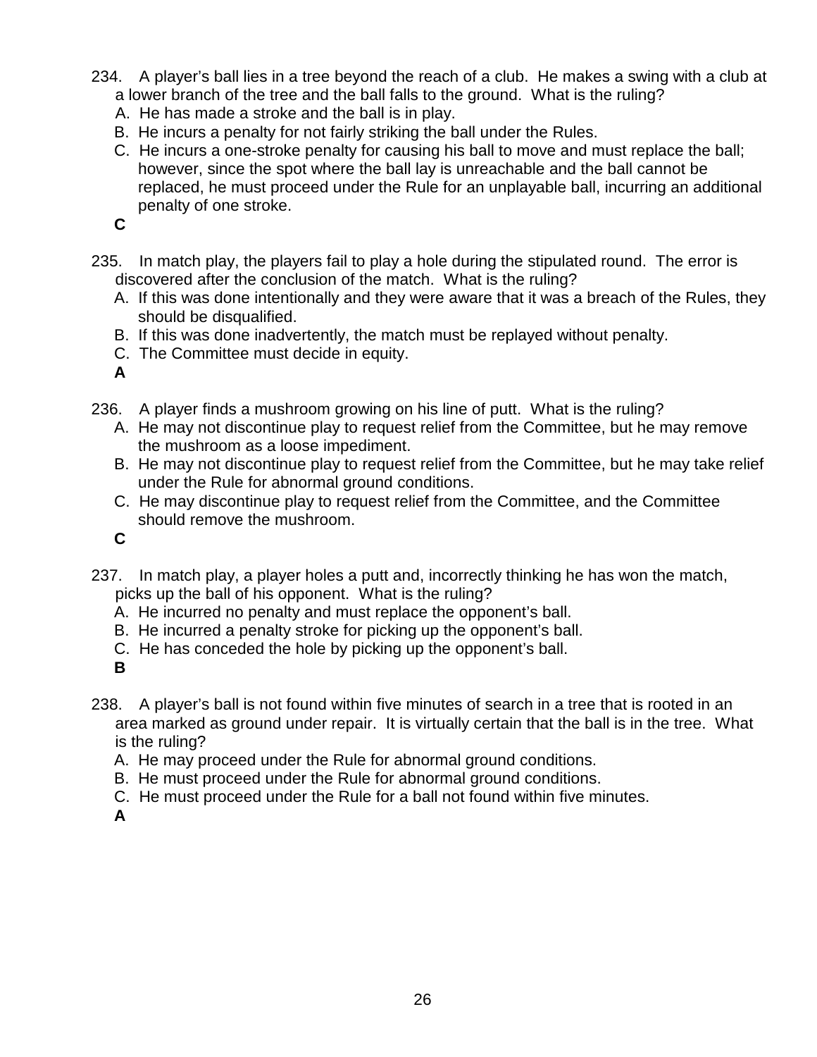234. A player's ball lies in a tree beyond the reach of a club. He makes a swing with a club at a lower branch of the tree and the ball falls to the ground. What is the ruling?

A. He has made a stroke and the ball is in play.
B. He incurs a penalty for not fairly striking the ball under the Rules.
C. He incurs a one-stroke penalty for causing his ball to move and must replace the ball; however, since the spot where the ball lay is unreachable and the ball cannot be replaced, he must proceed under the Rule for an unplayable ball, incurring an additional penalty of one stroke.

**C**

235. In match play, the players fail to play a hole during the stipulated round. The error is discovered after the conclusion of the match. What is the ruling?

A. If this was done intentionally and they were aware that it was a breach of the Rules, they should be disqualified.
B. If this was done inadvertently, the match must be replayed without penalty.
C. The Committee must decide in equity.

**A**

236. A player finds a mushroom growing on his line of putt. What is the ruling?

A. He may not discontinue play to request relief from the Committee, but he may remove the mushroom as a loose impediment.
B. He may not discontinue play to request relief from the Committee, but he may take relief under the Rule for abnormal ground conditions.
C. He may discontinue play to request relief from the Committee, and the Committee should remove the mushroom.

**C**

237. In match play, a player holes a putt and, incorrectly thinking he has won the match, picks up the ball of his opponent. What is the ruling?

A. He incurred no penalty and must replace the opponent's ball.
B. He incurred a penalty stroke for picking up the opponent's ball.
C. He has conceded the hole by picking up the opponent's ball.

**B**

238. A player's ball is not found within five minutes of search in a tree that is rooted in an area marked as ground under repair. It is virtually certain that the ball is in the tree. What is the ruling?

A. He may proceed under the Rule for abnormal ground conditions.
B. He must proceed under the Rule for abnormal ground conditions.
C. He must proceed under the Rule for a ball not found within five minutes.

**A**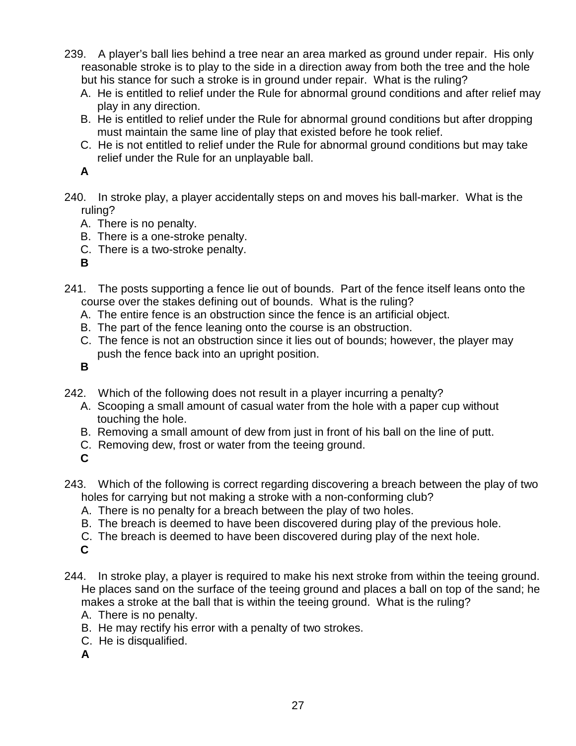239. A player's ball lies behind a tree near an area marked as ground under repair. His only reasonable stroke is to play to the side in a direction away from both the tree and the hole but his stance for such a stroke is in ground under repair. What is the ruling?

A. He is entitled to relief under the Rule for abnormal ground conditions and after relief may play in any direction.
B. He is entitled to relief under the Rule for abnormal ground conditions but after dropping must maintain the same line of play that existed before he took relief.
C. He is not entitled to relief under the Rule for abnormal ground conditions but may take relief under the Rule for an unplayable ball.

**A**

240. In stroke play, a player accidentally steps on and moves his ball-marker. What is the ruling?

A. There is no penalty.
B. There is a one-stroke penalty.
C. There is a two-stroke penalty.

**B**

241. The posts supporting a fence lie out of bounds. Part of the fence itself leans onto the course over the stakes defining out of bounds. What is the ruling?

A. The entire fence is an obstruction since the fence is an artificial object.
B. The part of the fence leaning onto the course is an obstruction.
C. The fence is not an obstruction since it lies out of bounds; however, the player may push the fence back into an upright position.

**B**

242. Which of the following does not result in a player incurring a penalty?

A. Scooping a small amount of casual water from the hole with a paper cup without touching the hole.
B. Removing a small amount of dew from just in front of his ball on the line of putt.
C. Removing dew, frost or water from the teeing ground.

**C**

243. Which of the following is correct regarding discovering a breach between the play of two holes for carrying but not making a stroke with a non-conforming club?

A. There is no penalty for a breach between the play of two holes.
B. The breach is deemed to have been discovered during play of the previous hole.
C. The breach is deemed to have been discovered during play of the next hole.

**C**

244. In stroke play, a player is required to make his next stroke from within the teeing ground. He places sand on the surface of the teeing ground and places a ball on top of the sand; he makes a stroke at the ball that is within the teeing ground. What is the ruling?

A. There is no penalty.
B. He may rectify his error with a penalty of two strokes.
C. He is disqualified.

**A**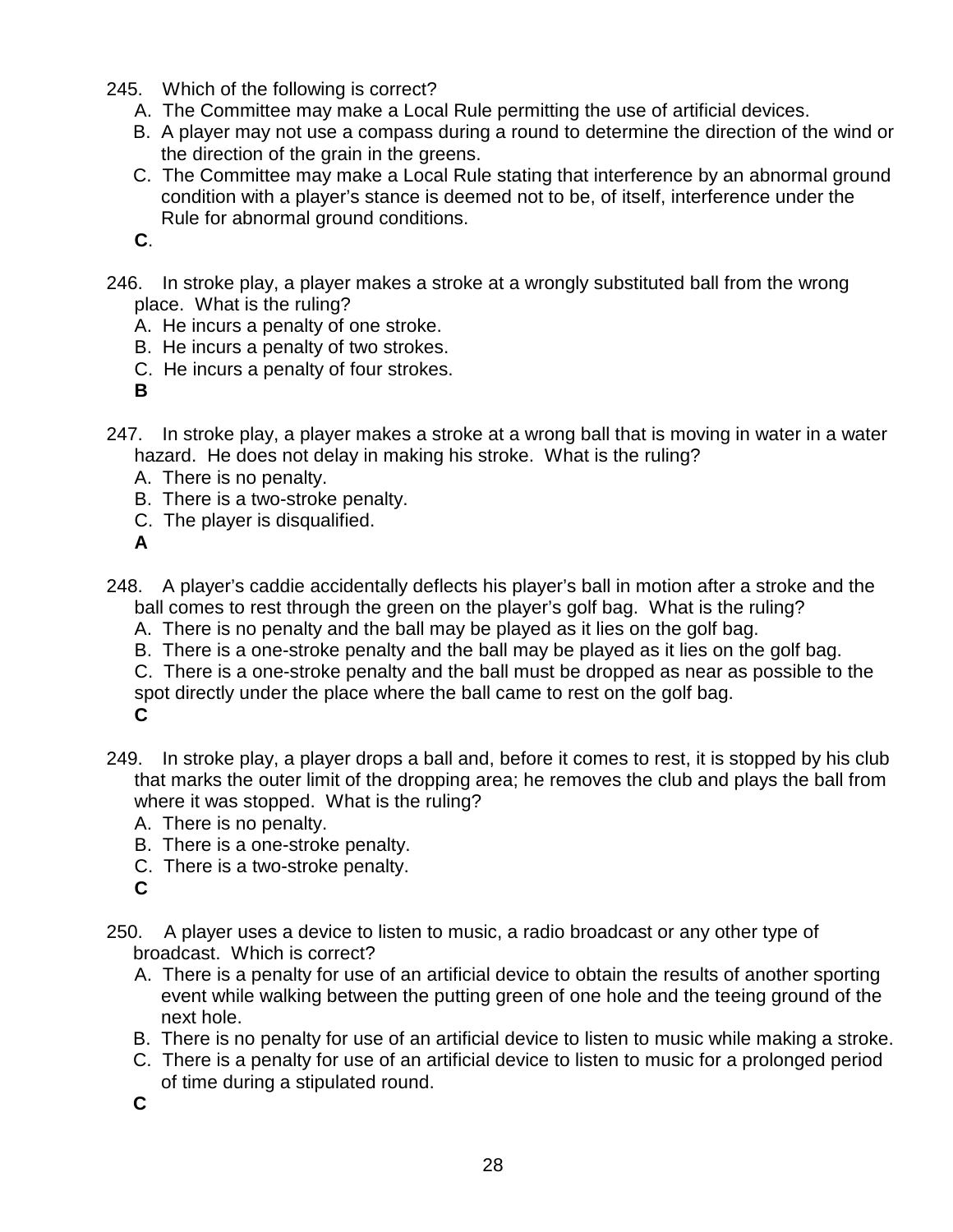245. Which of the following is correct?
   A. The Committee may make a Local Rule permitting the use of artificial devices.
   B. A player may not use a compass during a round to determine the direction of the wind or the direction of the grain in the greens.
   C. The Committee may make a Local Rule stating that interference by an abnormal ground condition with a player's stance is deemed not to be, of itself, interference under the Rule for abnormal ground conditions.

   **C**.

246. In stroke play, a player makes a stroke at a wrongly substituted ball from the wrong place. What is the ruling?
   A. He incurs a penalty of one stroke.
   B. He incurs a penalty of two strokes.
   C. He incurs a penalty of four strokes.

   **B**

247. In stroke play, a player makes a stroke at a wrong ball that is moving in water in a water hazard. He does not delay in making his stroke. What is the ruling?
   A. There is no penalty.
   B. There is a two-stroke penalty.
   C. The player is disqualified.

   **A**

248. A player's caddie accidentally deflects his player's ball in motion after a stroke and the ball comes to rest through the green on the player's golf bag. What is the ruling?
   A. There is no penalty and the ball may be played as it lies on the golf bag.
   B. There is a one-stroke penalty and the ball may be played as it lies on the golf bag.
   C. There is a one-stroke penalty and the ball must be dropped as near as possible to the spot directly under the place where the ball came to rest on the golf bag.

   **C**

249. In stroke play, a player drops a ball and, before it comes to rest, it is stopped by his club that marks the outer limit of the dropping area; he removes the club and plays the ball from where it was stopped. What is the ruling?
   A. There is no penalty.
   B. There is a one-stroke penalty.
   C. There is a two-stroke penalty.

   **C**

250. A player uses a device to listen to music, a radio broadcast or any other type of broadcast. Which is correct?
   A. There is a penalty for use of an artificial device to obtain the results of another sporting event while walking between the putting green of one hole and the teeing ground of the next hole.
   B. There is no penalty for use of an artificial device to listen to music while making a stroke.
   C. There is a penalty for use of an artificial device to listen to music for a prolonged period of time during a stipulated round.

   **C**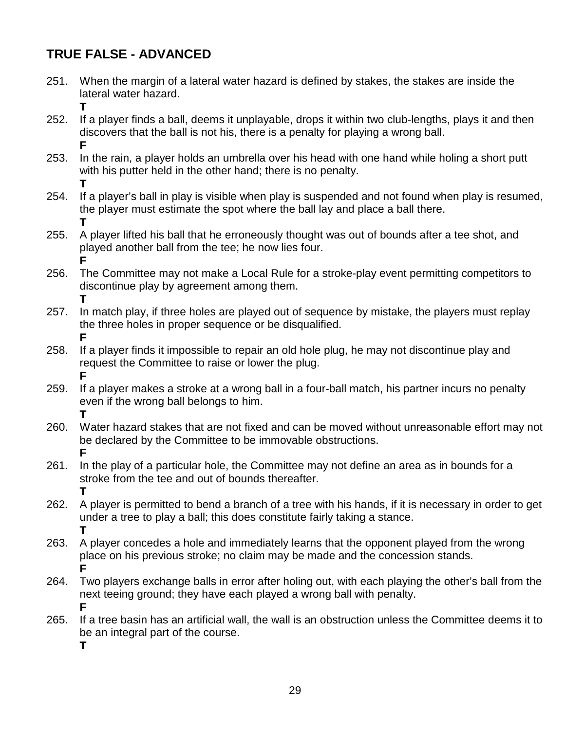## TRUE FALSE - ADVANCED

251. When the margin of a lateral water hazard is defined by stakes, the stakes are inside the lateral water hazard.
 **T**
252. If a player finds a ball, deems it unplayable, drops it within two club-lengths, plays it and then discovers that the ball is not his, there is a penalty for playing a wrong ball.
 **F**
253. In the rain, a player holds an umbrella over his head with one hand while holing a short putt with his putter held in the other hand; there is no penalty.
 **T**
254. If a player's ball in play is visible when play is suspended and not found when play is resumed, the player must estimate the spot where the ball lay and place a ball there.
 **T**
255. A player lifted his ball that he erroneously thought was out of bounds after a tee shot, and played another ball from the tee; he now lies four.
 **F**
256. The Committee may not make a Local Rule for a stroke-play event permitting competitors to discontinue play by agreement among them.
 **T**
257. In match play, if three holes are played out of sequence by mistake, the players must replay the three holes in proper sequence or be disqualified.
 **F**
258. If a player finds it impossible to repair an old hole plug, he may not discontinue play and request the Committee to raise or lower the plug.
 **F**
259. If a player makes a stroke at a wrong ball in a four-ball match, his partner incurs no penalty even if the wrong ball belongs to him.
 **T**
260. Water hazard stakes that are not fixed and can be moved without unreasonable effort may not be declared by the Committee to be immovable obstructions.
 **F**
261. In the play of a particular hole, the Committee may not define an area as in bounds for a stroke from the tee and out of bounds thereafter.
 **T**
262. A player is permitted to bend a branch of a tree with his hands, if it is necessary in order to get under a tree to play a ball; this does constitute fairly taking a stance.
 **T**
263. A player concedes a hole and immediately learns that the opponent played from the wrong place on his previous stroke; no claim may be made and the concession stands.
 **F**
264. Two players exchange balls in error after holing out, with each playing the other's ball from the next teeing ground; they have each played a wrong ball with penalty.
 **F**
265. If a tree basin has an artificial wall, the wall is an obstruction unless the Committee deems it to be an integral part of the course.
 **T**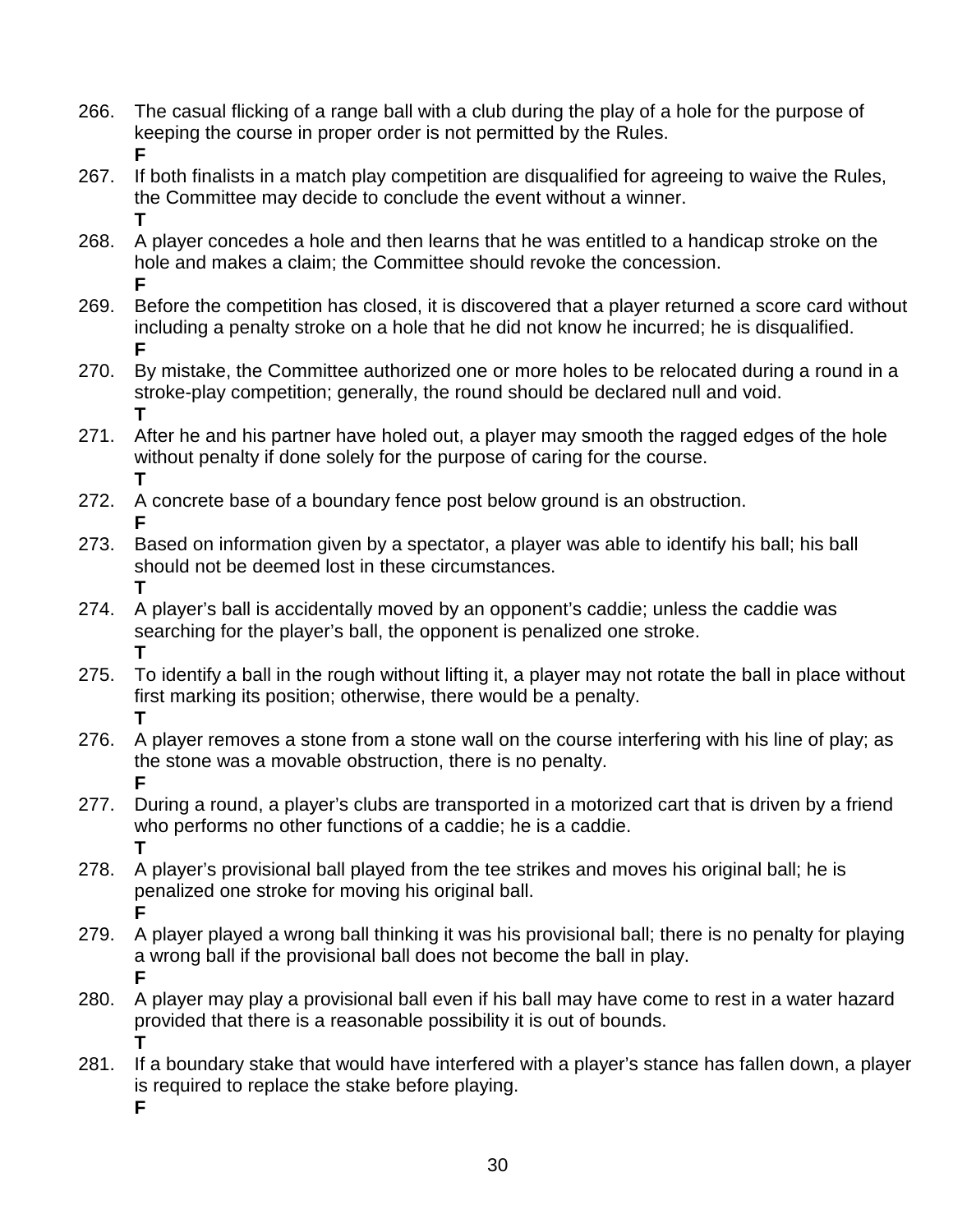266. The casual flicking of a range ball with a club during the play of a hole for the purpose of keeping the course in proper order is not permitted by the Rules.
**F**

267. If both finalists in a match play competition are disqualified for agreeing to waive the Rules, the Committee may decide to conclude the event without a winner.
**T**

268. A player concedes a hole and then learns that he was entitled to a handicap stroke on the hole and makes a claim; the Committee should revoke the concession.
**F**

269. Before the competition has closed, it is discovered that a player returned a score card without including a penalty stroke on a hole that he did not know he incurred; he is disqualified.
**F**

270. By mistake, the Committee authorized one or more holes to be relocated during a round in a stroke-play competition; generally, the round should be declared null and void.
**T**

271. After he and his partner have holed out, a player may smooth the ragged edges of the hole without penalty if done solely for the purpose of caring for the course.
**T**

272. A concrete base of a boundary fence post below ground is an obstruction.
**F**

273. Based on information given by a spectator, a player was able to identify his ball; his ball should not be deemed lost in these circumstances.
**T**

274. A player's ball is accidentally moved by an opponent's caddie; unless the caddie was searching for the player's ball, the opponent is penalized one stroke.
**T**

275. To identify a ball in the rough without lifting it, a player may not rotate the ball in place without first marking its position; otherwise, there would be a penalty.
**T**

276. A player removes a stone from a stone wall on the course interfering with his line of play; as the stone was a movable obstruction, there is no penalty.
**F**

277. During a round, a player's clubs are transported in a motorized cart that is driven by a friend who performs no other functions of a caddie; he is a caddie.
**T**

278. A player's provisional ball played from the tee strikes and moves his original ball; he is penalized one stroke for moving his original ball.
**F**

279. A player played a wrong ball thinking it was his provisional ball; there is no penalty for playing a wrong ball if the provisional ball does not become the ball in play.
**F**

280. A player may play a provisional ball even if his ball may have come to rest in a water hazard provided that there is a reasonable possibility it is out of bounds.
**T**

281. If a boundary stake that would have interfered with a player's stance has fallen down, a player is required to replace the stake before playing.
**F**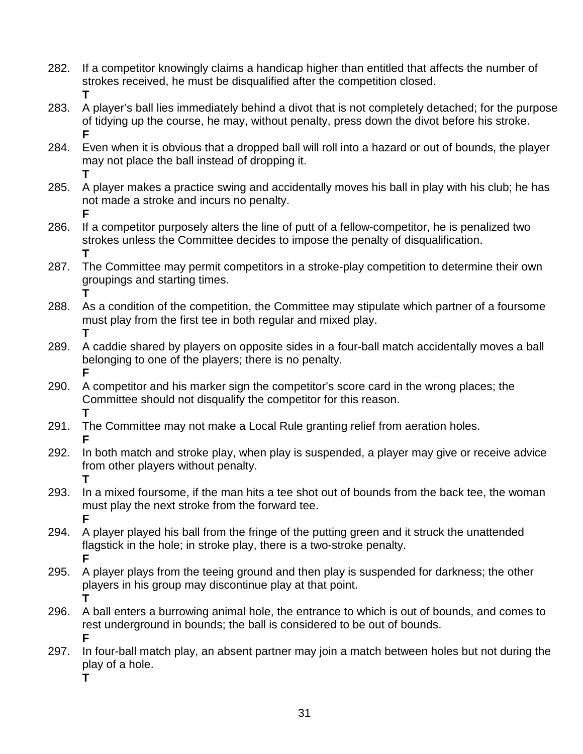282. If a competitor knowingly claims a handicap higher than entitled that affects the number of strokes received, he must be disqualified after the competition closed.
**T**

283. A player's ball lies immediately behind a divot that is not completely detached; for the purpose of tidying up the course, he may, without penalty, press down the divot before his stroke.
**F**

284. Even when it is obvious that a dropped ball will roll into a hazard or out of bounds, the player may not place the ball instead of dropping it.
**T**

285. A player makes a practice swing and accidentally moves his ball in play with his club; he has not made a stroke and incurs no penalty.
**F**

286. If a competitor purposely alters the line of putt of a fellow-competitor, he is penalized two strokes unless the Committee decides to impose the penalty of disqualification.
**T**

287. The Committee may permit competitors in a stroke-play competition to determine their own groupings and starting times.
**T**

288. As a condition of the competition, the Committee may stipulate which partner of a foursome must play from the first tee in both regular and mixed play.
**T**

289. A caddie shared by players on opposite sides in a four-ball match accidentally moves a ball belonging to one of the players; there is no penalty.
**F**

290. A competitor and his marker sign the competitor's score card in the wrong places; the Committee should not disqualify the competitor for this reason.
**T**

291. The Committee may not make a Local Rule granting relief from aeration holes.
**F**

292. In both match and stroke play, when play is suspended, a player may give or receive advice from other players without penalty.
**T**

293. In a mixed foursome, if the man hits a tee shot out of bounds from the back tee, the woman must play the next stroke from the forward tee.
**F**

294. A player played his ball from the fringe of the putting green and it struck the unattended flagstick in the hole; in stroke play, there is a two-stroke penalty.
**F**

295. A player plays from the teeing ground and then play is suspended for darkness; the other players in his group may discontinue play at that point.
**T**

296. A ball enters a burrowing animal hole, the entrance to which is out of bounds, and comes to rest underground in bounds; the ball is considered to be out of bounds.
**F**

297. In four-ball match play, an absent partner may join a match between holes but not during the play of a hole.
**T**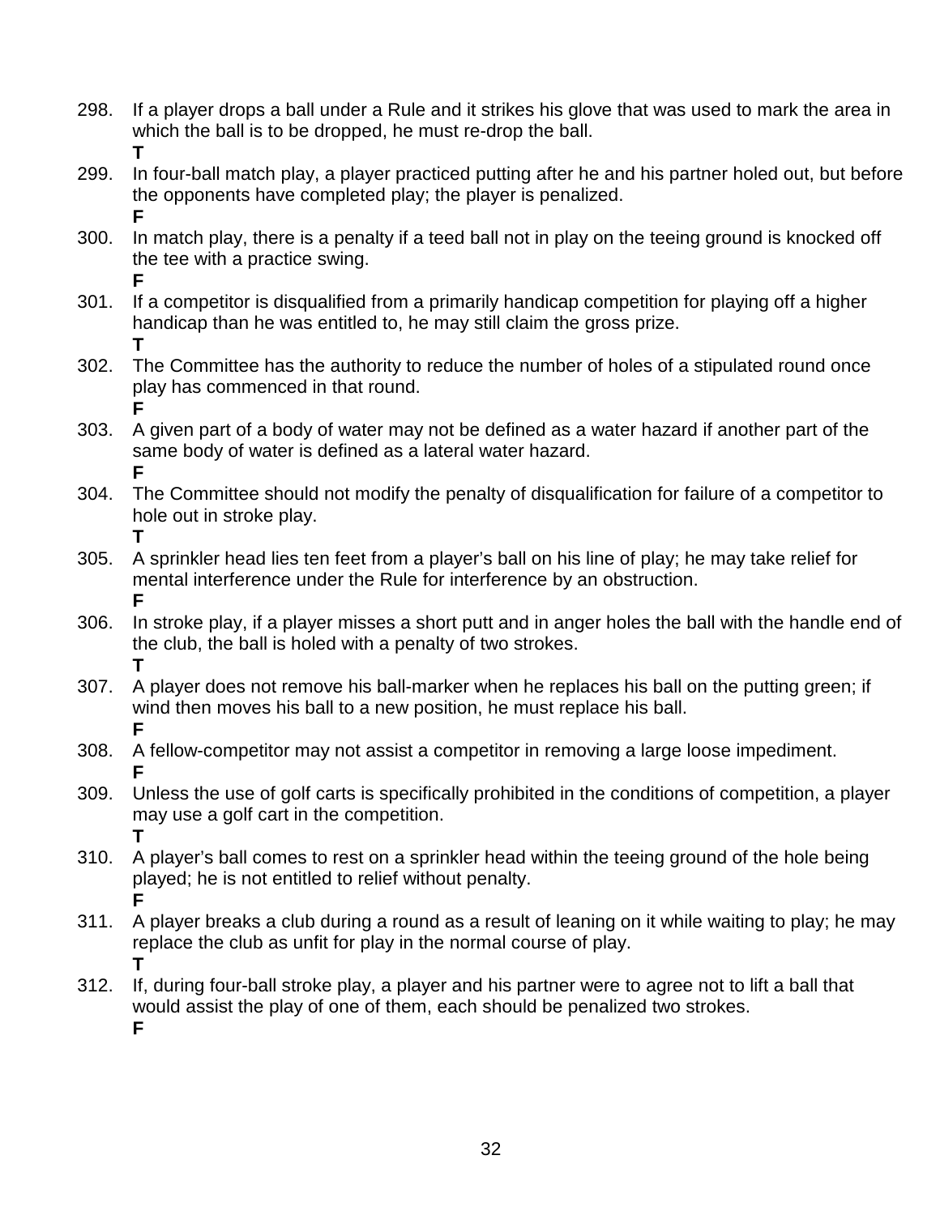298. If a player drops a ball under a Rule and it strikes his glove that was used to mark the area in which the ball is to be dropped, he must re-drop the ball.
**T**

299. In four-ball match play, a player practiced putting after he and his partner holed out, but before the opponents have completed play; the player is penalized.
**F**

300. In match play, there is a penalty if a teed ball not in play on the teeing ground is knocked off the tee with a practice swing.
**F**

301. If a competitor is disqualified from a primarily handicap competition for playing off a higher handicap than he was entitled to, he may still claim the gross prize.
**T**

302. The Committee has the authority to reduce the number of holes of a stipulated round once play has commenced in that round.
**F**

303. A given part of a body of water may not be defined as a water hazard if another part of the same body of water is defined as a lateral water hazard.
**F**

304. The Committee should not modify the penalty of disqualification for failure of a competitor to hole out in stroke play.
**T**

305. A sprinkler head lies ten feet from a player's ball on his line of play; he may take relief for mental interference under the Rule for interference by an obstruction.
**F**

306. In stroke play, if a player misses a short putt and in anger holes the ball with the handle end of the club, the ball is holed with a penalty of two strokes.
**T**

307. A player does not remove his ball-marker when he replaces his ball on the putting green; if wind then moves his ball to a new position, he must replace his ball.
**F**

308. A fellow-competitor may not assist a competitor in removing a large loose impediment.
**F**

309. Unless the use of golf carts is specifically prohibited in the conditions of competition, a player may use a golf cart in the competition.
**T**

310. A player's ball comes to rest on a sprinkler head within the teeing ground of the hole being played; he is not entitled to relief without penalty.
**F**

311. A player breaks a club during a round as a result of leaning on it while waiting to play; he may replace the club as unfit for play in the normal course of play.
**T**

312. If, during four-ball stroke play, a player and his partner were to agree not to lift a ball that would assist the play of one of them, each should be penalized two strokes.
**F**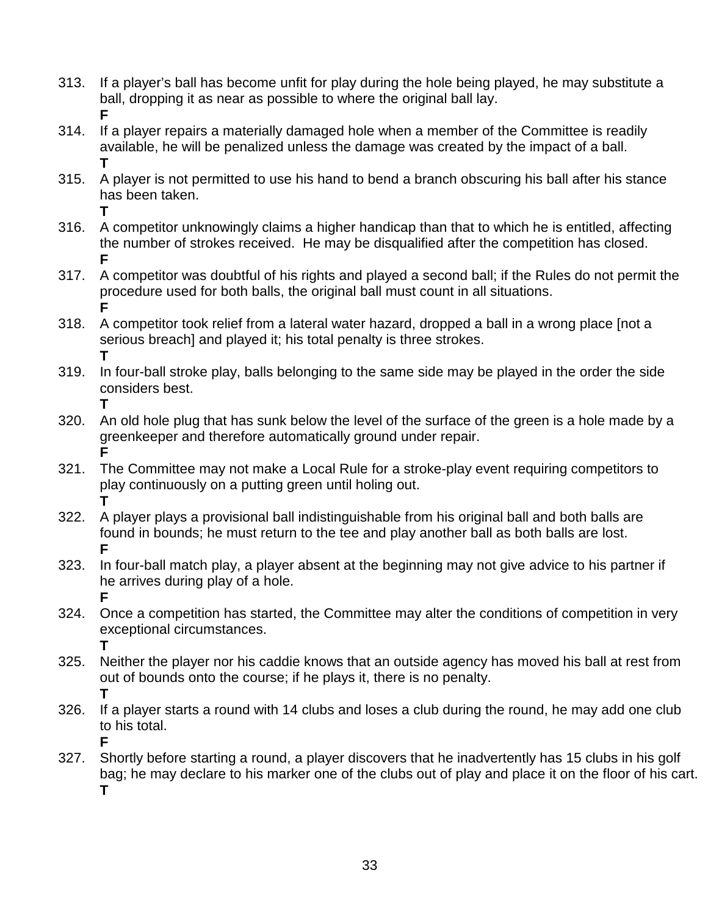313. If a player's ball has become unfit for play during the hole being played, he may substitute a ball, dropping it as near as possible to where the original ball lay.
**F**

314. If a player repairs a materially damaged hole when a member of the Committee is readily available, he will be penalized unless the damage was created by the impact of a ball.
**T**

315. A player is not permitted to use his hand to bend a branch obscuring his ball after his stance has been taken.
**T**

316. A competitor unknowingly claims a higher handicap than that to which he is entitled, affecting the number of strokes received. He may be disqualified after the competition has closed.
**F**

317. A competitor was doubtful of his rights and played a second ball; if the Rules do not permit the procedure used for both balls, the original ball must count in all situations.
**F**

318. A competitor took relief from a lateral water hazard, dropped a ball in a wrong place [not a serious breach] and played it; his total penalty is three strokes.
**T**

319. In four-ball stroke play, balls belonging to the same side may be played in the order the side considers best.
**T**

320. An old hole plug that has sunk below the level of the surface of the green is a hole made by a greenkeeper and therefore automatically ground under repair.
**F**

321. The Committee may not make a Local Rule for a stroke-play event requiring competitors to play continuously on a putting green until holing out.
**T**

322. A player plays a provisional ball indistinguishable from his original ball and both balls are found in bounds; he must return to the tee and play another ball as both balls are lost.
**F**

323. In four-ball match play, a player absent at the beginning may not give advice to his partner if he arrives during play of a hole.
**F**

324. Once a competition has started, the Committee may alter the conditions of competition in very exceptional circumstances.
**T**

325. Neither the player nor his caddie knows that an outside agency has moved his ball at rest from out of bounds onto the course; if he plays it, there is no penalty.
**T**

326. If a player starts a round with 14 clubs and loses a club during the round, he may add one club to his total.
**F**

327. Shortly before starting a round, a player discovers that he inadvertently has 15 clubs in his golf bag; he may declare to his marker one of the clubs out of play and place it on the floor of his cart.
**T**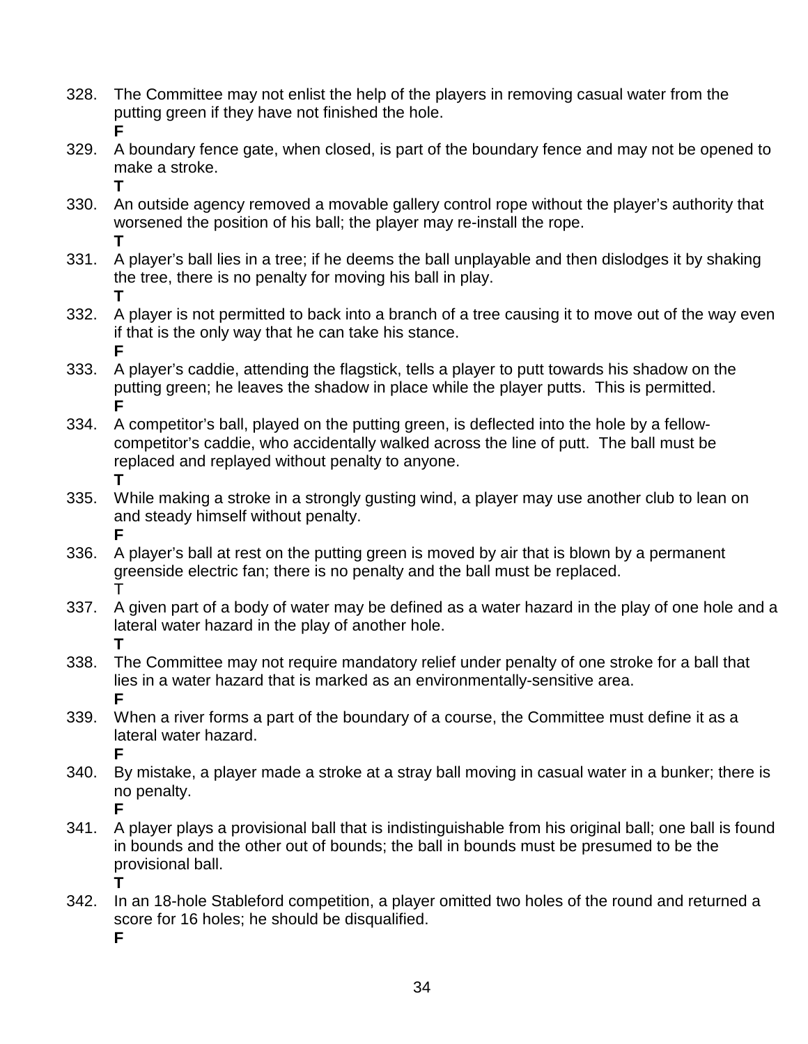328. The Committee may not enlist the help of the players in removing casual water from the putting green if they have not finished the hole.
**F**

329. A boundary fence gate, when closed, is part of the boundary fence and may not be opened to make a stroke.
**T**

330. An outside agency removed a movable gallery control rope without the player's authority that worsened the position of his ball; the player may re-install the rope.
**T**

331. A player's ball lies in a tree; if he deems the ball unplayable and then dislodges it by shaking the tree, there is no penalty for moving his ball in play.
**T**

332. A player is not permitted to back into a branch of a tree causing it to move out of the way even if that is the only way that he can take his stance.
**F**

333. A player's caddie, attending the flagstick, tells a player to putt towards his shadow on the putting green; he leaves the shadow in place while the player putts. This is permitted.
**F**

334. A competitor's ball, played on the putting green, is deflected into the hole by a fellow-competitor's caddie, who accidentally walked across the line of putt. The ball must be replaced and replayed without penalty to anyone.
**T**

335. While making a stroke in a strongly gusting wind, a player may use another club to lean on and steady himself without penalty.
**F**

336. A player's ball at rest on the putting green is moved by air that is blown by a permanent greenside electric fan; there is no penalty and the ball must be replaced.
T

337. A given part of a body of water may be defined as a water hazard in the play of one hole and a lateral water hazard in the play of another hole.
**T**

338. The Committee may not require mandatory relief under penalty of one stroke for a ball that lies in a water hazard that is marked as an environmentally-sensitive area.
**F**

339. When a river forms a part of the boundary of a course, the Committee must define it as a lateral water hazard.
**F**

340. By mistake, a player made a stroke at a stray ball moving in casual water in a bunker; there is no penalty.
**F**

341. A player plays a provisional ball that is indistinguishable from his original ball; one ball is found in bounds and the other out of bounds; the ball in bounds must be presumed to be the provisional ball.
**T**

342. In an 18-hole Stableford competition, a player omitted two holes of the round and returned a score for 16 holes; he should be disqualified.
**F**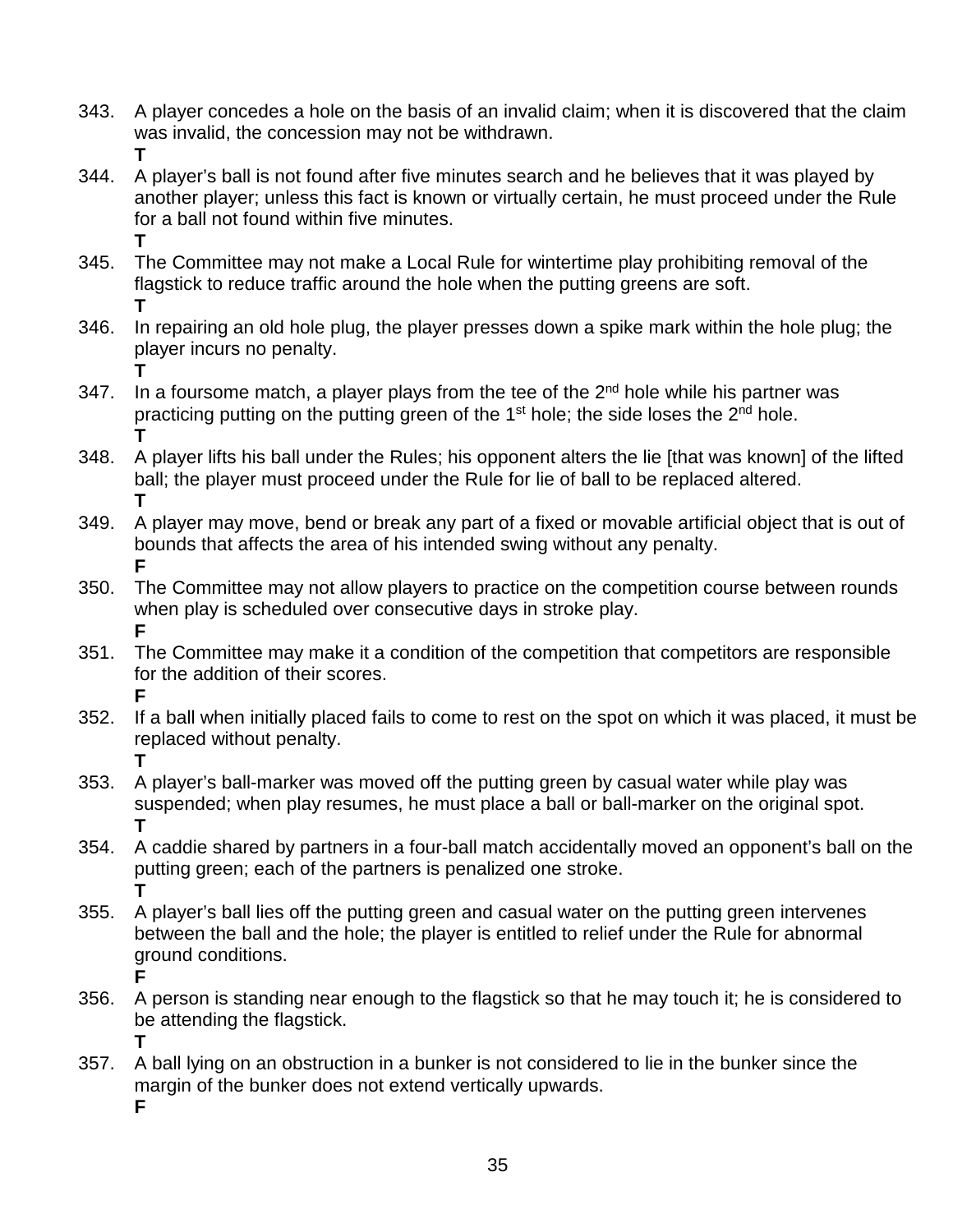343. A player concedes a hole on the basis of an invalid claim; when it is discovered that the claim was invalid, the concession may not be withdrawn.
     **T**
344. A player's ball is not found after five minutes search and he believes that it was played by another player; unless this fact is known or virtually certain, he must proceed under the Rule for a ball not found within five minutes.
     **T**
345. The Committee may not make a Local Rule for wintertime play prohibiting removal of the flagstick to reduce traffic around the hole when the putting greens are soft.
     **T**
346. In repairing an old hole plug, the player presses down a spike mark within the hole plug; the player incurs no penalty.
     **T**
347. In a foursome match, a player plays from the tee of the 2nd hole while his partner was practicing putting on the putting green of the 1st hole; the side loses the 2nd hole.
     **T**
348. A player lifts his ball under the Rules; his opponent alters the lie [that was known] of the lifted ball; the player must proceed under the Rule for lie of ball to be replaced altered.
     **T**
349. A player may move, bend or break any part of a fixed or movable artificial object that is out of bounds that affects the area of his intended swing without any penalty.
     **F**
350. The Committee may not allow players to practice on the competition course between rounds when play is scheduled over consecutive days in stroke play.
     **F**
351. The Committee may make it a condition of the competition that competitors are responsible for the addition of their scores.
     **F**
352. If a ball when initially placed fails to come to rest on the spot on which it was placed, it must be replaced without penalty.
     **T**
353. A player's ball-marker was moved off the putting green by casual water while play was suspended; when play resumes, he must place a ball or ball-marker on the original spot.
     **T**
354. A caddie shared by partners in a four-ball match accidentally moved an opponent's ball on the putting green; each of the partners is penalized one stroke.
     **T**
355. A player's ball lies off the putting green and casual water on the putting green intervenes between the ball and the hole; the player is entitled to relief under the Rule for abnormal ground conditions.
     **F**
356. A person is standing near enough to the flagstick so that he may touch it; he is considered to be attending the flagstick.
     **T**
357. A ball lying on an obstruction in a bunker is not considered to lie in the bunker since the margin of the bunker does not extend vertically upwards.
     **F**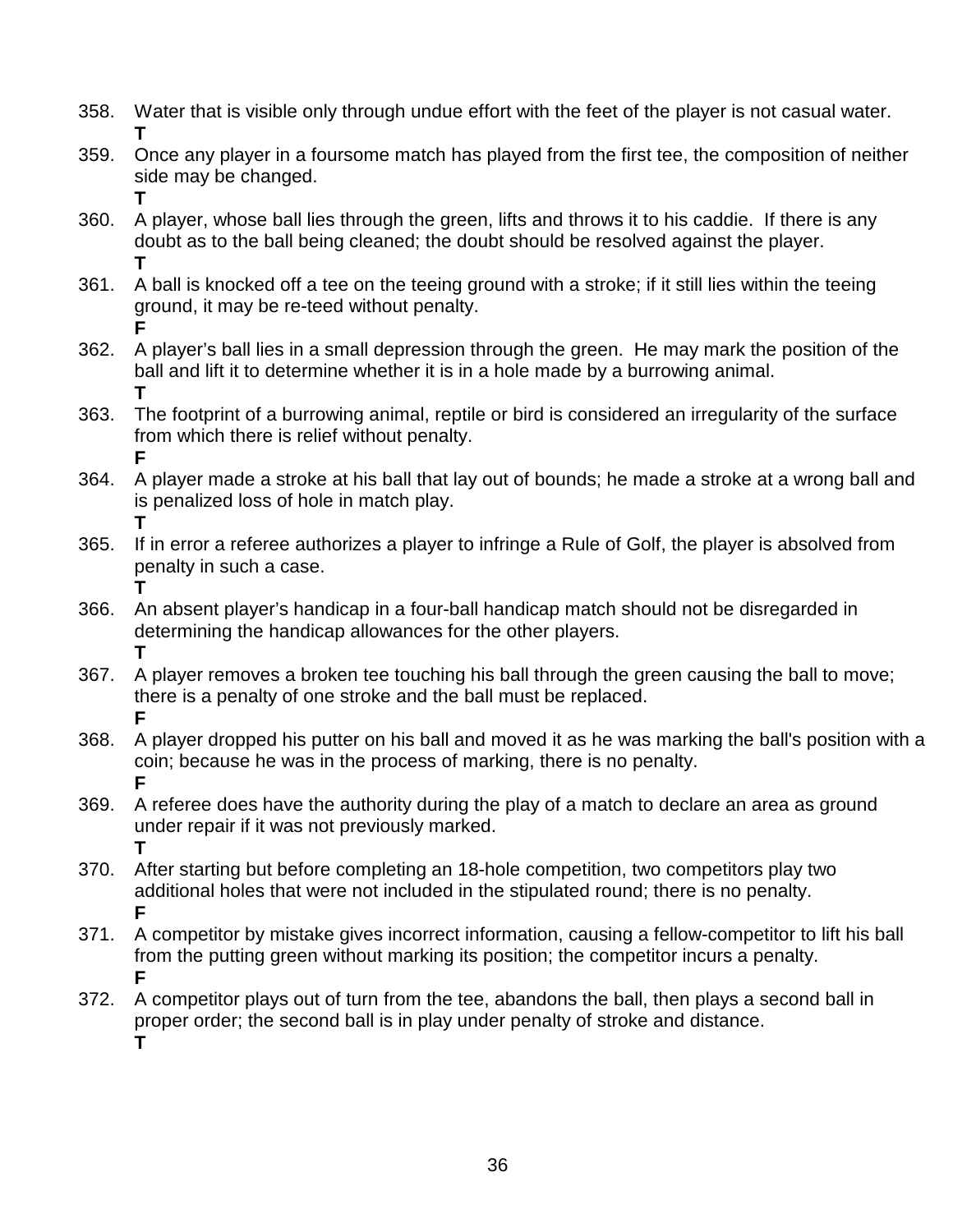358. Water that is visible only through undue effort with the feet of the player is not casual water.
**T**

359. Once any player in a foursome match has played from the first tee, the composition of neither side may be changed.
**T**

360. A player, whose ball lies through the green, lifts and throws it to his caddie. If there is any doubt as to the ball being cleaned; the doubt should be resolved against the player.
**T**

361. A ball is knocked off a tee on the teeing ground with a stroke; if it still lies within the teeing ground, it may be re-teed without penalty.
**F**

362. A player's ball lies in a small depression through the green. He may mark the position of the ball and lift it to determine whether it is in a hole made by a burrowing animal.
**T**

363. The footprint of a burrowing animal, reptile or bird is considered an irregularity of the surface from which there is relief without penalty.
**F**

364. A player made a stroke at his ball that lay out of bounds; he made a stroke at a wrong ball and is penalized loss of hole in match play.
**T**

365. If in error a referee authorizes a player to infringe a Rule of Golf, the player is absolved from penalty in such a case.
**T**

366. An absent player's handicap in a four-ball handicap match should not be disregarded in determining the handicap allowances for the other players.
**T**

367. A player removes a broken tee touching his ball through the green causing the ball to move; there is a penalty of one stroke and the ball must be replaced.
**F**

368. A player dropped his putter on his ball and moved it as he was marking the ball's position with a coin; because he was in the process of marking, there is no penalty.
**F**

369. A referee does have the authority during the play of a match to declare an area as ground under repair if it was not previously marked.
**T**

370. After starting but before completing an 18-hole competition, two competitors play two additional holes that were not included in the stipulated round; there is no penalty.
**F**

371. A competitor by mistake gives incorrect information, causing a fellow-competitor to lift his ball from the putting green without marking its position; the competitor incurs a penalty.
**F**

372. A competitor plays out of turn from the tee, abandons the ball, then plays a second ball in proper order; the second ball is in play under penalty of stroke and distance.
**T**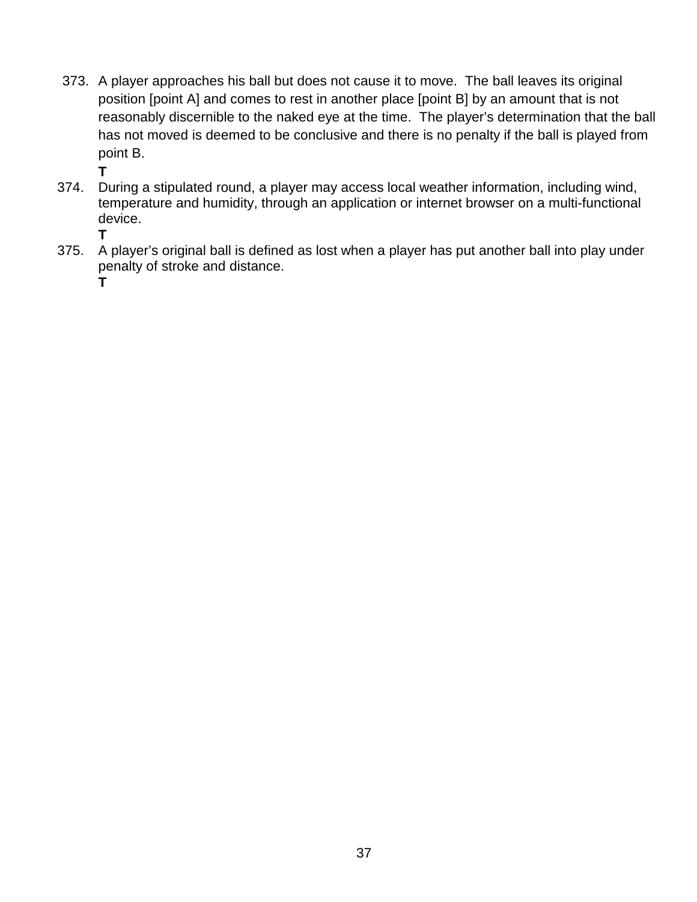373. A player approaches his ball but does not cause it to move. The ball leaves its original position [point A] and comes to rest in another place [point B] by an amount that is not reasonably discernible to the naked eye at the time. The player's determination that the ball has not moved is deemed to be conclusive and there is no penalty if the ball is played from point B.
**T**

374. During a stipulated round, a player may access local weather information, including wind, temperature and humidity, through an application or internet browser on a multi-functional device.
**T**

375. A player's original ball is defined as lost when a player has put another ball into play under penalty of stroke and distance.
**T**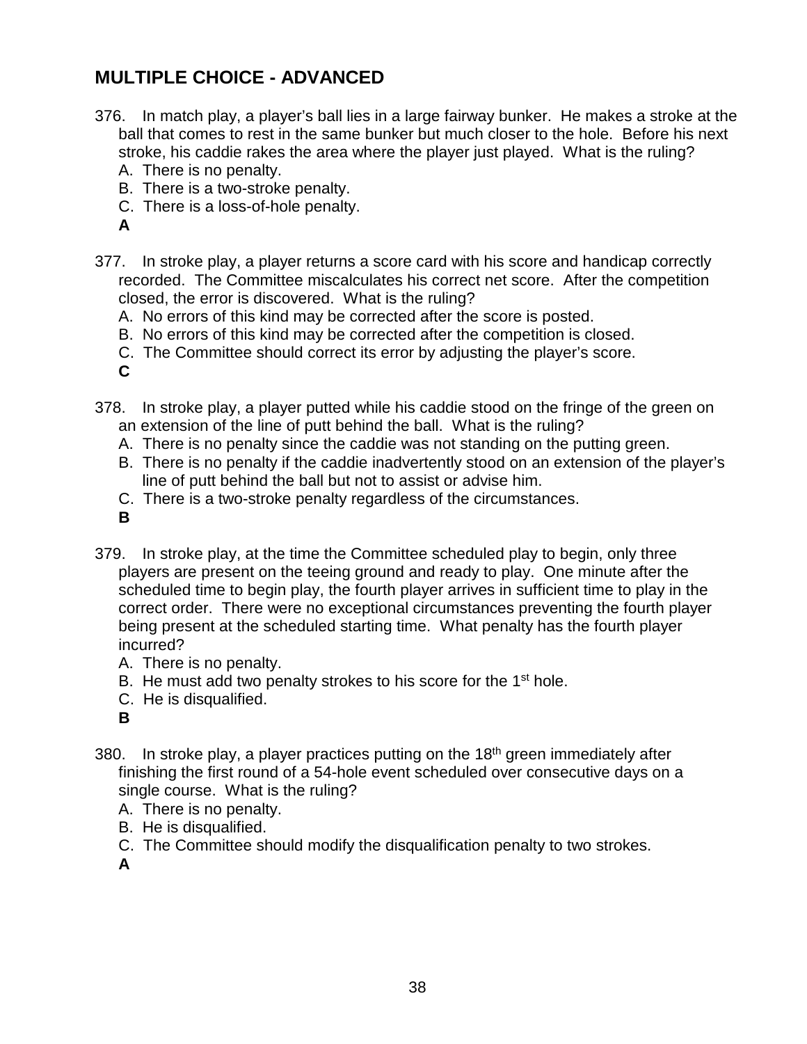## MULTIPLE CHOICE - ADVANCED

376. In match play, a player's ball lies in a large fairway bunker. He makes a stroke at the ball that comes to rest in the same bunker but much closer to the hole. Before his next stroke, his caddie rakes the area where the player just played. What is the ruling?
   A. There is no penalty.
   B. There is a two-stroke penalty.
   C. There is a loss-of-hole penalty.
   **A**

377. In stroke play, a player returns a score card with his score and handicap correctly recorded. The Committee miscalculates his correct net score. After the competition closed, the error is discovered. What is the ruling?
   A. No errors of this kind may be corrected after the score is posted.
   B. No errors of this kind may be corrected after the competition is closed.
   C. The Committee should correct its error by adjusting the player's score.
   **C**

378. In stroke play, a player putted while his caddie stood on the fringe of the green on an extension of the line of putt behind the ball. What is the ruling?
   A. There is no penalty since the caddie was not standing on the putting green.
   B. There is no penalty if the caddie inadvertently stood on an extension of the player's line of putt behind the ball but not to assist or advise him.
   C. There is a two-stroke penalty regardless of the circumstances.
   **B**

379. In stroke play, at the time the Committee scheduled play to begin, only three players are present on the teeing ground and ready to play. One minute after the scheduled time to begin play, the fourth player arrives in sufficient time to play in the correct order. There were no exceptional circumstances preventing the fourth player being present at the scheduled starting time. What penalty has the fourth player incurred?
   A. There is no penalty.
   B. He must add two penalty strokes to his score for the 1st hole.
   C. He is disqualified.
   **B**

380. In stroke play, a player practices putting on the 18th green immediately after finishing the first round of a 54-hole event scheduled over consecutive days on a single course. What is the ruling?
   A. There is no penalty.
   B. He is disqualified.
   C. The Committee should modify the disqualification penalty to two strokes.
   **A**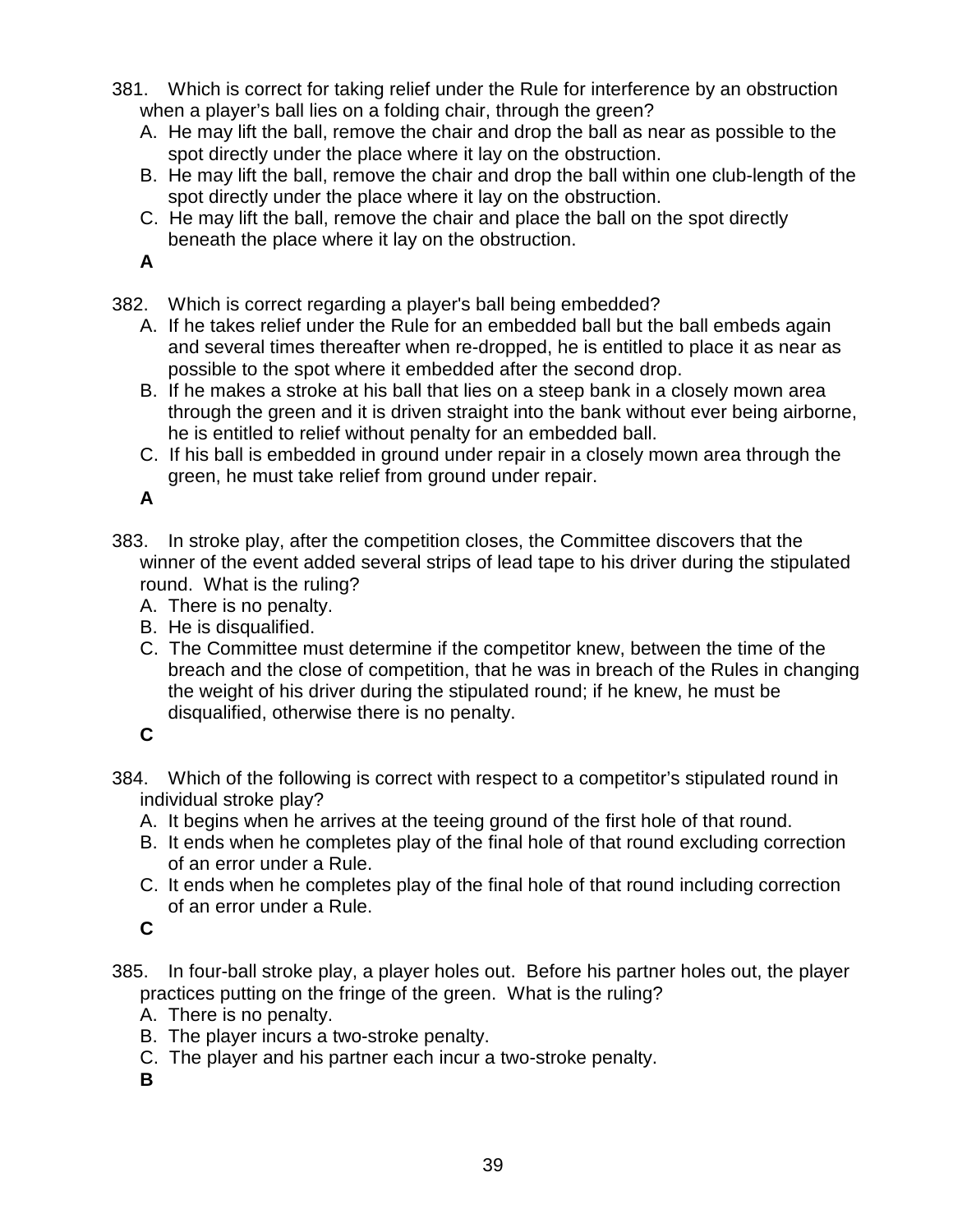381. Which is correct for taking relief under the Rule for interference by an obstruction when a player's ball lies on a folding chair, through the green?

   A. He may lift the ball, remove the chair and drop the ball as near as possible to the spot directly under the place where it lay on the obstruction.
   B. He may lift the ball, remove the chair and drop the ball within one club-length of the spot directly under the place where it lay on the obstruction.
   C. He may lift the ball, remove the chair and place the ball on the spot directly beneath the place where it lay on the obstruction.

   **A**

382. Which is correct regarding a player's ball being embedded?

   A. If he takes relief under the Rule for an embedded ball but the ball embeds again and several times thereafter when re-dropped, he is entitled to place it as near as possible to the spot where it embedded after the second drop.
   B. If he makes a stroke at his ball that lies on a steep bank in a closely mown area through the green and it is driven straight into the bank without ever being airborne, he is entitled to relief without penalty for an embedded ball.
   C. If his ball is embedded in ground under repair in a closely mown area through the green, he must take relief from ground under repair.

   **A**

383. In stroke play, after the competition closes, the Committee discovers that the winner of the event added several strips of lead tape to his driver during the stipulated round. What is the ruling?

   A. There is no penalty.
   B. He is disqualified.
   C. The Committee must determine if the competitor knew, between the time of the breach and the close of competition, that he was in breach of the Rules in changing the weight of his driver during the stipulated round; if he knew, he must be disqualified, otherwise there is no penalty.

   **C**

384. Which of the following is correct with respect to a competitor's stipulated round in individual stroke play?

   A. It begins when he arrives at the teeing ground of the first hole of that round.
   B. It ends when he completes play of the final hole of that round excluding correction of an error under a Rule.
   C. It ends when he completes play of the final hole of that round including correction of an error under a Rule.

   **C**

385. In four-ball stroke play, a player holes out. Before his partner holes out, the player practices putting on the fringe of the green. What is the ruling?

   A. There is no penalty.
   B. The player incurs a two-stroke penalty.
   C. The player and his partner each incur a two-stroke penalty.

   **B**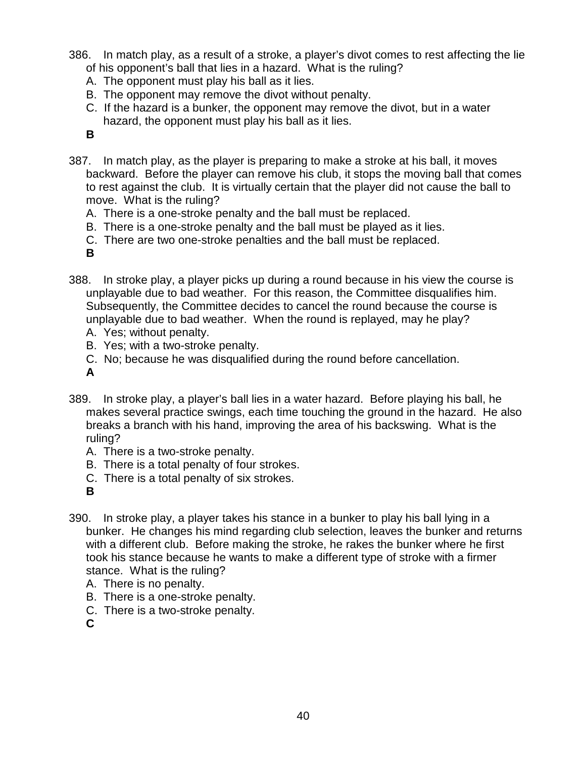386. In match play, as a result of a stroke, a player's divot comes to rest affecting the lie of his opponent's ball that lies in a hazard. What is the ruling?

A. The opponent must play his ball as it lies.
B. The opponent may remove the divot without penalty.
C. If the hazard is a bunker, the opponent may remove the divot, but in a water hazard, the opponent must play his ball as it lies.

**B**

387. In match play, as the player is preparing to make a stroke at his ball, it moves backward. Before the player can remove his club, it stops the moving ball that comes to rest against the club. It is virtually certain that the player did not cause the ball to move. What is the ruling?

A. There is a one-stroke penalty and the ball must be replaced.
B. There is a one-stroke penalty and the ball must be played as it lies.
C. There are two one-stroke penalties and the ball must be replaced.

**B**

388. In stroke play, a player picks up during a round because in his view the course is unplayable due to bad weather. For this reason, the Committee disqualifies him. Subsequently, the Committee decides to cancel the round because the course is unplayable due to bad weather. When the round is replayed, may he play?

A. Yes; without penalty.
B. Yes; with a two-stroke penalty.
C. No; because he was disqualified during the round before cancellation.

**A**

389. In stroke play, a player's ball lies in a water hazard. Before playing his ball, he makes several practice swings, each time touching the ground in the hazard. He also breaks a branch with his hand, improving the area of his backswing. What is the ruling?

A. There is a two-stroke penalty.
B. There is a total penalty of four strokes.
C. There is a total penalty of six strokes.

**B**

390. In stroke play, a player takes his stance in a bunker to play his ball lying in a bunker. He changes his mind regarding club selection, leaves the bunker and returns with a different club. Before making the stroke, he rakes the bunker where he first took his stance because he wants to make a different type of stroke with a firmer stance. What is the ruling?

A. There is no penalty.
B. There is a one-stroke penalty.
C. There is a two-stroke penalty.

**C**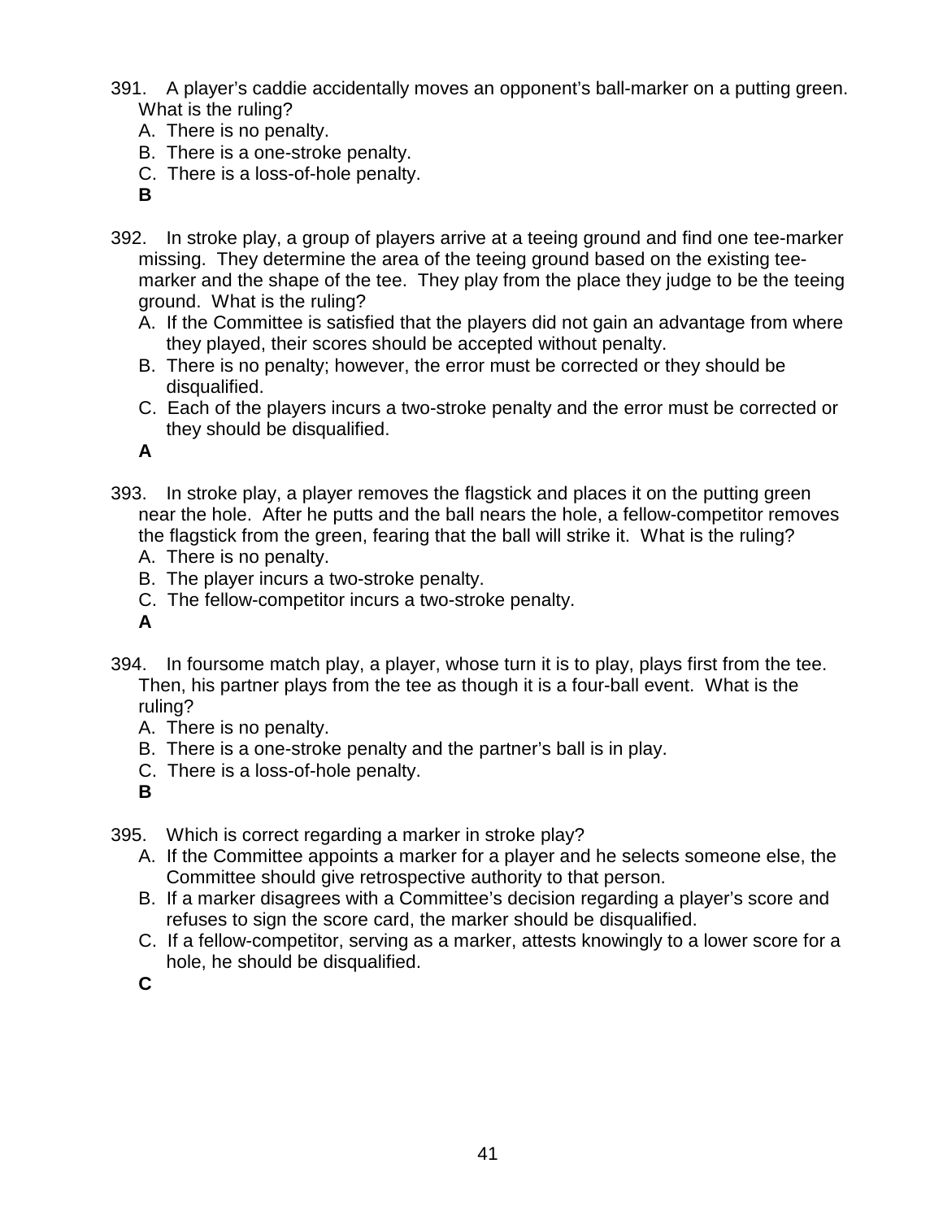391. A player's caddie accidentally moves an opponent's ball-marker on a putting green. What is the ruling?
   A. There is no penalty.
   B. There is a one-stroke penalty.
   C. There is a loss-of-hole penalty.
   **B**

392. In stroke play, a group of players arrive at a teeing ground and find one tee-marker missing. They determine the area of the teeing ground based on the existing tee-marker and the shape of the tee. They play from the place they judge to be the teeing ground. What is the ruling?
   A. If the Committee is satisfied that the players did not gain an advantage from where they played, their scores should be accepted without penalty.
   B. There is no penalty; however, the error must be corrected or they should be disqualified.
   C. Each of the players incurs a two-stroke penalty and the error must be corrected or they should be disqualified.
   **A**

393. In stroke play, a player removes the flagstick and places it on the putting green near the hole. After he putts and the ball nears the hole, a fellow-competitor removes the flagstick from the green, fearing that the ball will strike it. What is the ruling?
   A. There is no penalty.
   B. The player incurs a two-stroke penalty.
   C. The fellow-competitor incurs a two-stroke penalty.
   **A**

394. In foursome match play, a player, whose turn it is to play, plays first from the tee. Then, his partner plays from the tee as though it is a four-ball event. What is the ruling?
   A. There is no penalty.
   B. There is a one-stroke penalty and the partner's ball is in play.
   C. There is a loss-of-hole penalty.
   **B**

395. Which is correct regarding a marker in stroke play?
   A. If the Committee appoints a marker for a player and he selects someone else, the Committee should give retrospective authority to that person.
   B. If a marker disagrees with a Committee's decision regarding a player's score and refuses to sign the score card, the marker should be disqualified.
   C. If a fellow-competitor, serving as a marker, attests knowingly to a lower score for a hole, he should be disqualified.
   **C**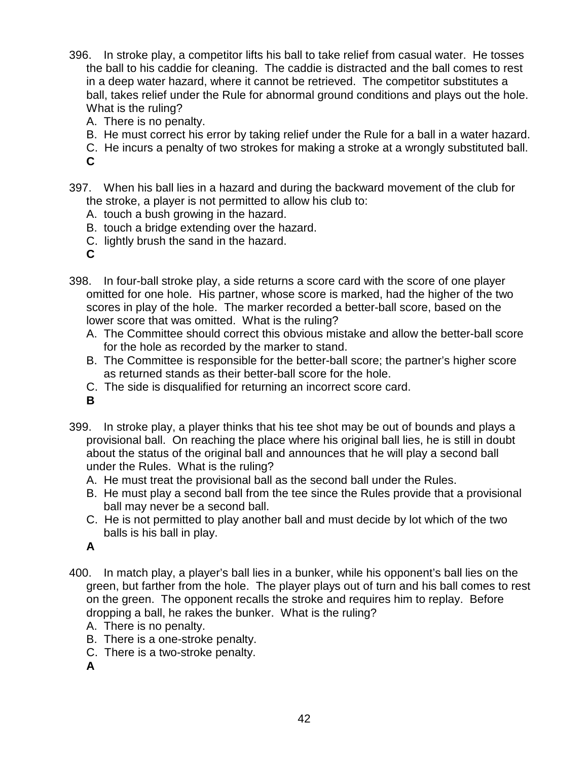396. In stroke play, a competitor lifts his ball to take relief from casual water. He tosses the ball to his caddie for cleaning. The caddie is distracted and the ball comes to rest in a deep water hazard, where it cannot be retrieved. The competitor substitutes a ball, takes relief under the Rule for abnormal ground conditions and plays out the hole. What is the ruling?

   A. There is no penalty.
   B. He must correct his error by taking relief under the Rule for a ball in a water hazard.
   C. He incurs a penalty of two strokes for making a stroke at a wrongly substituted ball.

   **C**

397. When his ball lies in a hazard and during the backward movement of the club for the stroke, a player is not permitted to allow his club to:

   A. touch a bush growing in the hazard.
   B. touch a bridge extending over the hazard.
   C. lightly brush the sand in the hazard.

   **C**

398. In four-ball stroke play, a side returns a score card with the score of one player omitted for one hole. His partner, whose score is marked, had the higher of the two scores in play of the hole. The marker recorded a better-ball score, based on the lower score that was omitted. What is the ruling?

   A. The Committee should correct this obvious mistake and allow the better-ball score for the hole as recorded by the marker to stand.
   B. The Committee is responsible for the better-ball score; the partner's higher score as returned stands as their better-ball score for the hole.
   C. The side is disqualified for returning an incorrect score card.

   **B**

399. In stroke play, a player thinks that his tee shot may be out of bounds and plays a provisional ball. On reaching the place where his original ball lies, he is still in doubt about the status of the original ball and announces that he will play a second ball under the Rules. What is the ruling?

   A. He must treat the provisional ball as the second ball under the Rules.
   B. He must play a second ball from the tee since the Rules provide that a provisional ball may never be a second ball.
   C. He is not permitted to play another ball and must decide by lot which of the two balls is his ball in play.

   **A**

400. In match play, a player's ball lies in a bunker, while his opponent's ball lies on the green, but farther from the hole. The player plays out of turn and his ball comes to rest on the green. The opponent recalls the stroke and requires him to replay. Before dropping a ball, he rakes the bunker. What is the ruling?

   A. There is no penalty.
   B. There is a one-stroke penalty.
   C. There is a two-stroke penalty.

   **A**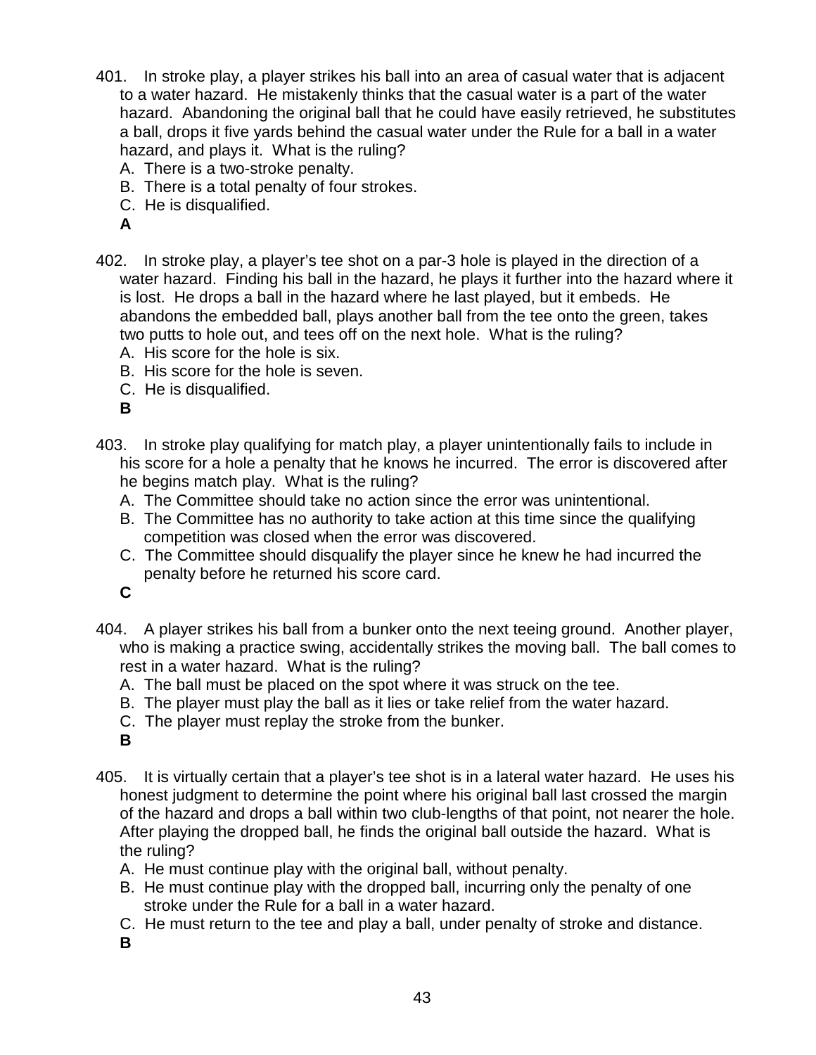401. In stroke play, a player strikes his ball into an area of casual water that is adjacent to a water hazard. He mistakenly thinks that the casual water is a part of the water hazard. Abandoning the original ball that he could have easily retrieved, he substitutes a ball, drops it five yards behind the casual water under the Rule for a ball in a water hazard, and plays it. What is the ruling?

   A. There is a two-stroke penalty.
   B. There is a total penalty of four strokes.
   C. He is disqualified.

   **A**

402. In stroke play, a player's tee shot on a par-3 hole is played in the direction of a water hazard. Finding his ball in the hazard, he plays it further into the hazard where it is lost. He drops a ball in the hazard where he last played, but it embeds. He abandons the embedded ball, plays another ball from the tee onto the green, takes two putts to hole out, and tees off on the next hole. What is the ruling?

   A. His score for the hole is six.
   B. His score for the hole is seven.
   C. He is disqualified.

   **B**

403. In stroke play qualifying for match play, a player unintentionally fails to include in his score for a hole a penalty that he knows he incurred. The error is discovered after he begins match play. What is the ruling?

   A. The Committee should take no action since the error was unintentional.
   B. The Committee has no authority to take action at this time since the qualifying competition was closed when the error was discovered.
   C. The Committee should disqualify the player since he knew he had incurred the penalty before he returned his score card.

   **C**

404. A player strikes his ball from a bunker onto the next teeing ground. Another player, who is making a practice swing, accidentally strikes the moving ball. The ball comes to rest in a water hazard. What is the ruling?

   A. The ball must be placed on the spot where it was struck on the tee.
   B. The player must play the ball as it lies or take relief from the water hazard.
   C. The player must replay the stroke from the bunker.

   **B**

405. It is virtually certain that a player's tee shot is in a lateral water hazard. He uses his honest judgment to determine the point where his original ball last crossed the margin of the hazard and drops a ball within two club-lengths of that point, not nearer the hole. After playing the dropped ball, he finds the original ball outside the hazard. What is the ruling?

   A. He must continue play with the original ball, without penalty.
   B. He must continue play with the dropped ball, incurring only the penalty of one stroke under the Rule for a ball in a water hazard.
   C. He must return to the tee and play a ball, under penalty of stroke and distance.

   **B**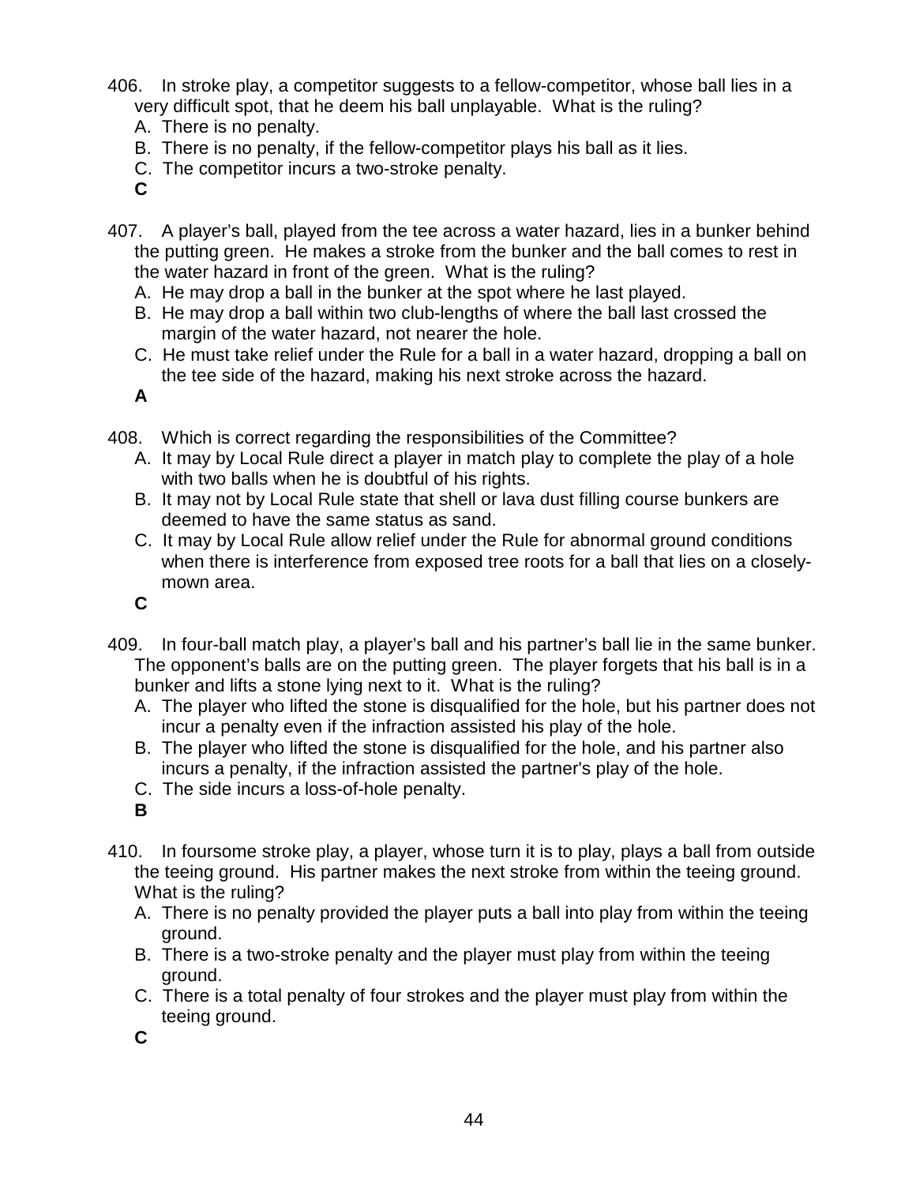406. In stroke play, a competitor suggests to a fellow-competitor, whose ball lies in a very difficult spot, that he deem his ball unplayable. What is the ruling?
   A. There is no penalty.
   B. There is no penalty, if the fellow-competitor plays his ball as it lies.
   C. The competitor incurs a two-stroke penalty.
   **C**

407. A player's ball, played from the tee across a water hazard, lies in a bunker behind the putting green. He makes a stroke from the bunker and the ball comes to rest in the water hazard in front of the green. What is the ruling?
   A. He may drop a ball in the bunker at the spot where he last played.
   B. He may drop a ball within two club-lengths of where the ball last crossed the margin of the water hazard, not nearer the hole.
   C. He must take relief under the Rule for a ball in a water hazard, dropping a ball on the tee side of the hazard, making his next stroke across the hazard.
   **A**

408. Which is correct regarding the responsibilities of the Committee?
   A. It may by Local Rule direct a player in match play to complete the play of a hole with two balls when he is doubtful of his rights.
   B. It may not by Local Rule state that shell or lava dust filling course bunkers are deemed to have the same status as sand.
   C. It may by Local Rule allow relief under the Rule for abnormal ground conditions when there is interference from exposed tree roots for a ball that lies on a closely-mown area.
   **C**

409. In four-ball match play, a player's ball and his partner's ball lie in the same bunker. The opponent's balls are on the putting green. The player forgets that his ball is in a bunker and lifts a stone lying next to it. What is the ruling?
   A. The player who lifted the stone is disqualified for the hole, but his partner does not incur a penalty even if the infraction assisted his play of the hole.
   B. The player who lifted the stone is disqualified for the hole, and his partner also incurs a penalty, if the infraction assisted the partner's play of the hole.
   C. The side incurs a loss-of-hole penalty.
   **B**

410. In foursome stroke play, a player, whose turn it is to play, plays a ball from outside the teeing ground. His partner makes the next stroke from within the teeing ground. What is the ruling?
   A. There is no penalty provided the player puts a ball into play from within the teeing ground.
   B. There is a two-stroke penalty and the player must play from within the teeing ground.
   C. There is a total penalty of four strokes and the player must play from within the teeing ground.
   **C**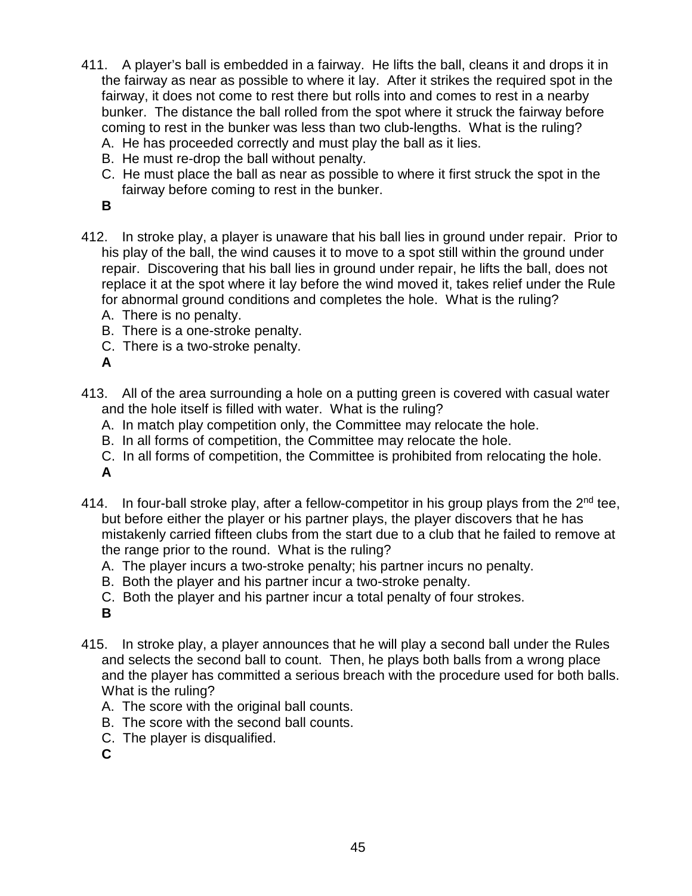411. A player's ball is embedded in a fairway. He lifts the ball, cleans it and drops it in the fairway as near as possible to where it lay. After it strikes the required spot in the fairway, it does not come to rest there but rolls into and comes to rest in a nearby bunker. The distance the ball rolled from the spot where it struck the fairway before coming to rest in the bunker was less than two club-lengths. What is the ruling?
   A. He has proceeded correctly and must play the ball as it lies.
   B. He must re-drop the ball without penalty.
   C. He must place the ball as near as possible to where it first struck the spot in the fairway before coming to rest in the bunker.

   **B**

412. In stroke play, a player is unaware that his ball lies in ground under repair. Prior to his play of the ball, the wind causes it to move to a spot still within the ground under repair. Discovering that his ball lies in ground under repair, he lifts the ball, does not replace it at the spot where it lay before the wind moved it, takes relief under the Rule for abnormal ground conditions and completes the hole. What is the ruling?
   A. There is no penalty.
   B. There is a one-stroke penalty.
   C. There is a two-stroke penalty.

   **A**

413. All of the area surrounding a hole on a putting green is covered with casual water and the hole itself is filled with water. What is the ruling?
   A. In match play competition only, the Committee may relocate the hole.
   B. In all forms of competition, the Committee may relocate the hole.
   C. In all forms of competition, the Committee is prohibited from relocating the hole.

   **A**

414. In four-ball stroke play, after a fellow-competitor in his group plays from the 2nd tee, but before either the player or his partner plays, the player discovers that he has mistakenly carried fifteen clubs from the start due to a club that he failed to remove at the range prior to the round. What is the ruling?
   A. The player incurs a two-stroke penalty; his partner incurs no penalty.
   B. Both the player and his partner incur a two-stroke penalty.
   C. Both the player and his partner incur a total penalty of four strokes.

   **B**

415. In stroke play, a player announces that he will play a second ball under the Rules and selects the second ball to count. Then, he plays both balls from a wrong place and the player has committed a serious breach with the procedure used for both balls. What is the ruling?
   A. The score with the original ball counts.
   B. The score with the second ball counts.
   C. The player is disqualified.

   **C**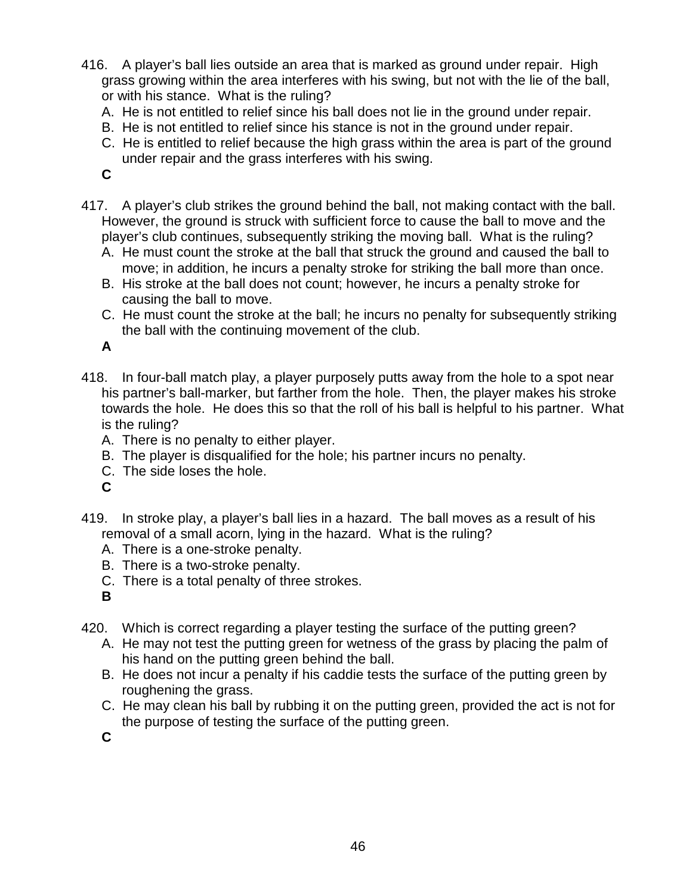416. A player's ball lies outside an area that is marked as ground under repair. High grass growing within the area interferes with his swing, but not with the lie of the ball, or with his stance. What is the ruling?

   A. He is not entitled to relief since his ball does not lie in the ground under repair.
   B. He is not entitled to relief since his stance is not in the ground under repair.
   C. He is entitled to relief because the high grass within the area is part of the ground under repair and the grass interferes with his swing.

   **C**

417. A player's club strikes the ground behind the ball, not making contact with the ball. However, the ground is struck with sufficient force to cause the ball to move and the player's club continues, subsequently striking the moving ball. What is the ruling?

   A. He must count the stroke at the ball that struck the ground and caused the ball to move; in addition, he incurs a penalty stroke for striking the ball more than once.
   B. His stroke at the ball does not count; however, he incurs a penalty stroke for causing the ball to move.
   C. He must count the stroke at the ball; he incurs no penalty for subsequently striking the ball with the continuing movement of the club.

   **A**

418. In four-ball match play, a player purposely putts away from the hole to a spot near his partner's ball-marker, but farther from the hole. Then, the player makes his stroke towards the hole. He does this so that the roll of his ball is helpful to his partner. What is the ruling?

   A. There is no penalty to either player.
   B. The player is disqualified for the hole; his partner incurs no penalty.
   C. The side loses the hole.

   **C**

419. In stroke play, a player's ball lies in a hazard. The ball moves as a result of his removal of a small acorn, lying in the hazard. What is the ruling?

   A. There is a one-stroke penalty.
   B. There is a two-stroke penalty.
   C. There is a total penalty of three strokes.

   **B**

420. Which is correct regarding a player testing the surface of the putting green?

   A. He may not test the putting green for wetness of the grass by placing the palm of his hand on the putting green behind the ball.
   B. He does not incur a penalty if his caddie tests the surface of the putting green by roughening the grass.
   C. He may clean his ball by rubbing it on the putting green, provided the act is not for the purpose of testing the surface of the putting green.

   **C**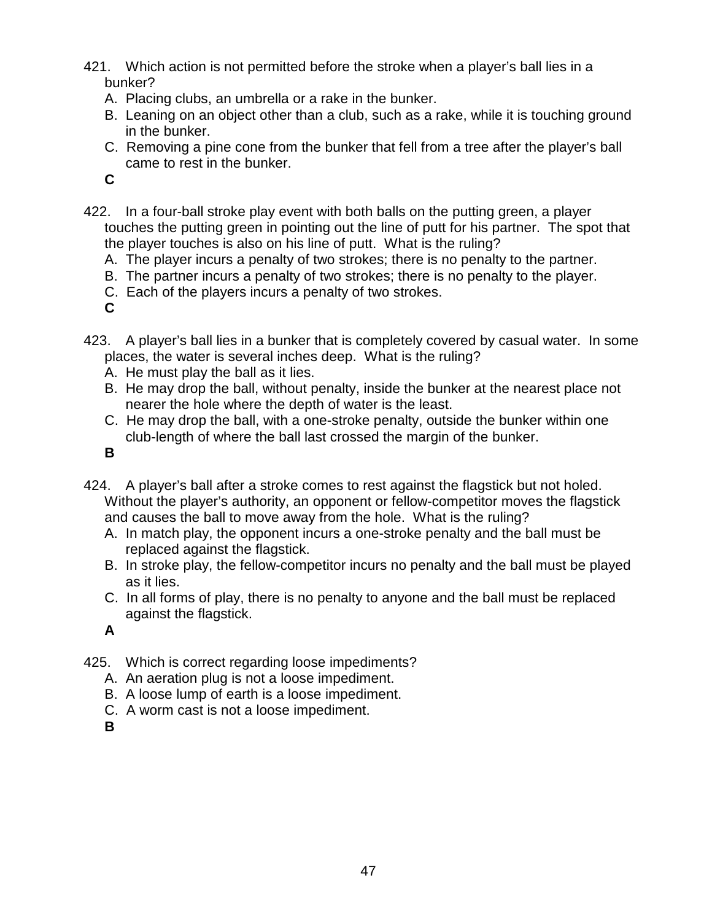421. Which action is not permitted before the stroke when a player's ball lies in a bunker?
   A. Placing clubs, an umbrella or a rake in the bunker.
   B. Leaning on an object other than a club, such as a rake, while it is touching ground in the bunker.
   C. Removing a pine cone from the bunker that fell from a tree after the player's ball came to rest in the bunker.

   **C**

422. In a four-ball stroke play event with both balls on the putting green, a player touches the putting green in pointing out the line of putt for his partner. The spot that the player touches is also on his line of putt. What is the ruling?
   A. The player incurs a penalty of two strokes; there is no penalty to the partner.
   B. The partner incurs a penalty of two strokes; there is no penalty to the player.
   C. Each of the players incurs a penalty of two strokes.

   **C**

423. A player's ball lies in a bunker that is completely covered by casual water. In some places, the water is several inches deep. What is the ruling?
   A. He must play the ball as it lies.
   B. He may drop the ball, without penalty, inside the bunker at the nearest place not nearer the hole where the depth of water is the least.
   C. He may drop the ball, with a one-stroke penalty, outside the bunker within one club-length of where the ball last crossed the margin of the bunker.

   **B**

424. A player's ball after a stroke comes to rest against the flagstick but not holed. Without the player's authority, an opponent or fellow-competitor moves the flagstick and causes the ball to move away from the hole. What is the ruling?
   A. In match play, the opponent incurs a one-stroke penalty and the ball must be replaced against the flagstick.
   B. In stroke play, the fellow-competitor incurs no penalty and the ball must be played as it lies.
   C. In all forms of play, there is no penalty to anyone and the ball must be replaced against the flagstick.

   **A**

425. Which is correct regarding loose impediments?
   A. An aeration plug is not a loose impediment.
   B. A loose lump of earth is a loose impediment.
   C. A worm cast is not a loose impediment.

   **B**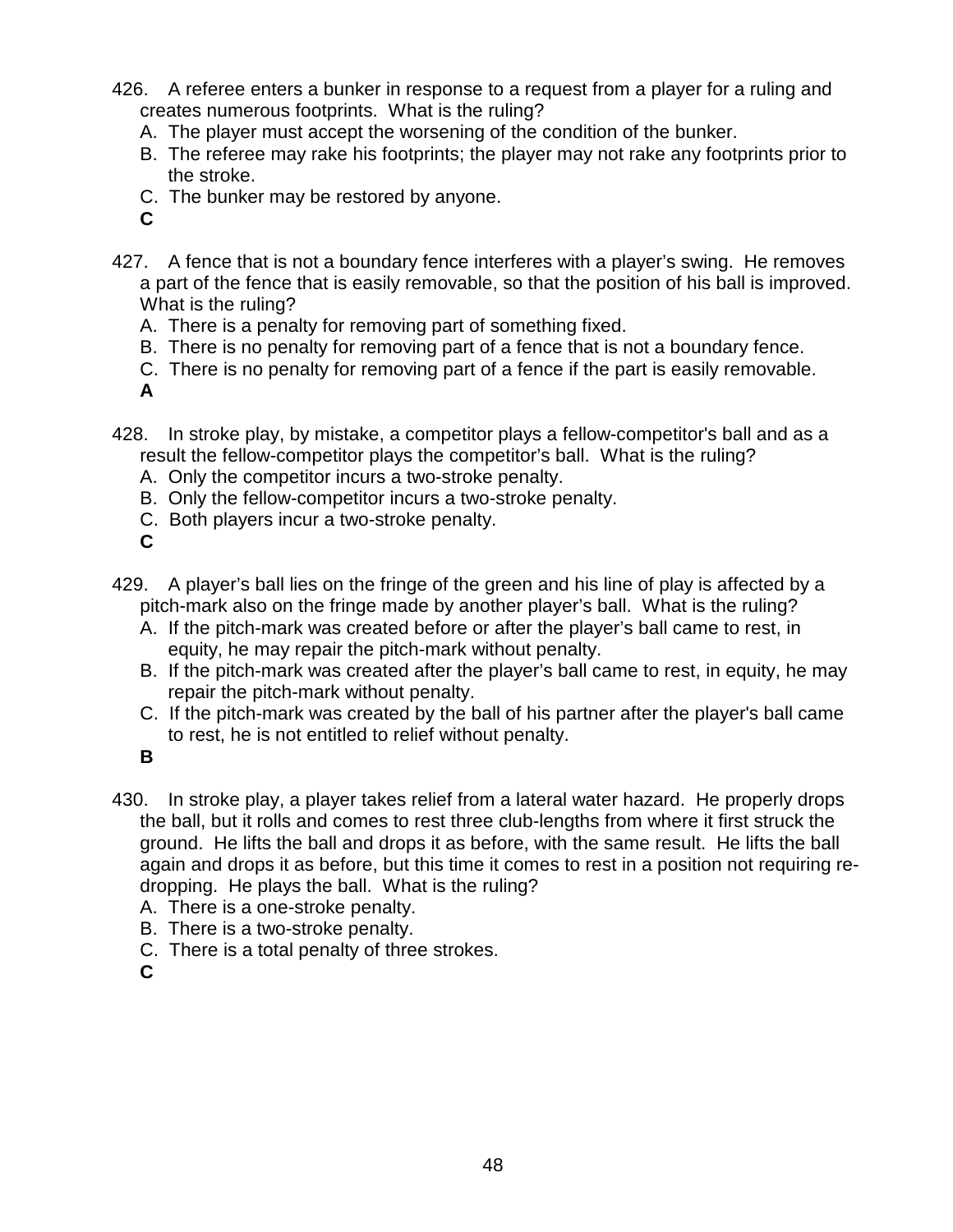426. A referee enters a bunker in response to a request from a player for a ruling and creates numerous footprints. What is the ruling?

   A. The player must accept the worsening of the condition of the bunker.
   B. The referee may rake his footprints; the player may not rake any footprints prior to the stroke.
   C. The bunker may be restored by anyone.

   **C**

427. A fence that is not a boundary fence interferes with a player's swing. He removes a part of the fence that is easily removable, so that the position of his ball is improved. What is the ruling?

   A. There is a penalty for removing part of something fixed.
   B. There is no penalty for removing part of a fence that is not a boundary fence.
   C. There is no penalty for removing part of a fence if the part is easily removable.

   **A**

428. In stroke play, by mistake, a competitor plays a fellow-competitor's ball and as a result the fellow-competitor plays the competitor's ball. What is the ruling?

   A. Only the competitor incurs a two-stroke penalty.
   B. Only the fellow-competitor incurs a two-stroke penalty.
   C. Both players incur a two-stroke penalty.

   **C**

429. A player's ball lies on the fringe of the green and his line of play is affected by a pitch-mark also on the fringe made by another player's ball. What is the ruling?

   A. If the pitch-mark was created before or after the player's ball came to rest, in equity, he may repair the pitch-mark without penalty.
   B. If the pitch-mark was created after the player's ball came to rest, in equity, he may repair the pitch-mark without penalty.
   C. If the pitch-mark was created by the ball of his partner after the player's ball came to rest, he is not entitled to relief without penalty.

   **B**

430. In stroke play, a player takes relief from a lateral water hazard. He properly drops the ball, but it rolls and comes to rest three club-lengths from where it first struck the ground. He lifts the ball and drops it as before, with the same result. He lifts the ball again and drops it as before, but this time it comes to rest in a position not requiring re-dropping. He plays the ball. What is the ruling?

   A. There is a one-stroke penalty.
   B. There is a two-stroke penalty.
   C. There is a total penalty of three strokes.

   **C**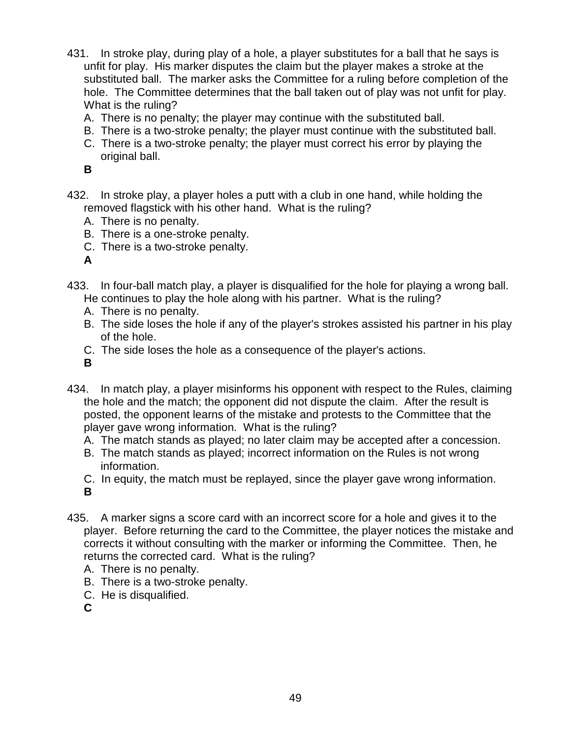431. In stroke play, during play of a hole, a player substitutes for a ball that he says is unfit for play. His marker disputes the claim but the player makes a stroke at the substituted ball. The marker asks the Committee for a ruling before completion of the hole. The Committee determines that the ball taken out of play was not unfit for play. What is the ruling?

A. There is no penalty; the player may continue with the substituted ball.
B. There is a two-stroke penalty; the player must continue with the substituted ball.
C. There is a two-stroke penalty; the player must correct his error by playing the original ball.

**B**

432. In stroke play, a player holes a putt with a club in one hand, while holding the removed flagstick with his other hand. What is the ruling?

A. There is no penalty.
B. There is a one-stroke penalty.
C. There is a two-stroke penalty.

**A**

433. In four-ball match play, a player is disqualified for the hole for playing a wrong ball. He continues to play the hole along with his partner. What is the ruling?

A. There is no penalty.
B. The side loses the hole if any of the player's strokes assisted his partner in his play of the hole.
C. The side loses the hole as a consequence of the player's actions.

**B**

434. In match play, a player misinforms his opponent with respect to the Rules, claiming the hole and the match; the opponent did not dispute the claim. After the result is posted, the opponent learns of the mistake and protests to the Committee that the player gave wrong information. What is the ruling?

A. The match stands as played; no later claim may be accepted after a concession.
B. The match stands as played; incorrect information on the Rules is not wrong information.
C. In equity, the match must be replayed, since the player gave wrong information.

**B**

435. A marker signs a score card with an incorrect score for a hole and gives it to the player. Before returning the card to the Committee, the player notices the mistake and corrects it without consulting with the marker or informing the Committee. Then, he returns the corrected card. What is the ruling?

A. There is no penalty.
B. There is a two-stroke penalty.
C. He is disqualified.

**C**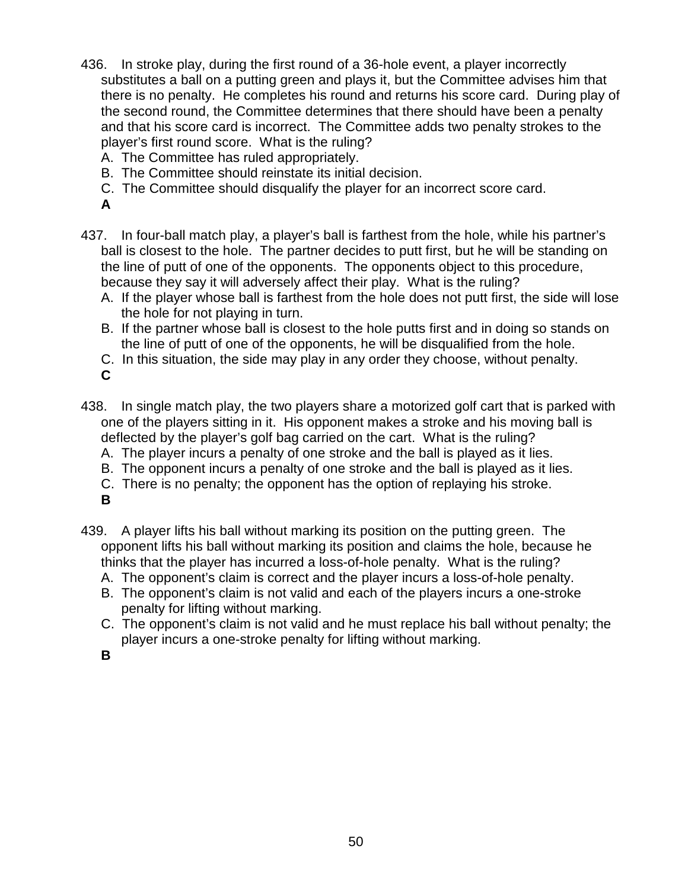436. In stroke play, during the first round of a 36-hole event, a player incorrectly substitutes a ball on a putting green and plays it, but the Committee advises him that there is no penalty. He completes his round and returns his score card. During play of the second round, the Committee determines that there should have been a penalty and that his score card is incorrect. The Committee adds two penalty strokes to the player's first round score. What is the ruling?

A. The Committee has ruled appropriately.
B. The Committee should reinstate its initial decision.
C. The Committee should disqualify the player for an incorrect score card.

**A**

437. In four-ball match play, a player's ball is farthest from the hole, while his partner's ball is closest to the hole. The partner decides to putt first, but he will be standing on the line of putt of one of the opponents. The opponents object to this procedure, because they say it will adversely affect their play. What is the ruling?

A. If the player whose ball is farthest from the hole does not putt first, the side will lose the hole for not playing in turn.
B. If the partner whose ball is closest to the hole putts first and in doing so stands on the line of putt of one of the opponents, he will be disqualified from the hole.
C. In this situation, the side may play in any order they choose, without penalty.

**C**

438. In single match play, the two players share a motorized golf cart that is parked with one of the players sitting in it. His opponent makes a stroke and his moving ball is deflected by the player's golf bag carried on the cart. What is the ruling?

A. The player incurs a penalty of one stroke and the ball is played as it lies.
B. The opponent incurs a penalty of one stroke and the ball is played as it lies.
C. There is no penalty; the opponent has the option of replaying his stroke.

**B**

439. A player lifts his ball without marking its position on the putting green. The opponent lifts his ball without marking its position and claims the hole, because he thinks that the player has incurred a loss-of-hole penalty. What is the ruling?

A. The opponent's claim is correct and the player incurs a loss-of-hole penalty.
B. The opponent's claim is not valid and each of the players incurs a one-stroke penalty for lifting without marking.
C. The opponent's claim is not valid and he must replace his ball without penalty; the player incurs a one-stroke penalty for lifting without marking.

**B**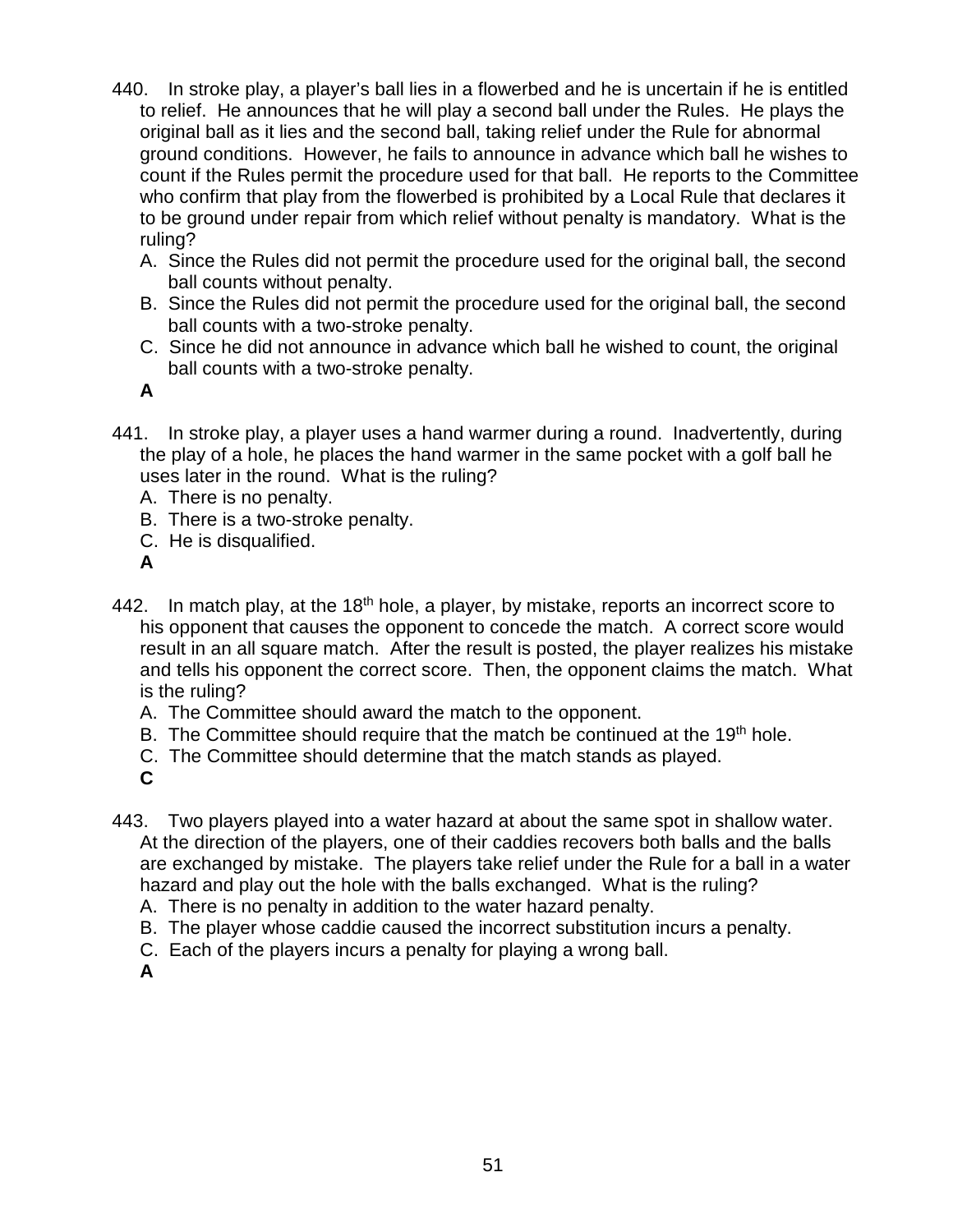440. In stroke play, a player's ball lies in a flowerbed and he is uncertain if he is entitled to relief. He announces that he will play a second ball under the Rules. He plays the original ball as it lies and the second ball, taking relief under the Rule for abnormal ground conditions. However, he fails to announce in advance which ball he wishes to count if the Rules permit the procedure used for that ball. He reports to the Committee who confirm that play from the flowerbed is prohibited by a Local Rule that declares it to be ground under repair from which relief without penalty is mandatory. What is the ruling?

A. Since the Rules did not permit the procedure used for the original ball, the second ball counts without penalty.
B. Since the Rules did not permit the procedure used for the original ball, the second ball counts with a two-stroke penalty.
C. Since he did not announce in advance which ball he wished to count, the original ball counts with a two-stroke penalty.

**A**

441. In stroke play, a player uses a hand warmer during a round. Inadvertently, during the play of a hole, he places the hand warmer in the same pocket with a golf ball he uses later in the round. What is the ruling?

A. There is no penalty.
B. There is a two-stroke penalty.
C. He is disqualified.

**A**

442. In match play, at the 18th hole, a player, by mistake, reports an incorrect score to his opponent that causes the opponent to concede the match. A correct score would result in an all square match. After the result is posted, the player realizes his mistake and tells his opponent the correct score. Then, the opponent claims the match. What is the ruling?

A. The Committee should award the match to the opponent.
B. The Committee should require that the match be continued at the 19th hole.
C. The Committee should determine that the match stands as played.

**C**

443. Two players played into a water hazard at about the same spot in shallow water. At the direction of the players, one of their caddies recovers both balls and the balls are exchanged by mistake. The players take relief under the Rule for a ball in a water hazard and play out the hole with the balls exchanged. What is the ruling?

A. There is no penalty in addition to the water hazard penalty.
B. The player whose caddie caused the incorrect substitution incurs a penalty.
C. Each of the players incurs a penalty for playing a wrong ball.

**A**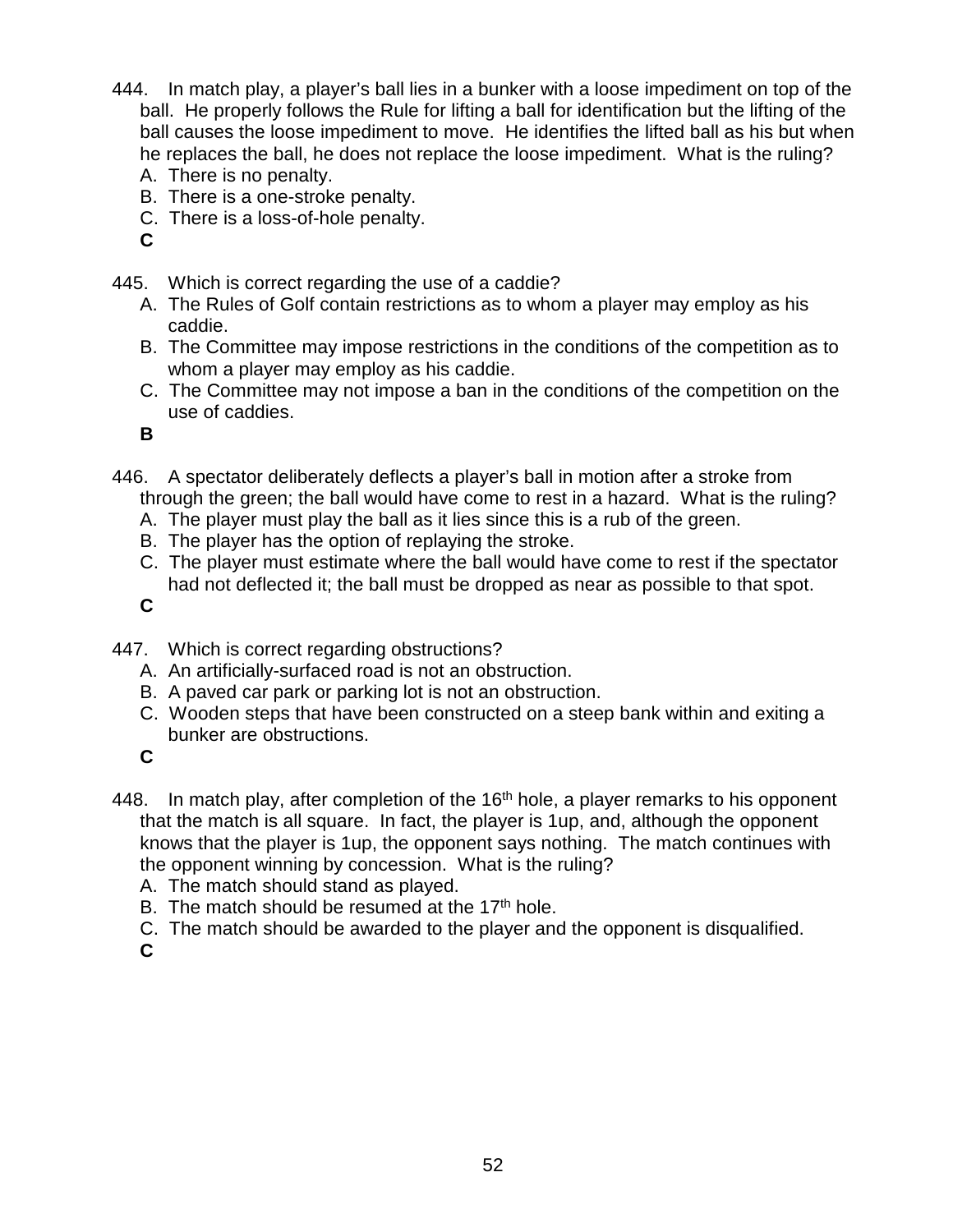444. In match play, a player's ball lies in a bunker with a loose impediment on top of the ball. He properly follows the Rule for lifting a ball for identification but the lifting of the ball causes the loose impediment to move. He identifies the lifted ball as his but when he replaces the ball, he does not replace the loose impediment. What is the ruling?
   A. There is no penalty.
   B. There is a one-stroke penalty.
   C. There is a loss-of-hole penalty.
   **C**

445. Which is correct regarding the use of a caddie?
   A. The Rules of Golf contain restrictions as to whom a player may employ as his caddie.
   B. The Committee may impose restrictions in the conditions of the competition as to whom a player may employ as his caddie.
   C. The Committee may not impose a ban in the conditions of the competition on the use of caddies.
   **B**

446. A spectator deliberately deflects a player's ball in motion after a stroke from through the green; the ball would have come to rest in a hazard. What is the ruling?
   A. The player must play the ball as it lies since this is a rub of the green.
   B. The player has the option of replaying the stroke.
   C. The player must estimate where the ball would have come to rest if the spectator had not deflected it; the ball must be dropped as near as possible to that spot.
   **C**

447. Which is correct regarding obstructions?
   A. An artificially-surfaced road is not an obstruction.
   B. A paved car park or parking lot is not an obstruction.
   C. Wooden steps that have been constructed on a steep bank within and exiting a bunker are obstructions.
   **C**

448. In match play, after completion of the 16th hole, a player remarks to his opponent that the match is all square. In fact, the player is 1up, and, although the opponent knows that the player is 1up, the opponent says nothing. The match continues with the opponent winning by concession. What is the ruling?
   A. The match should stand as played.
   B. The match should be resumed at the 17th hole.
   C. The match should be awarded to the player and the opponent is disqualified.
   **C**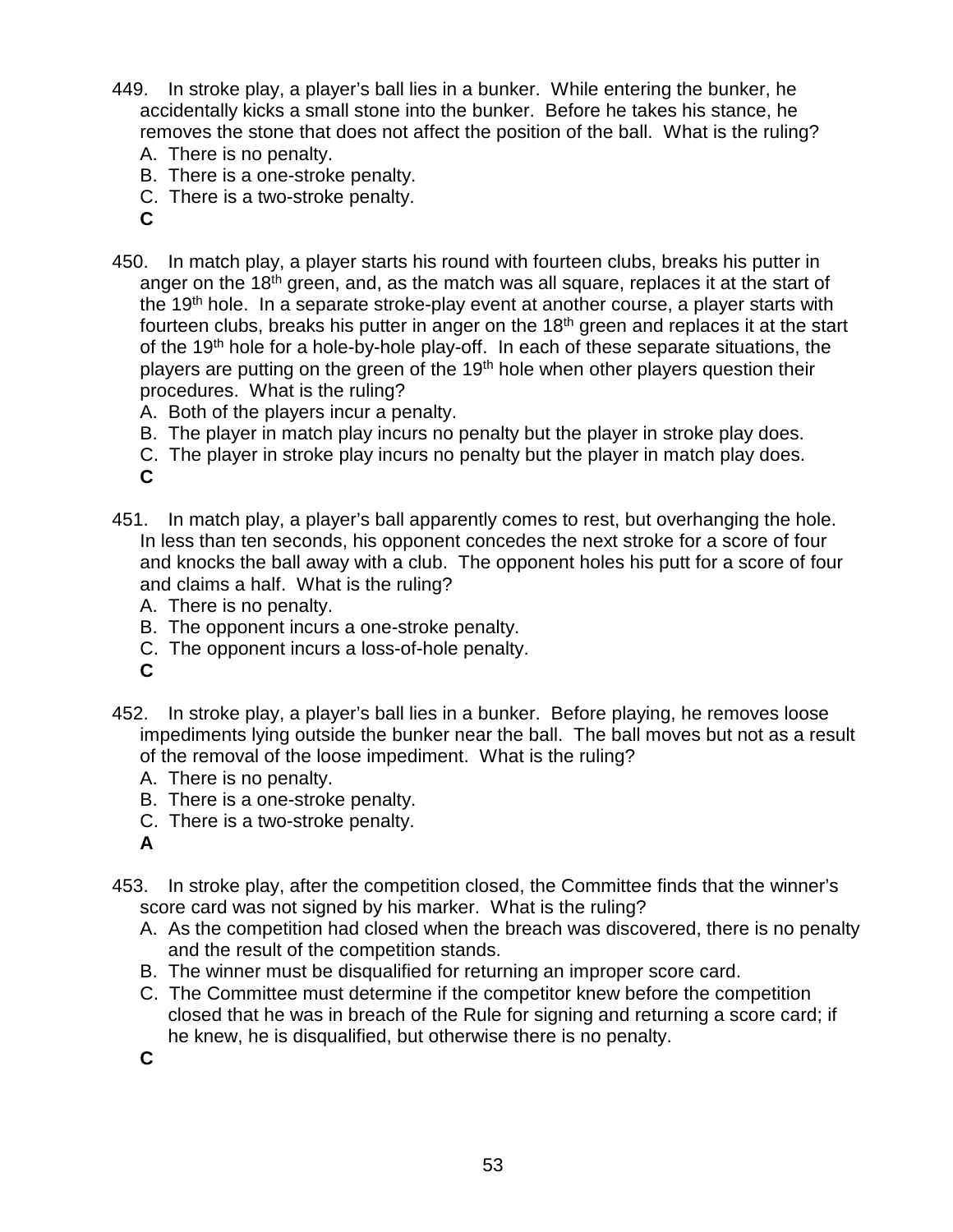449. In stroke play, a player's ball lies in a bunker. While entering the bunker, he accidentally kicks a small stone into the bunker. Before he takes his stance, he removes the stone that does not affect the position of the ball. What is the ruling?
   A. There is no penalty.
   B. There is a one-stroke penalty.
   C. There is a two-stroke penalty.
   **C**

450. In match play, a player starts his round with fourteen clubs, breaks his putter in anger on the 18th green, and, as the match was all square, replaces it at the start of the 19th hole. In a separate stroke-play event at another course, a player starts with fourteen clubs, breaks his putter in anger on the 18th green and replaces it at the start of the 19th hole for a hole-by-hole play-off. In each of these separate situations, the players are putting on the green of the 19th hole when other players question their procedures. What is the ruling?
   A. Both of the players incur a penalty.
   B. The player in match play incurs no penalty but the player in stroke play does.
   C. The player in stroke play incurs no penalty but the player in match play does.
   **C**

451. In match play, a player's ball apparently comes to rest, but overhanging the hole. In less than ten seconds, his opponent concedes the next stroke for a score of four and knocks the ball away with a club. The opponent holes his putt for a score of four and claims a half. What is the ruling?
   A. There is no penalty.
   B. The opponent incurs a one-stroke penalty.
   C. The opponent incurs a loss-of-hole penalty.
   **C**

452. In stroke play, a player's ball lies in a bunker. Before playing, he removes loose impediments lying outside the bunker near the ball. The ball moves but not as a result of the removal of the loose impediment. What is the ruling?
   A. There is no penalty.
   B. There is a one-stroke penalty.
   C. There is a two-stroke penalty.
   **A**

453. In stroke play, after the competition closed, the Committee finds that the winner's score card was not signed by his marker. What is the ruling?
   A. As the competition had closed when the breach was discovered, there is no penalty and the result of the competition stands.
   B. The winner must be disqualified for returning an improper score card.
   C. The Committee must determine if the competitor knew before the competition closed that he was in breach of the Rule for signing and returning a score card; if he knew, he is disqualified, but otherwise there is no penalty.
   **C**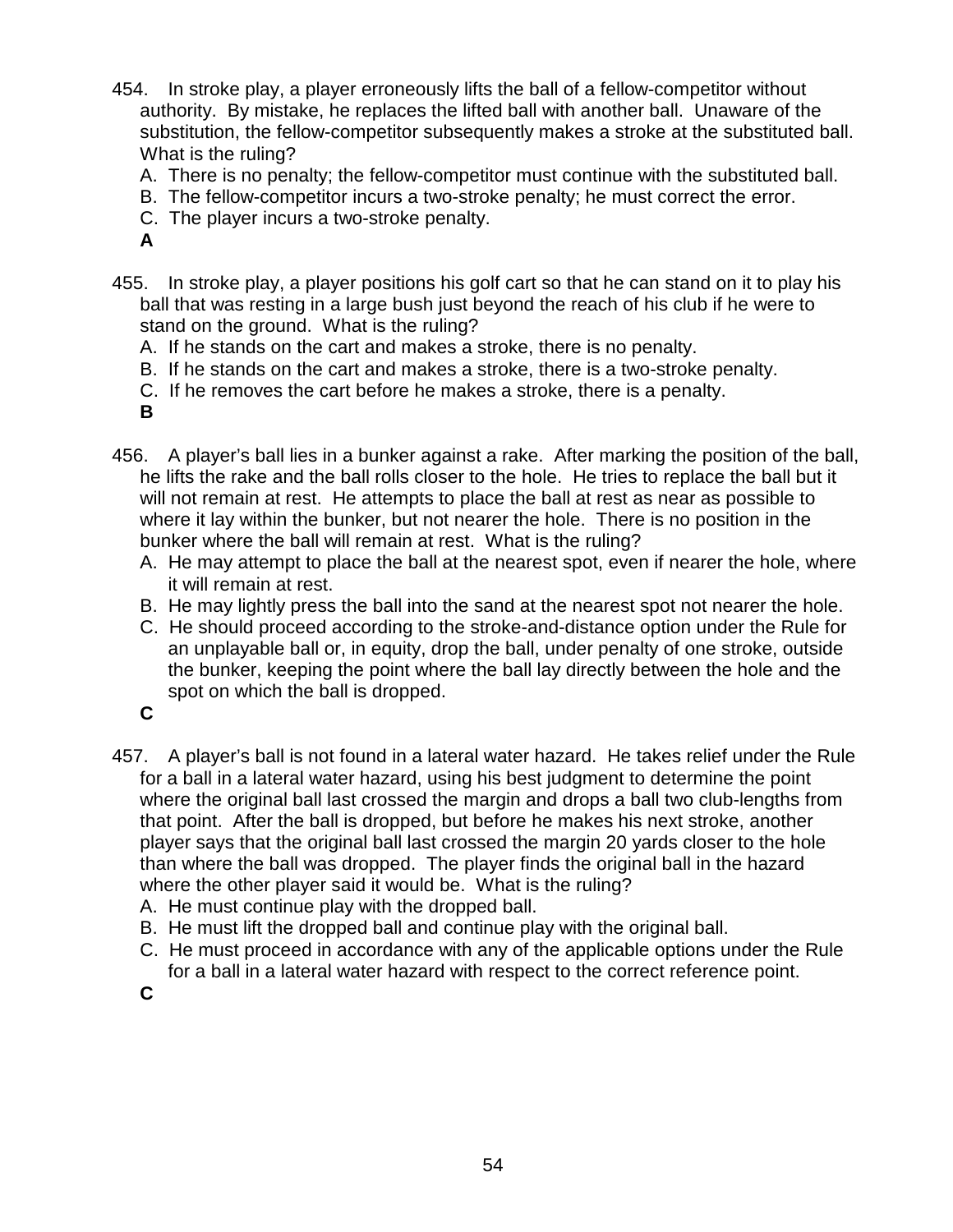454. In stroke play, a player erroneously lifts the ball of a fellow-competitor without authority. By mistake, he replaces the lifted ball with another ball. Unaware of the substitution, the fellow-competitor subsequently makes a stroke at the substituted ball. What is the ruling?

   A. There is no penalty; the fellow-competitor must continue with the substituted ball.
   B. The fellow-competitor incurs a two-stroke penalty; he must correct the error.
   C. The player incurs a two-stroke penalty.

   **A**

455. In stroke play, a player positions his golf cart so that he can stand on it to play his ball that was resting in a large bush just beyond the reach of his club if he were to stand on the ground. What is the ruling?

   A. If he stands on the cart and makes a stroke, there is no penalty.
   B. If he stands on the cart and makes a stroke, there is a two-stroke penalty.
   C. If he removes the cart before he makes a stroke, there is a penalty.

   **B**

456. A player's ball lies in a bunker against a rake. After marking the position of the ball, he lifts the rake and the ball rolls closer to the hole. He tries to replace the ball but it will not remain at rest. He attempts to place the ball at rest as near as possible to where it lay within the bunker, but not nearer the hole. There is no position in the bunker where the ball will remain at rest. What is the ruling?

   A. He may attempt to place the ball at the nearest spot, even if nearer the hole, where it will remain at rest.
   B. He may lightly press the ball into the sand at the nearest spot not nearer the hole.
   C. He should proceed according to the stroke-and-distance option under the Rule for an unplayable ball or, in equity, drop the ball, under penalty of one stroke, outside the bunker, keeping the point where the ball lay directly between the hole and the spot on which the ball is dropped.

   **C**

457. A player's ball is not found in a lateral water hazard. He takes relief under the Rule for a ball in a lateral water hazard, using his best judgment to determine the point where the original ball last crossed the margin and drops a ball two club-lengths from that point. After the ball is dropped, but before he makes his next stroke, another player says that the original ball last crossed the margin 20 yards closer to the hole than where the ball was dropped. The player finds the original ball in the hazard where the other player said it would be. What is the ruling?

   A. He must continue play with the dropped ball.
   B. He must lift the dropped ball and continue play with the original ball.
   C. He must proceed in accordance with any of the applicable options under the Rule for a ball in a lateral water hazard with respect to the correct reference point.

   **C**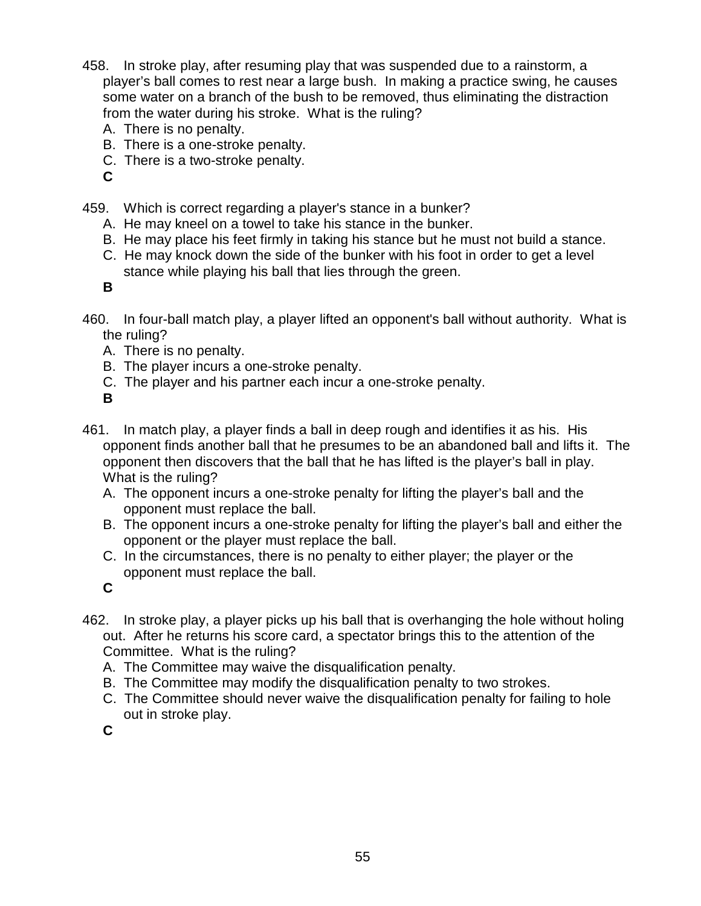458. In stroke play, after resuming play that was suspended due to a rainstorm, a player's ball comes to rest near a large bush. In making a practice swing, he causes some water on a branch of the bush to be removed, thus eliminating the distraction from the water during his stroke. What is the ruling?

   A. There is no penalty.
   B. There is a one-stroke penalty.
   C. There is a two-stroke penalty.

   **C**

459. Which is correct regarding a player's stance in a bunker?

   A. He may kneel on a towel to take his stance in the bunker.
   B. He may place his feet firmly in taking his stance but he must not build a stance.
   C. He may knock down the side of the bunker with his foot in order to get a level stance while playing his ball that lies through the green.

   **B**

460. In four-ball match play, a player lifted an opponent's ball without authority. What is the ruling?

   A. There is no penalty.
   B. The player incurs a one-stroke penalty.
   C. The player and his partner each incur a one-stroke penalty.

   **B**

461. In match play, a player finds a ball in deep rough and identifies it as his. His opponent finds another ball that he presumes to be an abandoned ball and lifts it. The opponent then discovers that the ball that he has lifted is the player's ball in play. What is the ruling?

   A. The opponent incurs a one-stroke penalty for lifting the player's ball and the opponent must replace the ball.
   B. The opponent incurs a one-stroke penalty for lifting the player's ball and either the opponent or the player must replace the ball.
   C. In the circumstances, there is no penalty to either player; the player or the opponent must replace the ball.

   **C**

462. In stroke play, a player picks up his ball that is overhanging the hole without holing out. After he returns his score card, a spectator brings this to the attention of the Committee. What is the ruling?

   A. The Committee may waive the disqualification penalty.
   B. The Committee may modify the disqualification penalty to two strokes.
   C. The Committee should never waive the disqualification penalty for failing to hole out in stroke play.

   **C**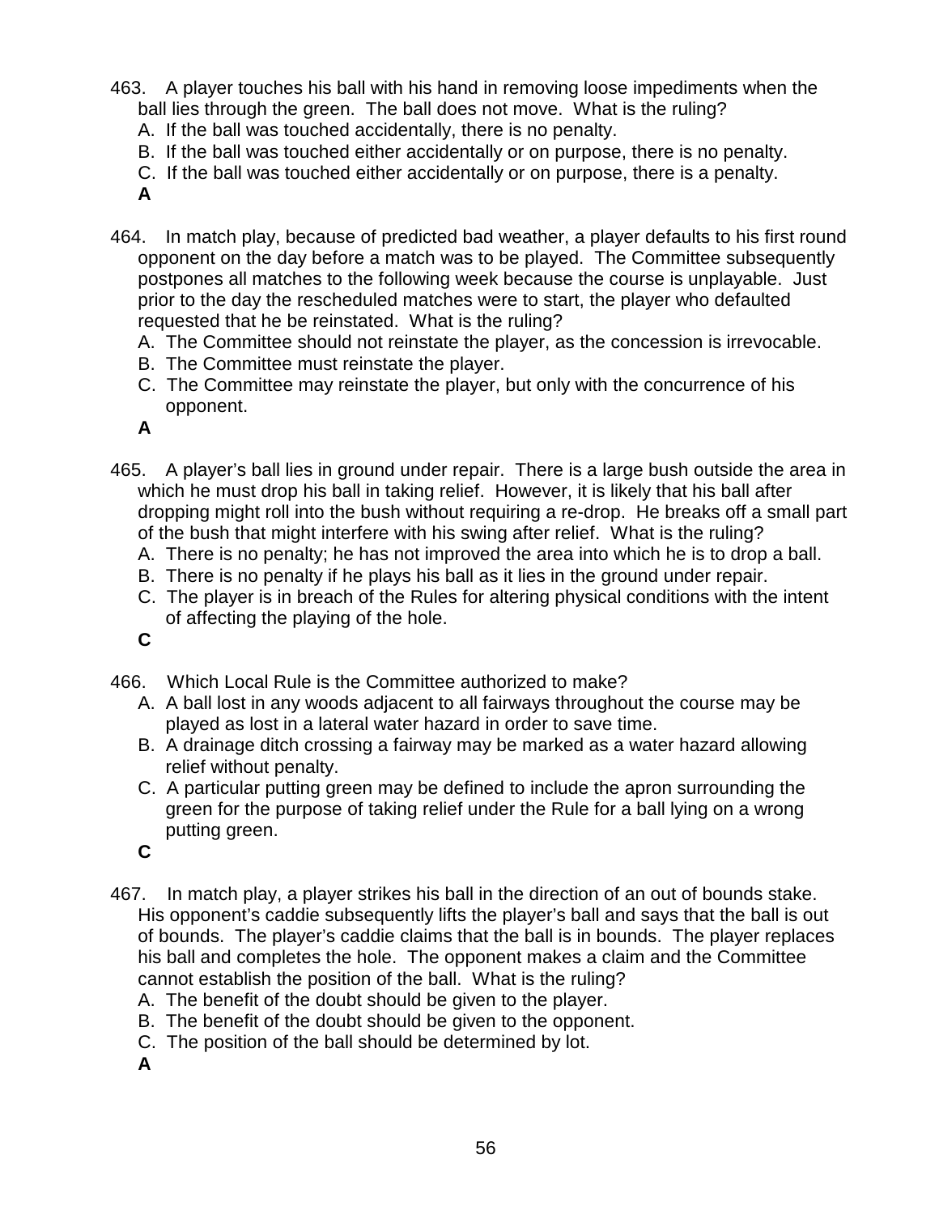463. A player touches his ball with his hand in removing loose impediments when the ball lies through the green. The ball does not move. What is the ruling?

A. If the ball was touched accidentally, there is no penalty.
B. If the ball was touched either accidentally or on purpose, there is no penalty.
C. If the ball was touched either accidentally or on purpose, there is a penalty.

**A**

464. In match play, because of predicted bad weather, a player defaults to his first round opponent on the day before a match was to be played. The Committee subsequently postpones all matches to the following week because the course is unplayable. Just prior to the day the rescheduled matches were to start, the player who defaulted requested that he be reinstated. What is the ruling?

A. The Committee should not reinstate the player, as the concession is irrevocable.
B. The Committee must reinstate the player.
C. The Committee may reinstate the player, but only with the concurrence of his opponent.

**A**

465. A player's ball lies in ground under repair. There is a large bush outside the area in which he must drop his ball in taking relief. However, it is likely that his ball after dropping might roll into the bush without requiring a re-drop. He breaks off a small part of the bush that might interfere with his swing after relief. What is the ruling?

A. There is no penalty; he has not improved the area into which he is to drop a ball.
B. There is no penalty if he plays his ball as it lies in the ground under repair.
C. The player is in breach of the Rules for altering physical conditions with the intent of affecting the playing of the hole.

**C**

466. Which Local Rule is the Committee authorized to make?

A. A ball lost in any woods adjacent to all fairways throughout the course may be played as lost in a lateral water hazard in order to save time.
B. A drainage ditch crossing a fairway may be marked as a water hazard allowing relief without penalty.
C. A particular putting green may be defined to include the apron surrounding the green for the purpose of taking relief under the Rule for a ball lying on a wrong putting green.

**C**

467. In match play, a player strikes his ball in the direction of an out of bounds stake. His opponent's caddie subsequently lifts the player's ball and says that the ball is out of bounds. The player's caddie claims that the ball is in bounds. The player replaces his ball and completes the hole. The opponent makes a claim and the Committee cannot establish the position of the ball. What is the ruling?

A. The benefit of the doubt should be given to the player.
B. The benefit of the doubt should be given to the opponent.
C. The position of the ball should be determined by lot.

**A**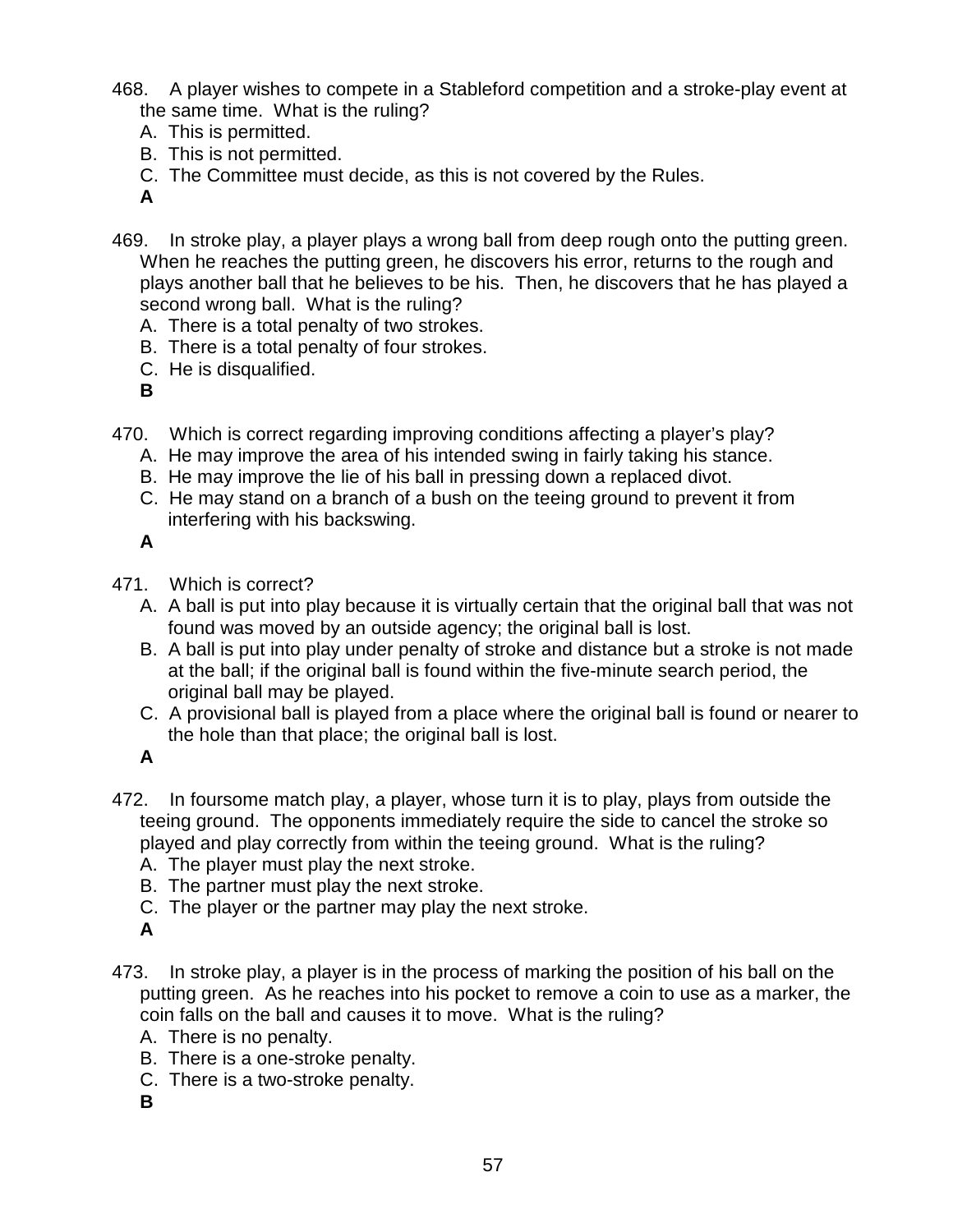468. A player wishes to compete in a Stableford competition and a stroke-play event at the same time. What is the ruling?

A. This is permitted.
B. This is not permitted.
C. The Committee must decide, as this is not covered by the Rules.

**A**

469. In stroke play, a player plays a wrong ball from deep rough onto the putting green. When he reaches the putting green, he discovers his error, returns to the rough and plays another ball that he believes to be his. Then, he discovers that he has played a second wrong ball. What is the ruling?

A. There is a total penalty of two strokes.
B. There is a total penalty of four strokes.
C. He is disqualified.

**B**

470. Which is correct regarding improving conditions affecting a player's play?

A. He may improve the area of his intended swing in fairly taking his stance.
B. He may improve the lie of his ball in pressing down a replaced divot.
C. He may stand on a branch of a bush on the teeing ground to prevent it from interfering with his backswing.

**A**

471. Which is correct?

A. A ball is put into play because it is virtually certain that the original ball that was not found was moved by an outside agency; the original ball is lost.
B. A ball is put into play under penalty of stroke and distance but a stroke is not made at the ball; if the original ball is found within the five-minute search period, the original ball may be played.
C. A provisional ball is played from a place where the original ball is found or nearer to the hole than that place; the original ball is lost.

**A**

472. In foursome match play, a player, whose turn it is to play, plays from outside the teeing ground. The opponents immediately require the side to cancel the stroke so played and play correctly from within the teeing ground. What is the ruling?

A. The player must play the next stroke.
B. The partner must play the next stroke.
C. The player or the partner may play the next stroke.

**A**

473. In stroke play, a player is in the process of marking the position of his ball on the putting green. As he reaches into his pocket to remove a coin to use as a marker, the coin falls on the ball and causes it to move. What is the ruling?

A. There is no penalty.
B. There is a one-stroke penalty.
C. There is a two-stroke penalty.

**B**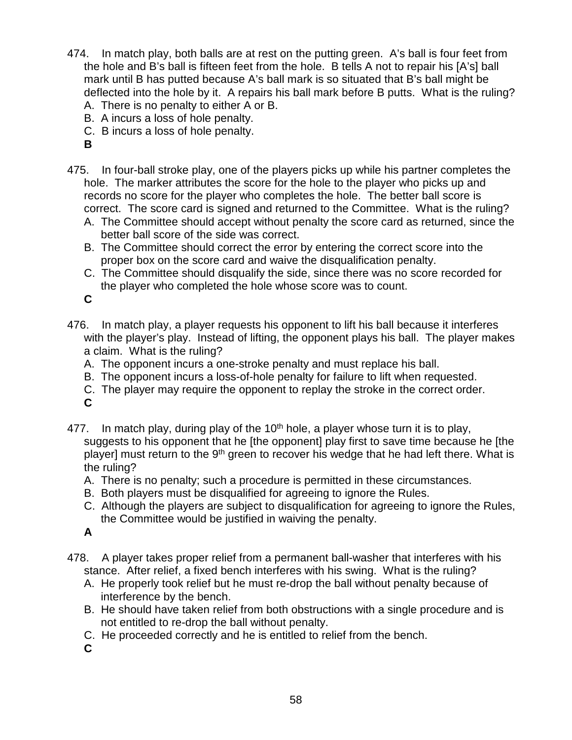474. In match play, both balls are at rest on the putting green. A's ball is four feet from the hole and B's ball is fifteen feet from the hole. B tells A not to repair his [A's] ball mark until B has putted because A's ball mark is so situated that B's ball might be deflected into the hole by it. A repairs his ball mark before B putts. What is the ruling?
   A. There is no penalty to either A or B.
   B. A incurs a loss of hole penalty.
   C. B incurs a loss of hole penalty.
   **B**

475. In four-ball stroke play, one of the players picks up while his partner completes the hole. The marker attributes the score for the hole to the player who picks up and records no score for the player who completes the hole. The better ball score is correct. The score card is signed and returned to the Committee. What is the ruling?
   A. The Committee should accept without penalty the score card as returned, since the better ball score of the side was correct.
   B. The Committee should correct the error by entering the correct score into the proper box on the score card and waive the disqualification penalty.
   C. The Committee should disqualify the side, since there was no score recorded for the player who completed the hole whose score was to count.
   **C**

476. In match play, a player requests his opponent to lift his ball because it interferes with the player's play. Instead of lifting, the opponent plays his ball. The player makes a claim. What is the ruling?
   A. The opponent incurs a one-stroke penalty and must replace his ball.
   B. The opponent incurs a loss-of-hole penalty for failure to lift when requested.
   C. The player may require the opponent to replay the stroke in the correct order.
   **C**

477. In match play, during play of the 10th hole, a player whose turn it is to play, suggests to his opponent that he [the opponent] play first to save time because he [the player] must return to the 9th green to recover his wedge that he had left there. What is the ruling?
   A. There is no penalty; such a procedure is permitted in these circumstances.
   B. Both players must be disqualified for agreeing to ignore the Rules.
   C. Although the players are subject to disqualification for agreeing to ignore the Rules, the Committee would be justified in waiving the penalty.
   **A**

478. A player takes proper relief from a permanent ball-washer that interferes with his stance. After relief, a fixed bench interferes with his swing. What is the ruling?
   A. He properly took relief but he must re-drop the ball without penalty because of interference by the bench.
   B. He should have taken relief from both obstructions with a single procedure and is not entitled to re-drop the ball without penalty.
   C. He proceeded correctly and he is entitled to relief from the bench.
   **C**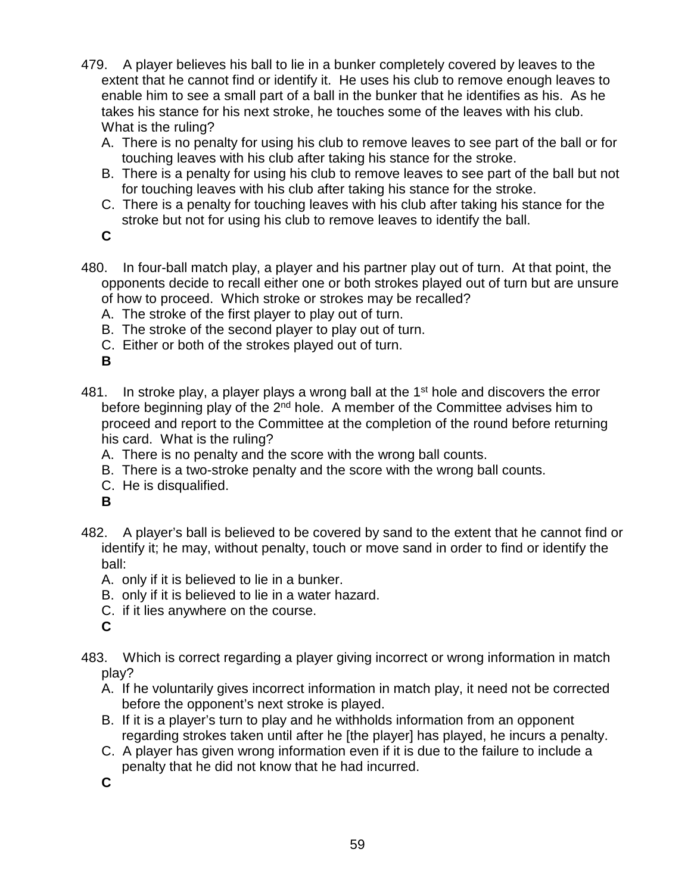479. A player believes his ball to lie in a bunker completely covered by leaves to the extent that he cannot find or identify it. He uses his club to remove enough leaves to enable him to see a small part of a ball in the bunker that he identifies as his. As he takes his stance for his next stroke, he touches some of the leaves with his club. What is the ruling?

   A. There is no penalty for using his club to remove leaves to see part of the ball or for touching leaves with his club after taking his stance for the stroke.
   B. There is a penalty for using his club to remove leaves to see part of the ball but not for touching leaves with his club after taking his stance for the stroke.
   C. There is a penalty for touching leaves with his club after taking his stance for the stroke but not for using his club to remove leaves to identify the ball.

   **C**

480. In four-ball match play, a player and his partner play out of turn. At that point, the opponents decide to recall either one or both strokes played out of turn but are unsure of how to proceed. Which stroke or strokes may be recalled?

   A. The stroke of the first player to play out of turn.
   B. The stroke of the second player to play out of turn.
   C. Either or both of the strokes played out of turn.

   **B**

481. In stroke play, a player plays a wrong ball at the 1st hole and discovers the error before beginning play of the 2nd hole. A member of the Committee advises him to proceed and report to the Committee at the completion of the round before returning his card. What is the ruling?

   A. There is no penalty and the score with the wrong ball counts.
   B. There is a two-stroke penalty and the score with the wrong ball counts.
   C. He is disqualified.

   **B**

482. A player's ball is believed to be covered by sand to the extent that he cannot find or identify it; he may, without penalty, touch or move sand in order to find or identify the ball:

   A. only if it is believed to lie in a bunker.
   B. only if it is believed to lie in a water hazard.
   C. if it lies anywhere on the course.

   **C**

483. Which is correct regarding a player giving incorrect or wrong information in match play?

   A. If he voluntarily gives incorrect information in match play, it need not be corrected before the opponent's next stroke is played.
   B. If it is a player's turn to play and he withholds information from an opponent regarding strokes taken until after he [the player] has played, he incurs a penalty.
   C. A player has given wrong information even if it is due to the failure to include a penalty that he did not know that he had incurred.

   **C**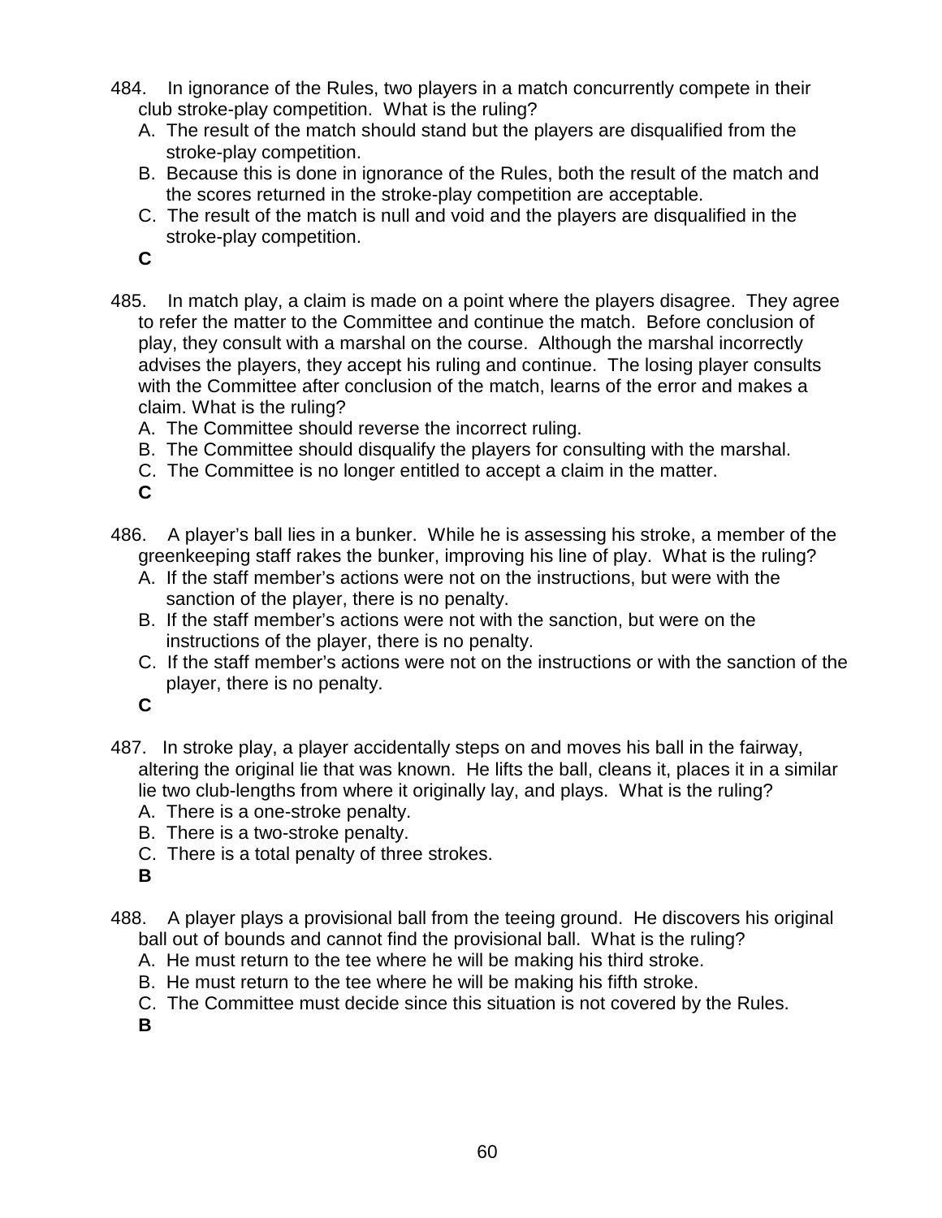484. In ignorance of the Rules, two players in a match concurrently compete in their club stroke-play competition. What is the ruling?

A. The result of the match should stand but the players are disqualified from the stroke-play competition.
B. Because this is done in ignorance of the Rules, both the result of the match and the scores returned in the stroke-play competition are acceptable.
C. The result of the match is null and void and the players are disqualified in the stroke-play competition.

**C**

485. In match play, a claim is made on a point where the players disagree. They agree to refer the matter to the Committee and continue the match. Before conclusion of play, they consult with a marshal on the course. Although the marshal incorrectly advises the players, they accept his ruling and continue. The losing player consults with the Committee after conclusion of the match, learns of the error and makes a claim. What is the ruling?

A. The Committee should reverse the incorrect ruling.
B. The Committee should disqualify the players for consulting with the marshal.
C. The Committee is no longer entitled to accept a claim in the matter.

**C**

486. A player's ball lies in a bunker. While he is assessing his stroke, a member of the greenkeeping staff rakes the bunker, improving his line of play. What is the ruling?

A. If the staff member's actions were not on the instructions, but were with the sanction of the player, there is no penalty.
B. If the staff member's actions were not with the sanction, but were on the instructions of the player, there is no penalty.
C. If the staff member's actions were not on the instructions or with the sanction of the player, there is no penalty.

**C**

487. In stroke play, a player accidentally steps on and moves his ball in the fairway, altering the original lie that was known. He lifts the ball, cleans it, places it in a similar lie two club-lengths from where it originally lay, and plays. What is the ruling?

A. There is a one-stroke penalty.
B. There is a two-stroke penalty.
C. There is a total penalty of three strokes.

**B**

488. A player plays a provisional ball from the teeing ground. He discovers his original ball out of bounds and cannot find the provisional ball. What is the ruling?

A. He must return to the tee where he will be making his third stroke.
B. He must return to the tee where he will be making his fifth stroke.
C. The Committee must decide since this situation is not covered by the Rules.

**B**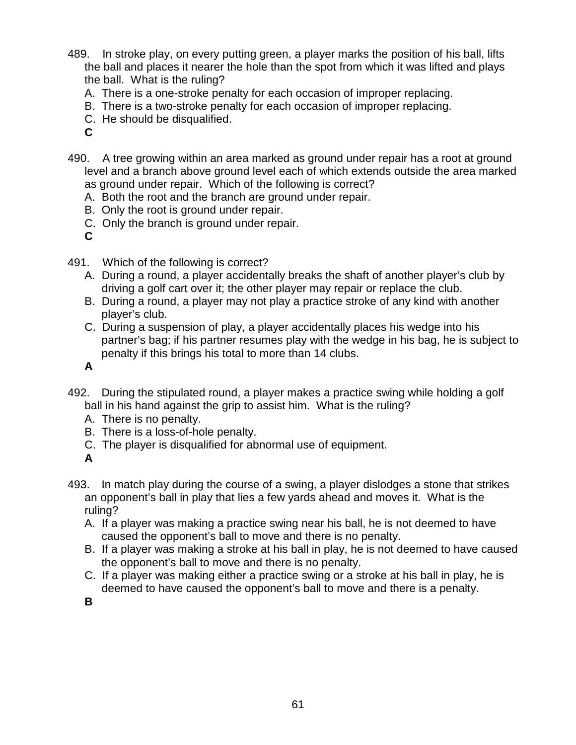489. In stroke play, on every putting green, a player marks the position of his ball, lifts the ball and places it nearer the hole than the spot from which it was lifted and plays the ball. What is the ruling?

A. There is a one-stroke penalty for each occasion of improper replacing.
B. There is a two-stroke penalty for each occasion of improper replacing.
C. He should be disqualified.

**C**

490. A tree growing within an area marked as ground under repair has a root at ground level and a branch above ground level each of which extends outside the area marked as ground under repair. Which of the following is correct?

A. Both the root and the branch are ground under repair.
B. Only the root is ground under repair.
C. Only the branch is ground under repair.

**C**

491. Which of the following is correct?

A. During a round, a player accidentally breaks the shaft of another player's club by driving a golf cart over it; the other player may repair or replace the club.
B. During a round, a player may not play a practice stroke of any kind with another player's club.
C. During a suspension of play, a player accidentally places his wedge into his partner's bag; if his partner resumes play with the wedge in his bag, he is subject to penalty if this brings his total to more than 14 clubs.

**A**

492. During the stipulated round, a player makes a practice swing while holding a golf ball in his hand against the grip to assist him. What is the ruling?

A. There is no penalty.
B. There is a loss-of-hole penalty.
C. The player is disqualified for abnormal use of equipment.

**A**

493. In match play during the course of a swing, a player dislodges a stone that strikes an opponent's ball in play that lies a few yards ahead and moves it. What is the ruling?

A. If a player was making a practice swing near his ball, he is not deemed to have caused the opponent's ball to move and there is no penalty.
B. If a player was making a stroke at his ball in play, he is not deemed to have caused the opponent's ball to move and there is no penalty.
C. If a player was making either a practice swing or a stroke at his ball in play, he is deemed to have caused the opponent's ball to move and there is a penalty.

**B**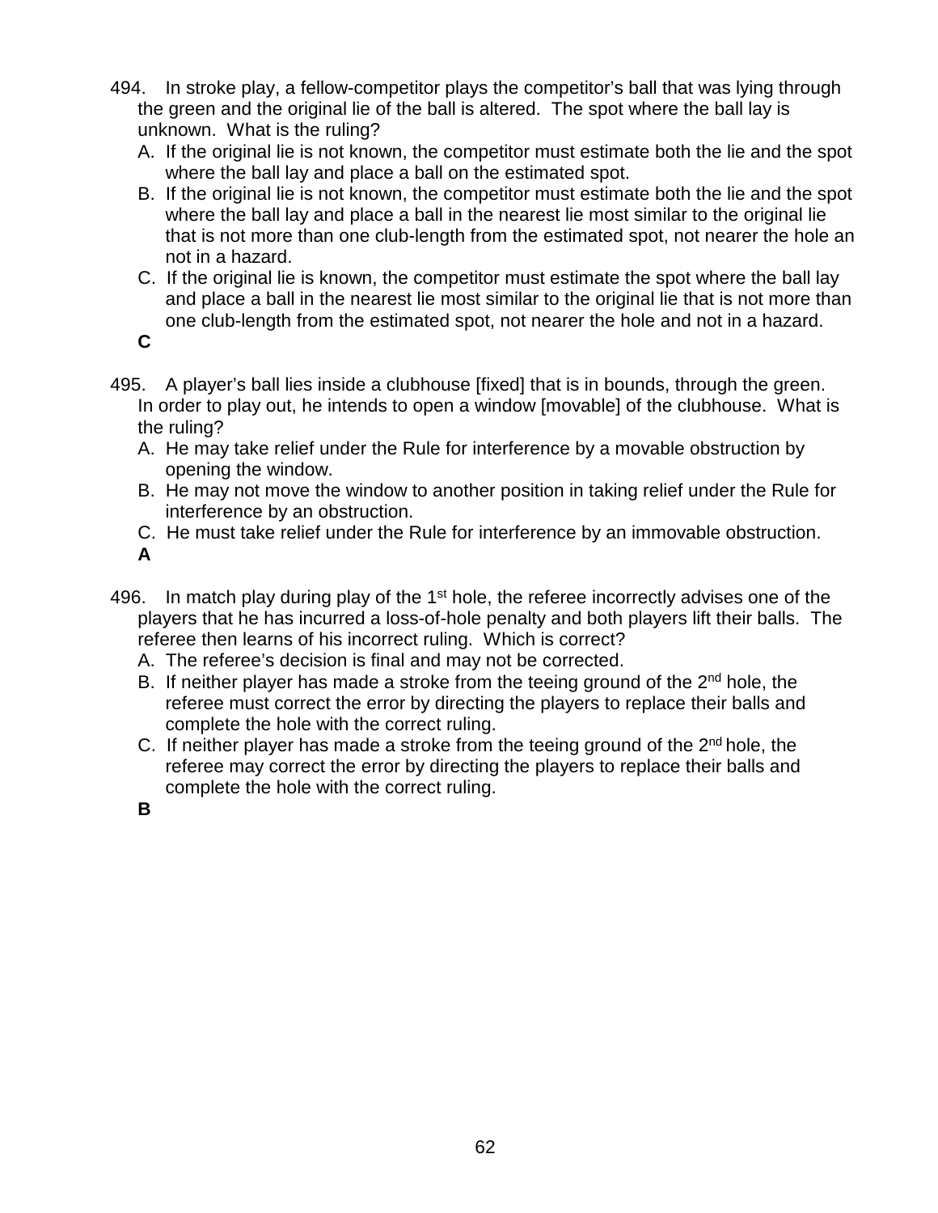494. In stroke play, a fellow-competitor plays the competitor's ball that was lying through the green and the original lie of the ball is altered. The spot where the ball lay is unknown. What is the ruling?

A. If the original lie is not known, the competitor must estimate both the lie and the spot where the ball lay and place a ball on the estimated spot.

B. If the original lie is not known, the competitor must estimate both the lie and the spot where the ball lay and place a ball in the nearest lie most similar to the original lie that is not more than one club-length from the estimated spot, not nearer the hole an not in a hazard.

C. If the original lie is known, the competitor must estimate the spot where the ball lay and place a ball in the nearest lie most similar to the original lie that is not more than one club-length from the estimated spot, not nearer the hole and not in a hazard.

**C**

495. A player's ball lies inside a clubhouse [fixed] that is in bounds, through the green. In order to play out, he intends to open a window [movable] of the clubhouse. What is the ruling?

A. He may take relief under the Rule for interference by a movable obstruction by opening the window.

B. He may not move the window to another position in taking relief under the Rule for interference by an obstruction.

C. He must take relief under the Rule for interference by an immovable obstruction.

**A**

496. In match play during play of the 1st hole, the referee incorrectly advises one of the players that he has incurred a loss-of-hole penalty and both players lift their balls. The referee then learns of his incorrect ruling. Which is correct?

A. The referee's decision is final and may not be corrected.

B. If neither player has made a stroke from the teeing ground of the 2nd hole, the referee must correct the error by directing the players to replace their balls and complete the hole with the correct ruling.

C. If neither player has made a stroke from the teeing ground of the 2nd hole, the referee may correct the error by directing the players to replace their balls and complete the hole with the correct ruling.

**B**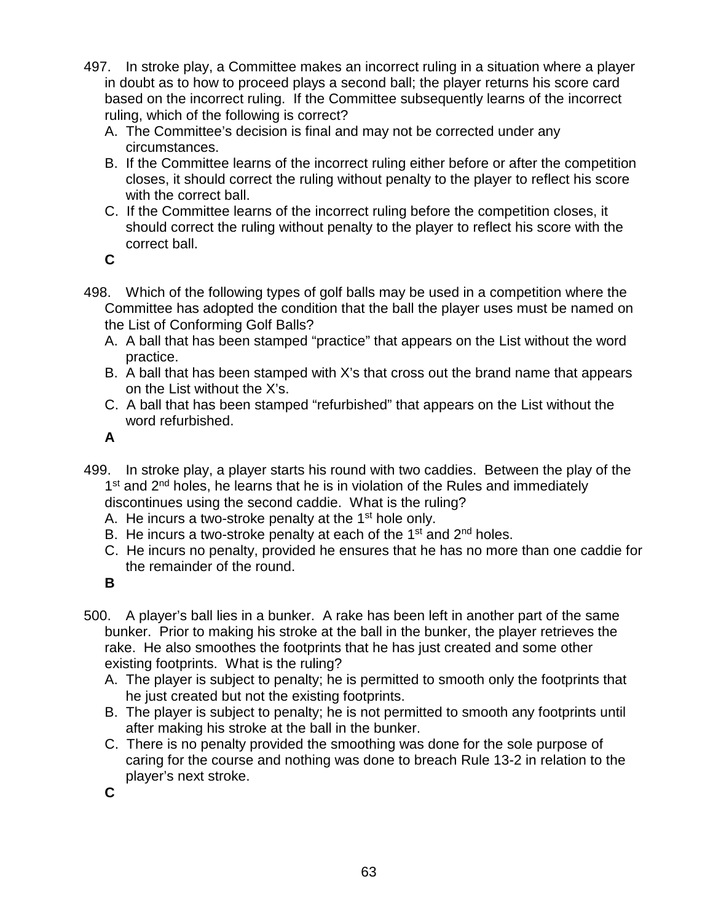497. In stroke play, a Committee makes an incorrect ruling in a situation where a player in doubt as to how to proceed plays a second ball; the player returns his score card based on the incorrect ruling. If the Committee subsequently learns of the incorrect ruling, which of the following is correct?

A. The Committee's decision is final and may not be corrected under any circumstances.
B. If the Committee learns of the incorrect ruling either before or after the competition closes, it should correct the ruling without penalty to the player to reflect his score with the correct ball.
C. If the Committee learns of the incorrect ruling before the competition closes, it should correct the ruling without penalty to the player to reflect his score with the correct ball.

**C**

498. Which of the following types of golf balls may be used in a competition where the Committee has adopted the condition that the ball the player uses must be named on the List of Conforming Golf Balls?

A. A ball that has been stamped "practice" that appears on the List without the word practice.
B. A ball that has been stamped with X's that cross out the brand name that appears on the List without the X's.
C. A ball that has been stamped "refurbished" that appears on the List without the word refurbished.

**A**

499. In stroke play, a player starts his round with two caddies. Between the play of the 1st and 2nd holes, he learns that he is in violation of the Rules and immediately discontinues using the second caddie. What is the ruling?

A. He incurs a two-stroke penalty at the 1st hole only.
B. He incurs a two-stroke penalty at each of the 1st and 2nd holes.
C. He incurs no penalty, provided he ensures that he has no more than one caddie for the remainder of the round.

**B**

500. A player's ball lies in a bunker. A rake has been left in another part of the same bunker. Prior to making his stroke at the ball in the bunker, the player retrieves the rake. He also smoothes the footprints that he has just created and some other existing footprints. What is the ruling?

A. The player is subject to penalty; he is permitted to smooth only the footprints that he just created but not the existing footprints.
B. The player is subject to penalty; he is not permitted to smooth any footprints until after making his stroke at the ball in the bunker.
C. There is no penalty provided the smoothing was done for the sole purpose of caring for the course and nothing was done to breach Rule 13-2 in relation to the player's next stroke.

**C**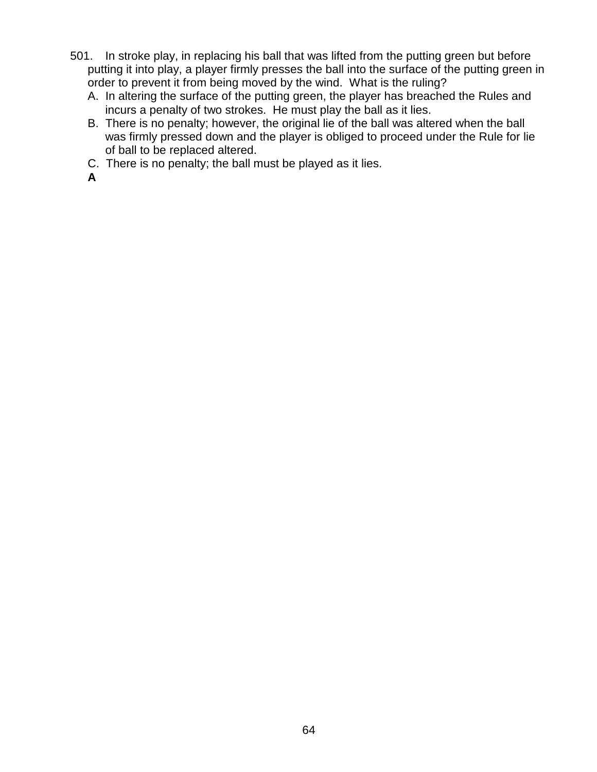501. In stroke play, in replacing his ball that was lifted from the putting green but before putting it into play, a player firmly presses the ball into the surface of the putting green in order to prevent it from being moved by the wind. What is the ruling?

   A. In altering the surface of the putting green, the player has breached the Rules and incurs a penalty of two strokes. He must play the ball as it lies.
   B. There is no penalty; however, the original lie of the ball was altered when the ball was firmly pressed down and the player is obliged to proceed under the Rule for lie of ball to be replaced altered.
   C. There is no penalty; the ball must be played as it lies.

   **A**